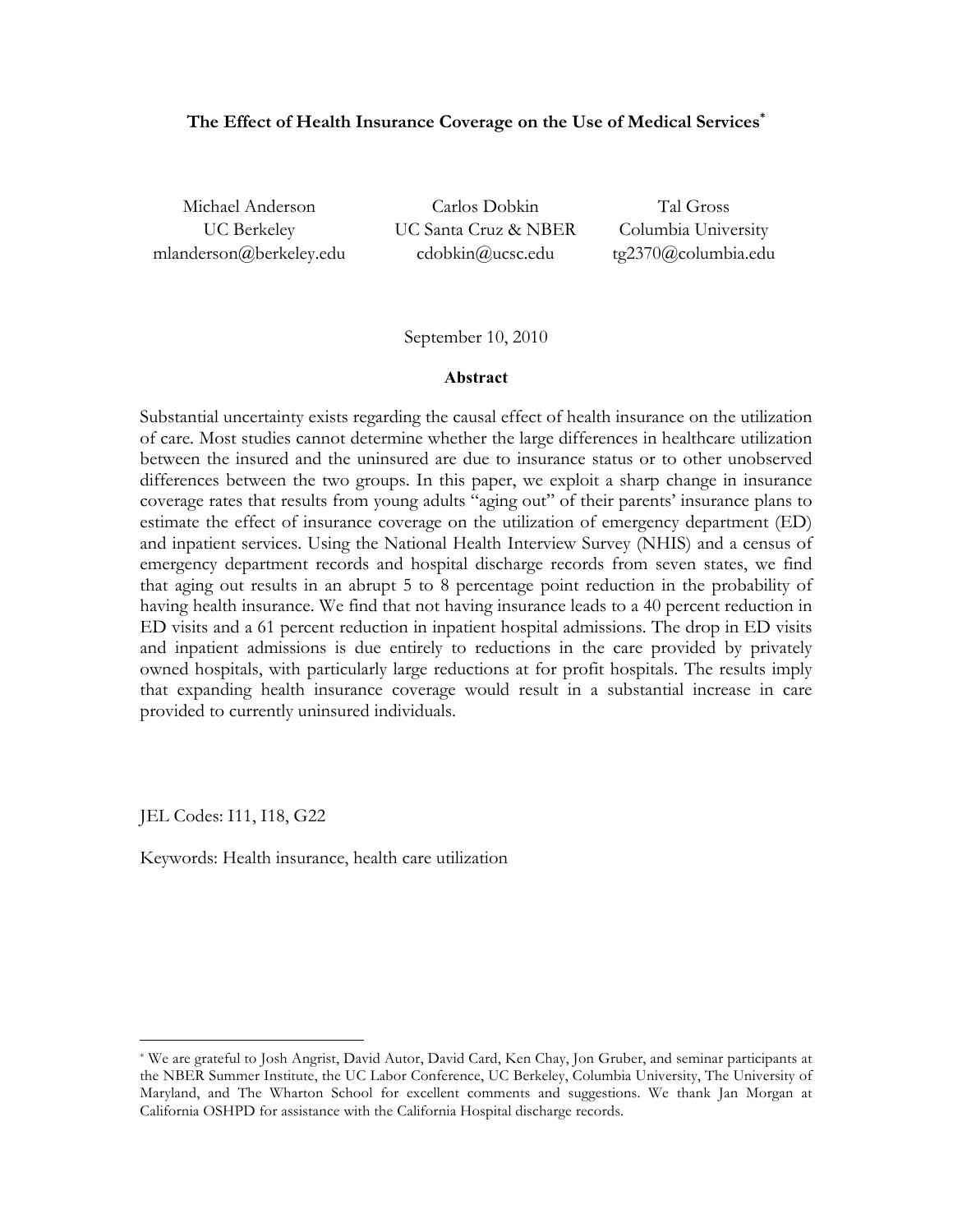# The Effect of Health Insurance Coverage on the Use of Medical Services[*]

| Michael Anderson | Carlos Dobkin | Tal Gross |
|---|---|---|
| UC Berkeley | UC Santa Cruz & NBER | Columbia University |
| mlanderson@berkeley.edu | cdobkin@ucsc.edu | tg2370@columbia.edu |

September 10, 2010

## Abstract

Substantial uncertainty exists regarding the causal effect of health insurance on the utilization of care. Most studies cannot determine whether the large differences in healthcare utilization between the insured and the uninsured are due to insurance status or to other unobserved differences between the two groups. In this paper, we exploit a sharp change in insurance coverage rates that results from young adults "aging out" of their parents' insurance plans to estimate the effect of insurance coverage on the utilization of emergency department (ED) and inpatient services. Using the National Health Interview Survey (NHIS) and a census of emergency department records and hospital discharge records from seven states, we find that aging out results in an abrupt 5 to 8 percentage point reduction in the probability of having health insurance. We find that not having insurance leads to a 40 percent reduction in ED visits and a 61 percent reduction in inpatient hospital admissions. The drop in ED visits and inpatient admissions is due entirely to reductions in the care provided by privately owned hospitals, with particularly large reductions at for profit hospitals. The results imply that expanding health insurance coverage would result in a substantial increase in care provided to currently uninsured individuals.

JEL Codes: I11, I18, G22

Keywords: Health insurance, health care utilization

---

[*] We are grateful to Josh Angrist, David Autor, David Card, Ken Chay, Jon Gruber, and seminar participants at the NBER Summer Institute, the UC Labor Conference, UC Berkeley, Columbia University, The University of Maryland, and The Wharton School for excellent comments and suggestions. We thank Jan Morgan at California OSHPD for assistance with the California Hospital discharge records.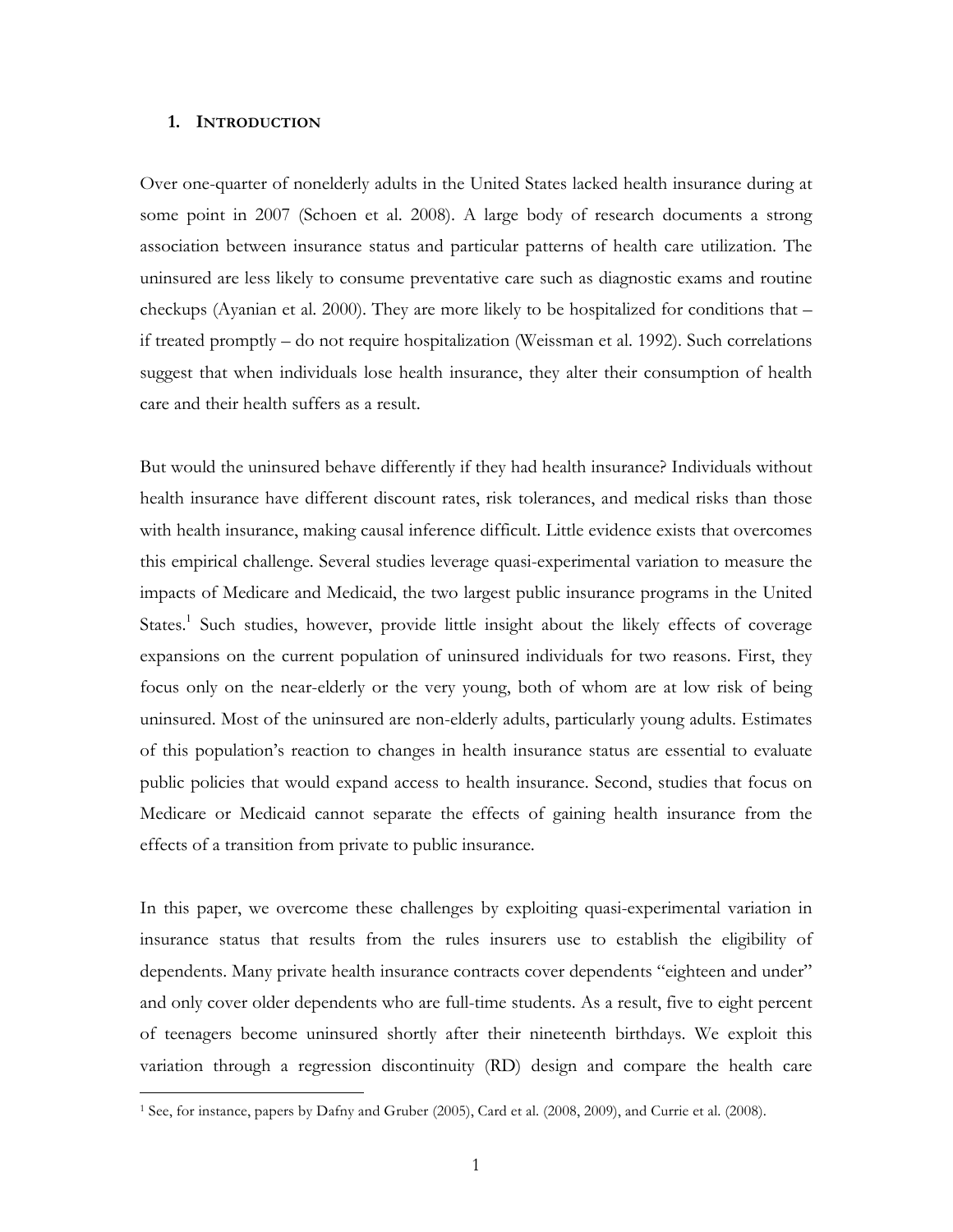## 1. INTRODUCTION

Over one-quarter of nonelderly adults in the United States lacked health insurance during at some point in 2007 (Schoen et al. 2008). A large body of research documents a strong association between insurance status and particular patterns of health care utilization. The uninsured are less likely to consume preventative care such as diagnostic exams and routine checkups (Ayanian et al. 2000). They are more likely to be hospitalized for conditions that – if treated promptly – do not require hospitalization (Weissman et al. 1992). Such correlations suggest that when individuals lose health insurance, they alter their consumption of health care and their health suffers as a result.

But would the uninsured behave differently if they had health insurance? Individuals without health insurance have different discount rates, risk tolerances, and medical risks than those with health insurance, making causal inference difficult. Little evidence exists that overcomes this empirical challenge. Several studies leverage quasi-experimental variation to measure the impacts of Medicare and Medicaid, the two largest public insurance programs in the United States.[1] Such studies, however, provide little insight about the likely effects of coverage expansions on the current population of uninsured individuals for two reasons. First, they focus only on the near-elderly or the very young, both of whom are at low risk of being uninsured. Most of the uninsured are non-elderly adults, particularly young adults. Estimates of this population's reaction to changes in health insurance status are essential to evaluate public policies that would expand access to health insurance. Second, studies that focus on Medicare or Medicaid cannot separate the effects of gaining health insurance from the effects of a transition from private to public insurance.

In this paper, we overcome these challenges by exploiting quasi-experimental variation in insurance status that results from the rules insurers use to establish the eligibility of dependents. Many private health insurance contracts cover dependents "eighteen and under" and only cover older dependents who are full-time students. As a result, five to eight percent of teenagers become uninsured shortly after their nineteenth birthdays. We exploit this variation through a regression discontinuity (RD) design and compare the health care

[1] See, for instance, papers by Dafny and Gruber (2005), Card et al. (2008, 2009), and Currie et al. (2008).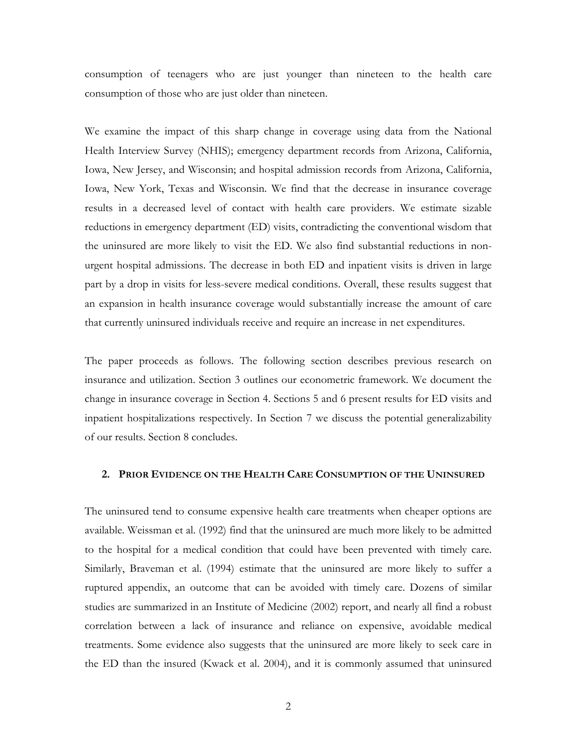consumption of teenagers who are just younger than nineteen to the health care consumption of those who are just older than nineteen.

We examine the impact of this sharp change in coverage using data from the National Health Interview Survey (NHIS); emergency department records from Arizona, California, Iowa, New Jersey, and Wisconsin; and hospital admission records from Arizona, California, Iowa, New York, Texas and Wisconsin. We find that the decrease in insurance coverage results in a decreased level of contact with health care providers. We estimate sizable reductions in emergency department (ED) visits, contradicting the conventional wisdom that the uninsured are more likely to visit the ED. We also find substantial reductions in non-urgent hospital admissions. The decrease in both ED and inpatient visits is driven in large part by a drop in visits for less-severe medical conditions. Overall, these results suggest that an expansion in health insurance coverage would substantially increase the amount of care that currently uninsured individuals receive and require an increase in net expenditures.

The paper proceeds as follows. The following section describes previous research on insurance and utilization. Section 3 outlines our econometric framework. We document the change in insurance coverage in Section 4. Sections 5 and 6 present results for ED visits and inpatient hospitalizations respectively. In Section 7 we discuss the potential generalizability of our results. Section 8 concludes.

## 2. Prior Evidence on the Health Care Consumption of the Uninsured

The uninsured tend to consume expensive health care treatments when cheaper options are available. Weissman et al. (1992) find that the uninsured are much more likely to be admitted to the hospital for a medical condition that could have been prevented with timely care. Similarly, Braveman et al. (1994) estimate that the uninsured are more likely to suffer a ruptured appendix, an outcome that can be avoided with timely care. Dozens of similar studies are summarized in an Institute of Medicine (2002) report, and nearly all find a robust correlation between a lack of insurance and reliance on expensive, avoidable medical treatments. Some evidence also suggests that the uninsured are more likely to seek care in the ED than the insured (Kwack et al. 2004), and it is commonly assumed that uninsured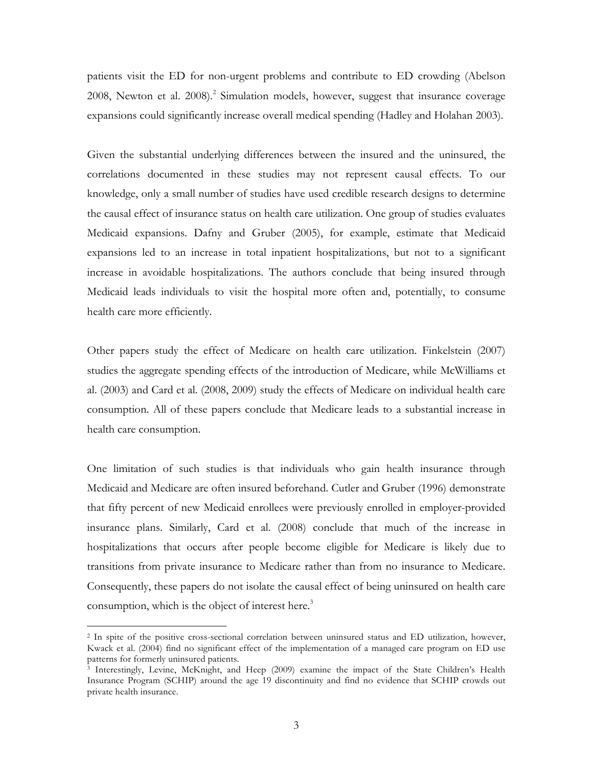patients visit the ED for non-urgent problems and contribute to ED crowding (Abelson 2008, Newton et al. 2008).[2] Simulation models, however, suggest that insurance coverage expansions could significantly increase overall medical spending (Hadley and Holahan 2003).

Given the substantial underlying differences between the insured and the uninsured, the correlations documented in these studies may not represent causal effects. To our knowledge, only a small number of studies have used credible research designs to determine the causal effect of insurance status on health care utilization. One group of studies evaluates Medicaid expansions. Dafny and Gruber (2005), for example, estimate that Medicaid expansions led to an increase in total inpatient hospitalizations, but not to a significant increase in avoidable hospitalizations. The authors conclude that being insured through Medicaid leads individuals to visit the hospital more often and, potentially, to consume health care more efficiently.

Other papers study the effect of Medicare on health care utilization. Finkelstein (2007) studies the aggregate spending effects of the introduction of Medicare, while McWilliams et al. (2003) and Card et al. (2008, 2009) study the effects of Medicare on individual health care consumption. All of these papers conclude that Medicare leads to a substantial increase in health care consumption.

One limitation of such studies is that individuals who gain health insurance through Medicaid and Medicare are often insured beforehand. Cutler and Gruber (1996) demonstrate that fifty percent of new Medicaid enrollees were previously enrolled in employer-provided insurance plans. Similarly, Card et al. (2008) conclude that much of the increase in hospitalizations that occurs after people become eligible for Medicare is likely due to transitions from private insurance to Medicare rather than from no insurance to Medicare. Consequently, these papers do not isolate the causal effect of being uninsured on health care consumption, which is the object of interest here.[3]

---

[2] In spite of the positive cross-sectional correlation between uninsured status and ED utilization, however, Kwack et al. (2004) find no significant effect of the implementation of a managed care program on ED use patterns for formerly uninsured patients.

[3] Interestingly, Levine, McKnight, and Heep (2009) examine the impact of the State Children's Health Insurance Program (SCHIP) around the age 19 discontinuity and find no evidence that SCHIP crowds out private health insurance.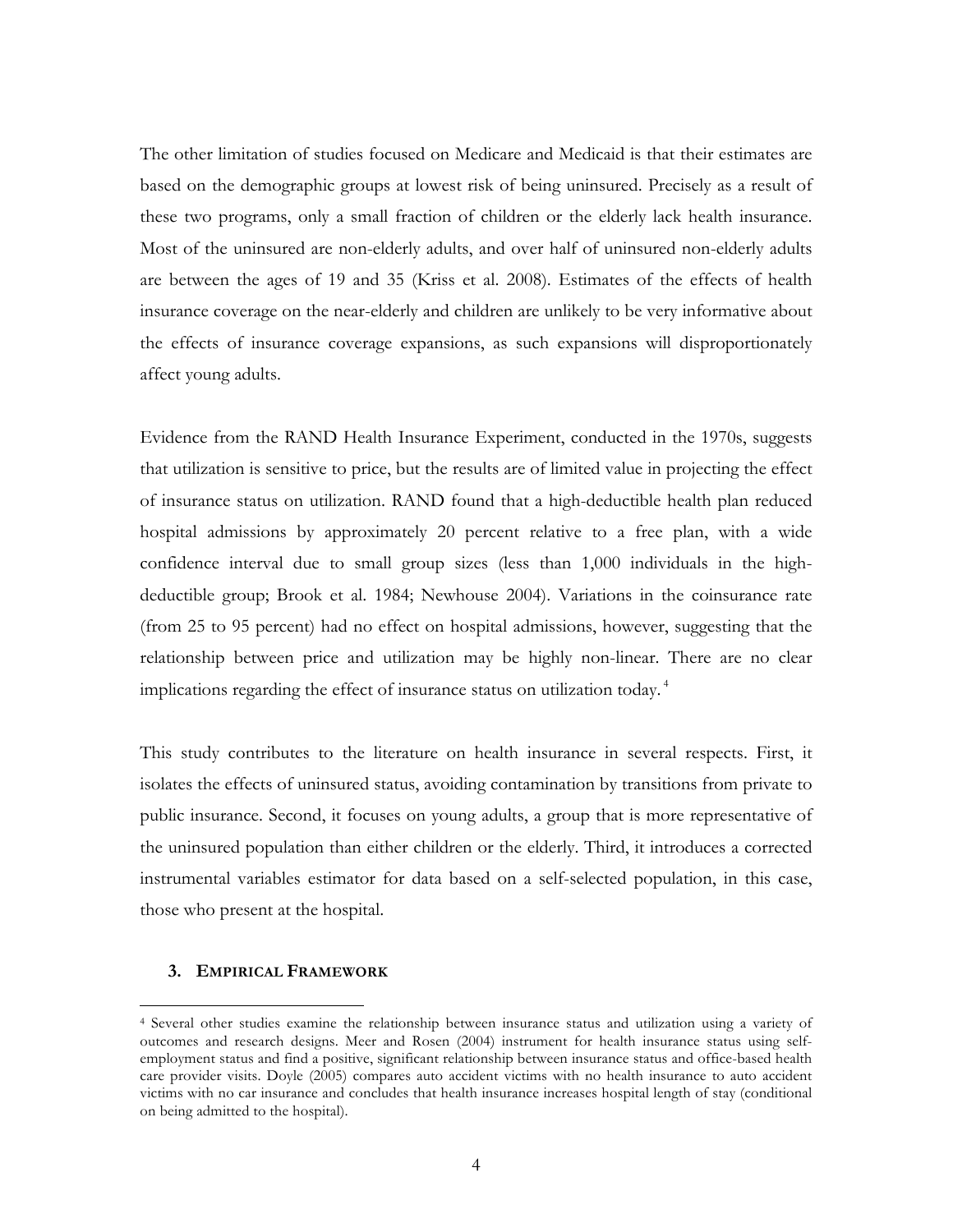The other limitation of studies focused on Medicare and Medicaid is that their estimates are based on the demographic groups at lowest risk of being uninsured. Precisely as a result of these two programs, only a small fraction of children or the elderly lack health insurance. Most of the uninsured are non-elderly adults, and over half of uninsured non-elderly adults are between the ages of 19 and 35 (Kriss et al. 2008). Estimates of the effects of health insurance coverage on the near-elderly and children are unlikely to be very informative about the effects of insurance coverage expansions, as such expansions will disproportionately affect young adults.

Evidence from the RAND Health Insurance Experiment, conducted in the 1970s, suggests that utilization is sensitive to price, but the results are of limited value in projecting the effect of insurance status on utilization. RAND found that a high-deductible health plan reduced hospital admissions by approximately 20 percent relative to a free plan, with a wide confidence interval due to small group sizes (less than 1,000 individuals in the high-deductible group; Brook et al. 1984; Newhouse 2004). Variations in the coinsurance rate (from 25 to 95 percent) had no effect on hospital admissions, however, suggesting that the relationship between price and utilization may be highly non-linear. There are no clear implications regarding the effect of insurance status on utilization today. [4]

This study contributes to the literature on health insurance in several respects. First, it isolates the effects of uninsured status, avoiding contamination by transitions from private to public insurance. Second, it focuses on young adults, a group that is more representative of the uninsured population than either children or the elderly. Third, it introduces a corrected instrumental variables estimator for data based on a self-selected population, in this case, those who present at the hospital.

## 3. Empirical Framework

[4] Several other studies examine the relationship between insurance status and utilization using a variety of outcomes and research designs. Meer and Rosen (2004) instrument for health insurance status using self-employment status and find a positive, significant relationship between insurance status and office-based health care provider visits. Doyle (2005) compares auto accident victims with no health insurance to auto accident victims with no car insurance and concludes that health insurance increases hospital length of stay (conditional on being admitted to the hospital).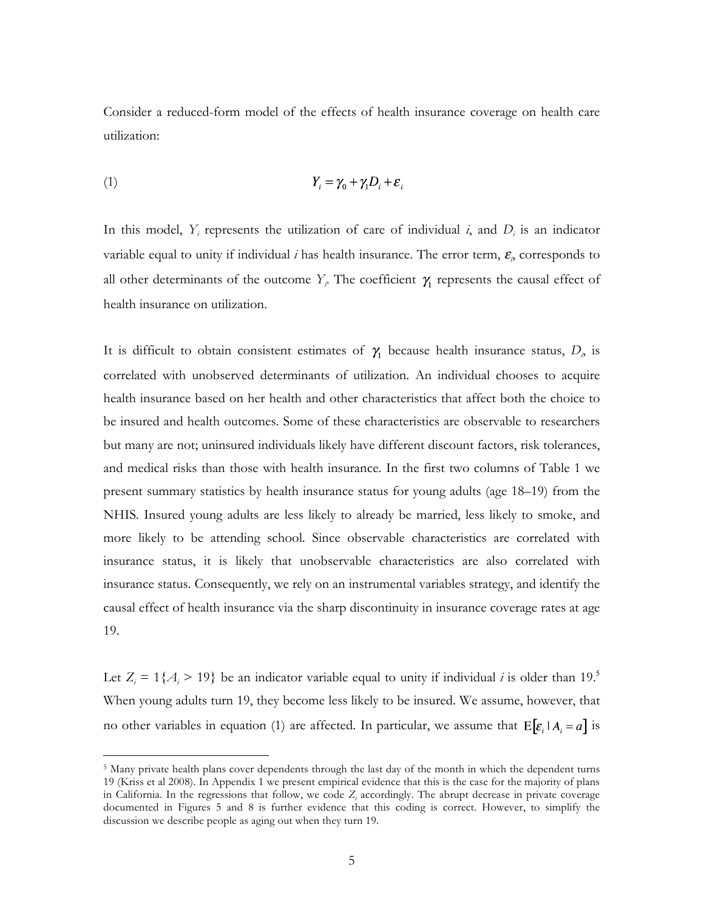Consider a reduced-form model of the effects of health insurance coverage on health care utilization:

$$Y_i = \gamma_0 + \gamma_1 D_i + \varepsilon_i \tag{1}$$

In this model, $Y_i$ represents the utilization of care of individual $i$, and $D_i$ is an indicator variable equal to unity if individual $i$ has health insurance. The error term, $\varepsilon_i$, corresponds to all other determinants of the outcome $Y_i$. The coefficient $\gamma_1$ represents the causal effect of health insurance on utilization.

It is difficult to obtain consistent estimates of $\gamma_1$ because health insurance status, $D_i$, is correlated with unobserved determinants of utilization. An individual chooses to acquire health insurance based on her health and other characteristics that affect both the choice to be insured and health outcomes. Some of these characteristics are observable to researchers but many are not; uninsured individuals likely have different discount factors, risk tolerances, and medical risks than those with health insurance. In the first two columns of Table 1 we present summary statistics by health insurance status for young adults (age 18–19) from the NHIS. Insured young adults are less likely to already be married, less likely to smoke, and more likely to be attending school. Since observable characteristics are correlated with insurance status, it is likely that unobservable characteristics are also correlated with insurance status. Consequently, we rely on an instrumental variables strategy, and identify the causal effect of health insurance via the sharp discontinuity in insurance coverage rates at age 19.

Let $Z_i = 1\{A_i > 19\}$ be an indicator variable equal to unity if individual $i$ is older than 19.[5] When young adults turn 19, they become less likely to be insured. We assume, however, that no other variables in equation (1) are affected. In particular, we assume that $\mathrm{E}[\varepsilon_i \mid A_i = a]$ is

---

[5] Many private health plans cover dependents through the last day of the month in which the dependent turns 19 (Kriss et al 2008). In Appendix 1 we present empirical evidence that this is the case for the majority of plans in California. In the regressions that follow, we code $Z_i$ accordingly. The abrupt decrease in private coverage documented in Figures 5 and 8 is further evidence that this coding is correct. However, to simplify the discussion we describe people as aging out when they turn 19.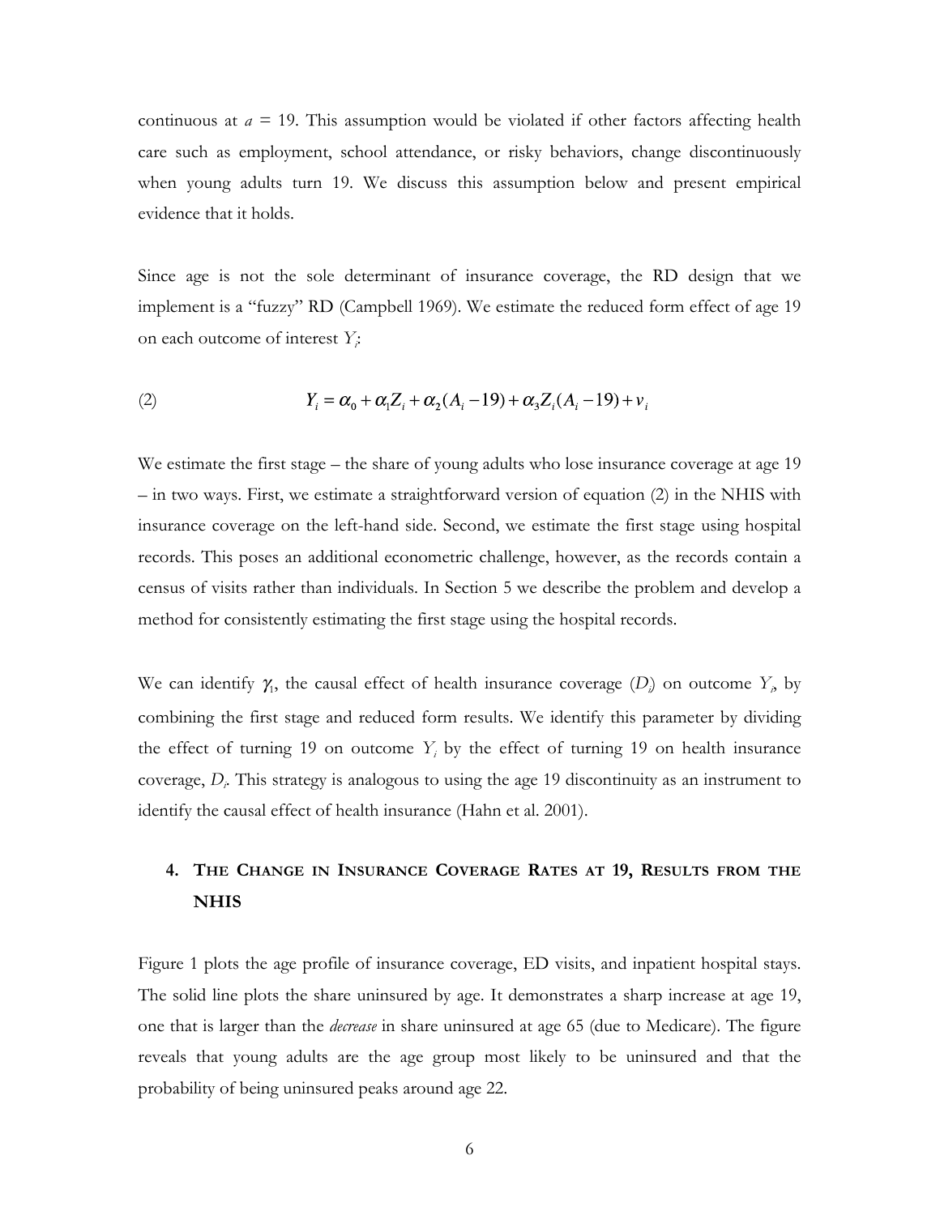continuous at $a = 19$. This assumption would be violated if other factors affecting health care such as employment, school attendance, or risky behaviors, change discontinuously when young adults turn 19. We discuss this assumption below and present empirical evidence that it holds.

Since age is not the sole determinant of insurance coverage, the RD design that we implement is a "fuzzy" RD (Campbell 1969). We estimate the reduced form effect of age 19 on each outcome of interest $Y_i$:

$$Y_i = \alpha_0 + \alpha_1 Z_i + \alpha_2 (A_i - 19) + \alpha_3 Z_i (A_i - 19) + v_i \tag{2}$$

We estimate the first stage – the share of young adults who lose insurance coverage at age 19 – in two ways. First, we estimate a straightforward version of equation (2) in the NHIS with insurance coverage on the left-hand side. Second, we estimate the first stage using hospital records. This poses an additional econometric challenge, however, as the records contain a census of visits rather than individuals. In Section 5 we describe the problem and develop a method for consistently estimating the first stage using the hospital records.

We can identify $\gamma_1$, the causal effect of health insurance coverage ($D_i$) on outcome $Y_i$, by combining the first stage and reduced form results. We identify this parameter by dividing the effect of turning 19 on outcome $Y_i$ by the effect of turning 19 on health insurance coverage, $D_i$. This strategy is analogous to using the age 19 discontinuity as an instrument to identify the causal effect of health insurance (Hahn et al. 2001).

## 4. The Change in Insurance Coverage Rates at 19, Results from the NHIS

Figure 1 plots the age profile of insurance coverage, ED visits, and inpatient hospital stays. The solid line plots the share uninsured by age. It demonstrates a sharp increase at age 19, one that is larger than the *decrease* in share uninsured at age 65 (due to Medicare). The figure reveals that young adults are the age group most likely to be uninsured and that the probability of being uninsured peaks around age 22.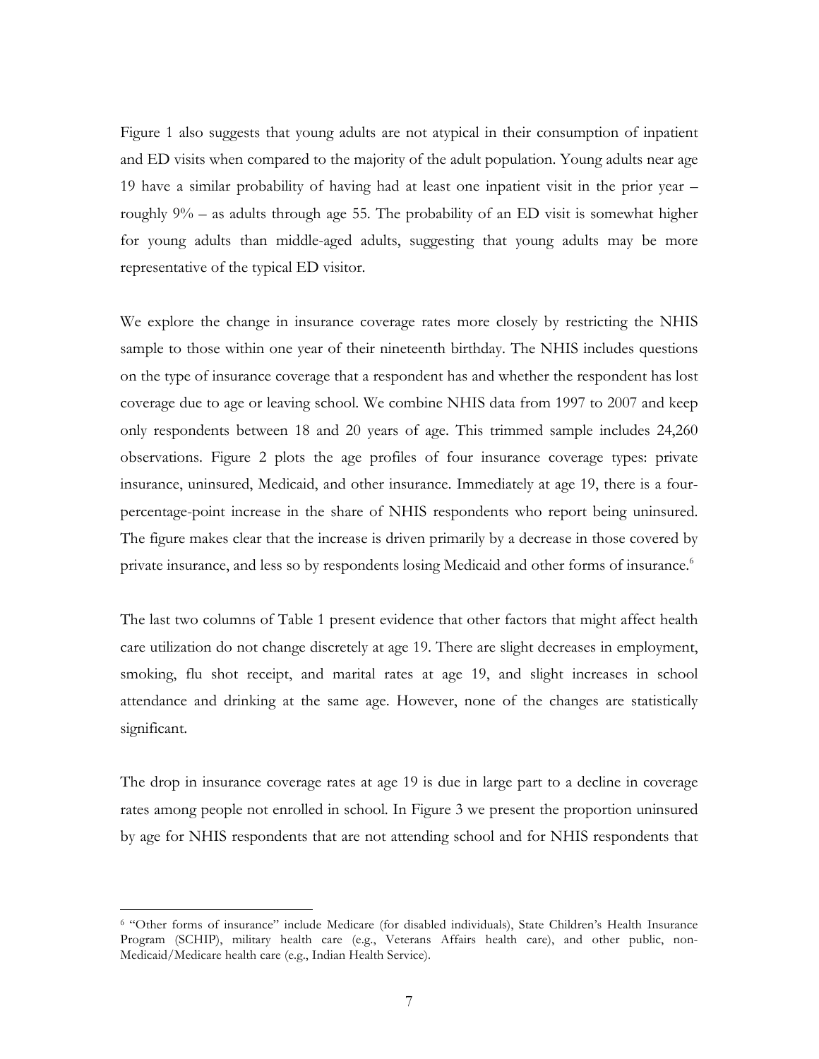Figure 1 also suggests that young adults are not atypical in their consumption of inpatient and ED visits when compared to the majority of the adult population. Young adults near age 19 have a similar probability of having had at least one inpatient visit in the prior year – roughly 9% – as adults through age 55. The probability of an ED visit is somewhat higher for young adults than middle-aged adults, suggesting that young adults may be more representative of the typical ED visitor.

We explore the change in insurance coverage rates more closely by restricting the NHIS sample to those within one year of their nineteenth birthday. The NHIS includes questions on the type of insurance coverage that a respondent has and whether the respondent has lost coverage due to age or leaving school. We combine NHIS data from 1997 to 2007 and keep only respondents between 18 and 20 years of age. This trimmed sample includes 24,260 observations. Figure 2 plots the age profiles of four insurance coverage types: private insurance, uninsured, Medicaid, and other insurance. Immediately at age 19, there is a four-percentage-point increase in the share of NHIS respondents who report being uninsured. The figure makes clear that the increase is driven primarily by a decrease in those covered by private insurance, and less so by respondents losing Medicaid and other forms of insurance.[6]

The last two columns of Table 1 present evidence that other factors that might affect health care utilization do not change discretely at age 19. There are slight decreases in employment, smoking, flu shot receipt, and marital rates at age 19, and slight increases in school attendance and drinking at the same age. However, none of the changes are statistically significant.

The drop in insurance coverage rates at age 19 is due in large part to a decline in coverage rates among people not enrolled in school. In Figure 3 we present the proportion uninsured by age for NHIS respondents that are not attending school and for NHIS respondents that

[6] "Other forms of insurance" include Medicare (for disabled individuals), State Children's Health Insurance Program (SCHIP), military health care (e.g., Veterans Affairs health care), and other public, non-Medicaid/Medicare health care (e.g., Indian Health Service).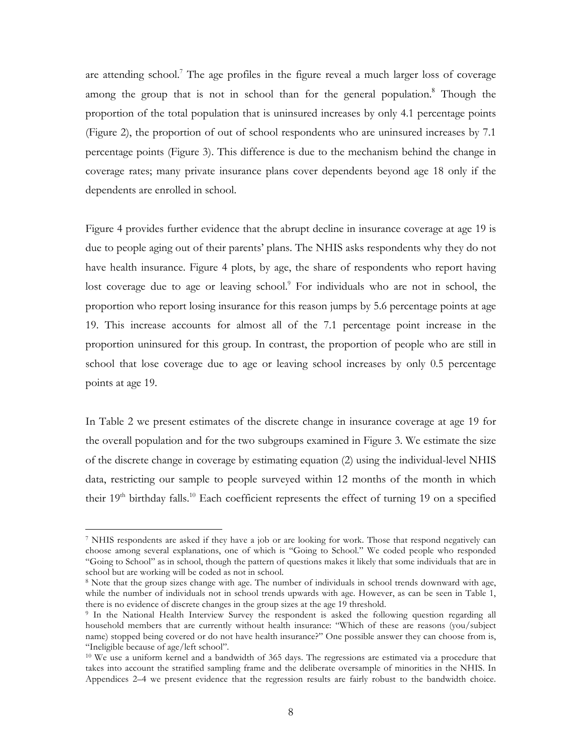are attending school.[7] The age profiles in the figure reveal a much larger loss of coverage among the group that is not in school than for the general population.[8] Though the proportion of the total population that is uninsured increases by only 4.1 percentage points (Figure 2), the proportion of out of school respondents who are uninsured increases by 7.1 percentage points (Figure 3). This difference is due to the mechanism behind the change in coverage rates; many private insurance plans cover dependents beyond age 18 only if the dependents are enrolled in school.

Figure 4 provides further evidence that the abrupt decline in insurance coverage at age 19 is due to people aging out of their parents' plans. The NHIS asks respondents why they do not have health insurance. Figure 4 plots, by age, the share of respondents who report having lost coverage due to age or leaving school.[9] For individuals who are not in school, the proportion who report losing insurance for this reason jumps by 5.6 percentage points at age 19. This increase accounts for almost all of the 7.1 percentage point increase in the proportion uninsured for this group. In contrast, the proportion of people who are still in school that lose coverage due to age or leaving school increases by only 0.5 percentage points at age 19.

In Table 2 we present estimates of the discrete change in insurance coverage at age 19 for the overall population and for the two subgroups examined in Figure 3. We estimate the size of the discrete change in coverage by estimating equation (2) using the individual-level NHIS data, restricting our sample to people surveyed within 12 months of the month in which their 19th birthday falls.[10] Each coefficient represents the effect of turning 19 on a specified

---

[7] NHIS respondents are asked if they have a job or are looking for work. Those that respond negatively can choose among several explanations, one of which is "Going to School." We coded people who responded "Going to School" as in school, though the pattern of questions makes it likely that some individuals that are in school but are working will be coded as not in school.

[8] Note that the group sizes change with age. The number of individuals in school trends downward with age, while the number of individuals not in school trends upwards with age. However, as can be seen in Table 1, there is no evidence of discrete changes in the group sizes at the age 19 threshold.

[9] In the National Health Interview Survey the respondent is asked the following question regarding all household members that are currently without health insurance: "Which of these are reasons (you/subject name) stopped being covered or do not have health insurance?" One possible answer they can choose from is, "Ineligible because of age/left school".

[10] We use a uniform kernel and a bandwidth of 365 days. The regressions are estimated via a procedure that takes into account the stratified sampling frame and the deliberate oversample of minorities in the NHIS. In Appendices 2–4 we present evidence that the regression results are fairly robust to the bandwidth choice.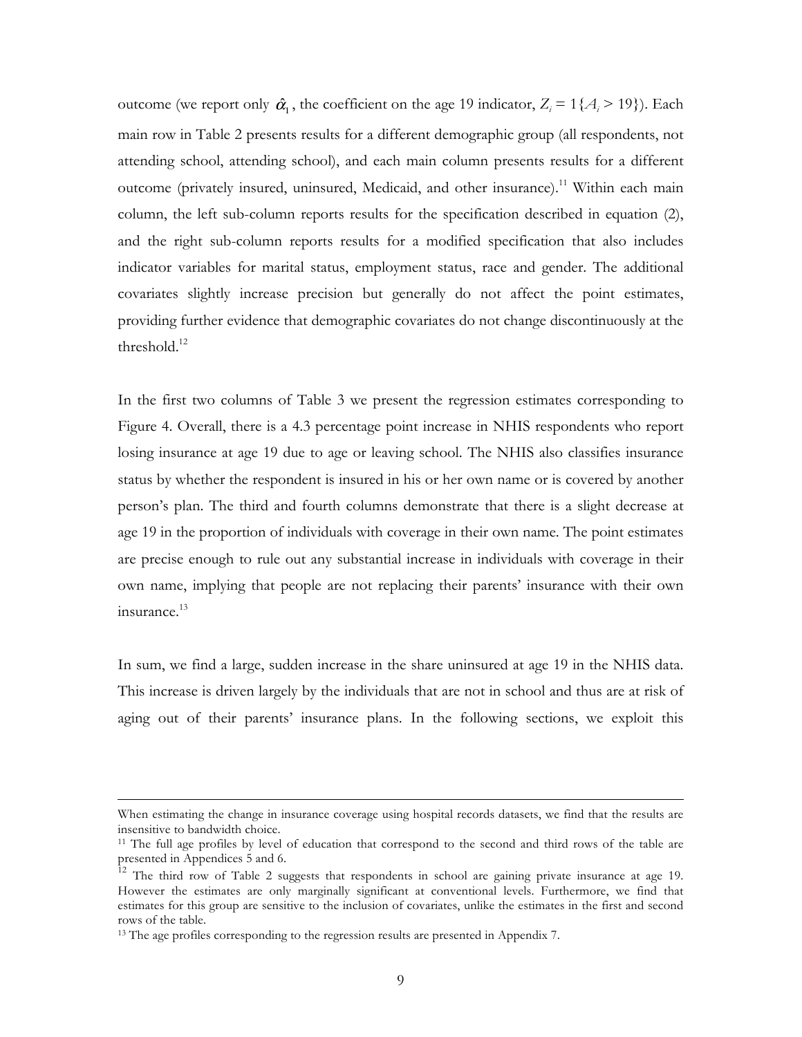outcome (we report only $\hat{\alpha}_1$, the coefficient on the age 19 indicator, $Z_i = 1\{A_i > 19\}$). Each main row in Table 2 presents results for a different demographic group (all respondents, not attending school, attending school), and each main column presents results for a different outcome (privately insured, uninsured, Medicaid, and other insurance).[11] Within each main column, the left sub-column reports results for the specification described in equation (2), and the right sub-column reports results for a modified specification that also includes indicator variables for marital status, employment status, race and gender. The additional covariates slightly increase precision but generally do not affect the point estimates, providing further evidence that demographic covariates do not change discontinuously at the threshold.[12]

In the first two columns of Table 3 we present the regression estimates corresponding to Figure 4. Overall, there is a 4.3 percentage point increase in NHIS respondents who report losing insurance at age 19 due to age or leaving school. The NHIS also classifies insurance status by whether the respondent is insured in his or her own name or is covered by another person's plan. The third and fourth columns demonstrate that there is a slight decrease at age 19 in the proportion of individuals with coverage in their own name. The point estimates are precise enough to rule out any substantial increase in individuals with coverage in their own name, implying that people are not replacing their parents' insurance with their own insurance.[13]

In sum, we find a large, sudden increase in the share uninsured at age 19 in the NHIS data. This increase is driven largely by the individuals that are not in school and thus are at risk of aging out of their parents' insurance plans. In the following sections, we exploit this

---

When estimating the change in insurance coverage using hospital records datasets, we find that the results are insensitive to bandwidth choice.

[11] The full age profiles by level of education that correspond to the second and third rows of the table are presented in Appendices 5 and 6.

[12] The third row of Table 2 suggests that respondents in school are gaining private insurance at age 19. However the estimates are only marginally significant at conventional levels. Furthermore, we find that estimates for this group are sensitive to the inclusion of covariates, unlike the estimates in the first and second rows of the table.

[13] The age profiles corresponding to the regression results are presented in Appendix 7.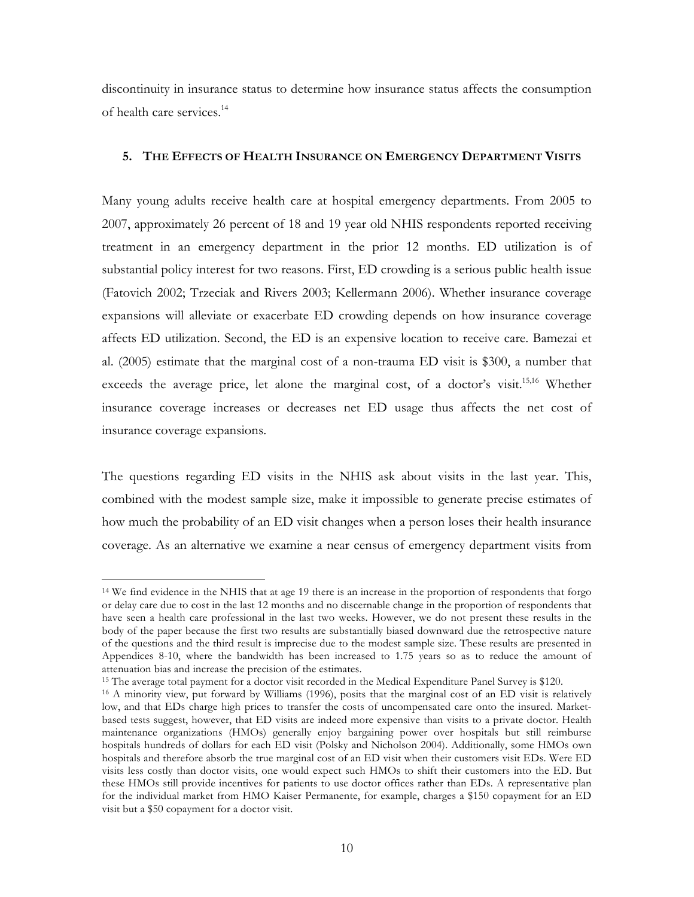discontinuity in insurance status to determine how insurance status affects the consumption of health care services.[14]

## 5. THE EFFECTS OF HEALTH INSURANCE ON EMERGENCY DEPARTMENT VISITS

Many young adults receive health care at hospital emergency departments. From 2005 to 2007, approximately 26 percent of 18 and 19 year old NHIS respondents reported receiving treatment in an emergency department in the prior 12 months. ED utilization is of substantial policy interest for two reasons. First, ED crowding is a serious public health issue (Fatovich 2002; Trzeciak and Rivers 2003; Kellermann 2006). Whether insurance coverage expansions will alleviate or exacerbate ED crowding depends on how insurance coverage affects ED utilization. Second, the ED is an expensive location to receive care. Bamezai et al. (2005) estimate that the marginal cost of a non-trauma ED visit is $300, a number that exceeds the average price, let alone the marginal cost, of a doctor's visit.[15,16] Whether insurance coverage increases or decreases net ED usage thus affects the net cost of insurance coverage expansions.

The questions regarding ED visits in the NHIS ask about visits in the last year. This, combined with the modest sample size, make it impossible to generate precise estimates of how much the probability of an ED visit changes when a person loses their health insurance coverage. As an alternative we examine a near census of emergency department visits from

---

[14] We find evidence in the NHIS that at age 19 there is an increase in the proportion of respondents that forgo or delay care due to cost in the last 12 months and no discernable change in the proportion of respondents that have seen a health care professional in the last two weeks. However, we do not present these results in the body of the paper because the first two results are substantially biased downward due the retrospective nature of the questions and the third result is imprecise due to the modest sample size. These results are presented in Appendices 8-10, where the bandwidth has been increased to 1.75 years so as to reduce the amount of attenuation bias and increase the precision of the estimates.

[15] The average total payment for a doctor visit recorded in the Medical Expenditure Panel Survey is $120.

[16] A minority view, put forward by Williams (1996), posits that the marginal cost of an ED visit is relatively low, and that EDs charge high prices to transfer the costs of uncompensated care onto the insured. Market-based tests suggest, however, that ED visits are indeed more expensive than visits to a private doctor. Health maintenance organizations (HMOs) generally enjoy bargaining power over hospitals but still reimburse hospitals hundreds of dollars for each ED visit (Polsky and Nicholson 2004). Additionally, some HMOs own hospitals and therefore absorb the true marginal cost of an ED visit when their customers visit EDs. Were ED visits less costly than doctor visits, one would expect such HMOs to shift their customers into the ED. But these HMOs still provide incentives for patients to use doctor offices rather than EDs. A representative plan for the individual market from HMO Kaiser Permanente, for example, charges a $150 copayment for an ED visit but a $50 copayment for a doctor visit.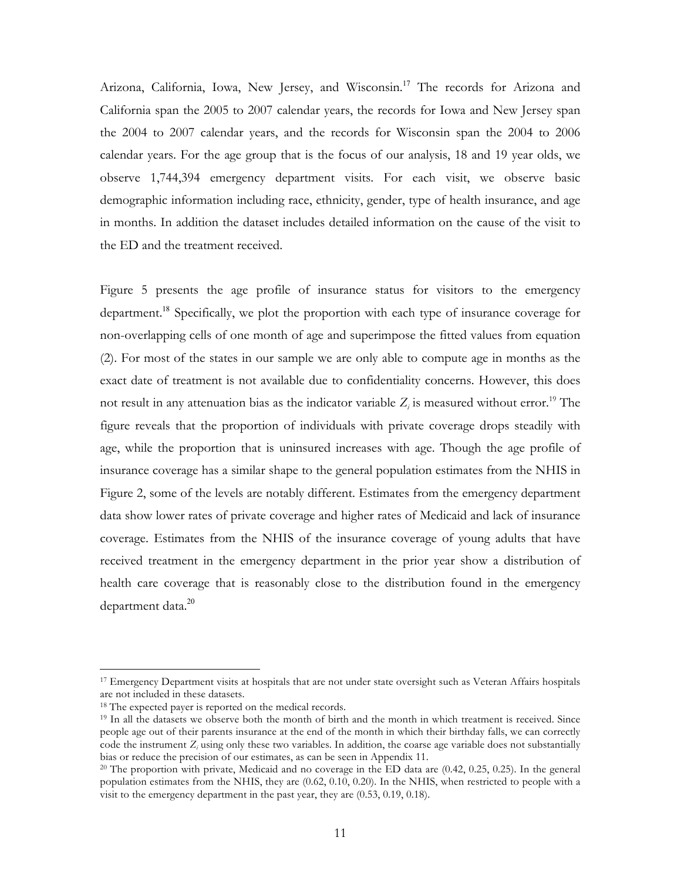Arizona, California, Iowa, New Jersey, and Wisconsin.[17] The records for Arizona and California span the 2005 to 2007 calendar years, the records for Iowa and New Jersey span the 2004 to 2007 calendar years, and the records for Wisconsin span the 2004 to 2006 calendar years. For the age group that is the focus of our analysis, 18 and 19 year olds, we observe 1,744,394 emergency department visits. For each visit, we observe basic demographic information including race, ethnicity, gender, type of health insurance, and age in months. In addition the dataset includes detailed information on the cause of the visit to the ED and the treatment received.

Figure 5 presents the age profile of insurance status for visitors to the emergency department.[18] Specifically, we plot the proportion with each type of insurance coverage for non-overlapping cells of one month of age and superimpose the fitted values from equation (2). For most of the states in our sample we are only able to compute age in months as the exact date of treatment is not available due to confidentiality concerns. However, this does not result in any attenuation bias as the indicator variable $Z_i$ is measured without error.[19] The figure reveals that the proportion of individuals with private coverage drops steadily with age, while the proportion that is uninsured increases with age. Though the age profile of insurance coverage has a similar shape to the general population estimates from the NHIS in Figure 2, some of the levels are notably different. Estimates from the emergency department data show lower rates of private coverage and higher rates of Medicaid and lack of insurance coverage. Estimates from the NHIS of the insurance coverage of young adults that have received treatment in the emergency department in the prior year show a distribution of health care coverage that is reasonably close to the distribution found in the emergency department data.[20]

---

[17] Emergency Department visits at hospitals that are not under state oversight such as Veteran Affairs hospitals are not included in these datasets.

[18] The expected payer is reported on the medical records.

[19] In all the datasets we observe both the month of birth and the month in which treatment is received. Since people age out of their parents insurance at the end of the month in which their birthday falls, we can correctly code the instrument $Z_i$ using only these two variables. In addition, the coarse age variable does not substantially bias or reduce the precision of our estimates, as can be seen in Appendix 11.

[20] The proportion with private, Medicaid and no coverage in the ED data are (0.42, 0.25, 0.25). In the general population estimates from the NHIS, they are (0.62, 0.10, 0.20). In the NHIS, when restricted to people with a visit to the emergency department in the past year, they are (0.53, 0.19, 0.18).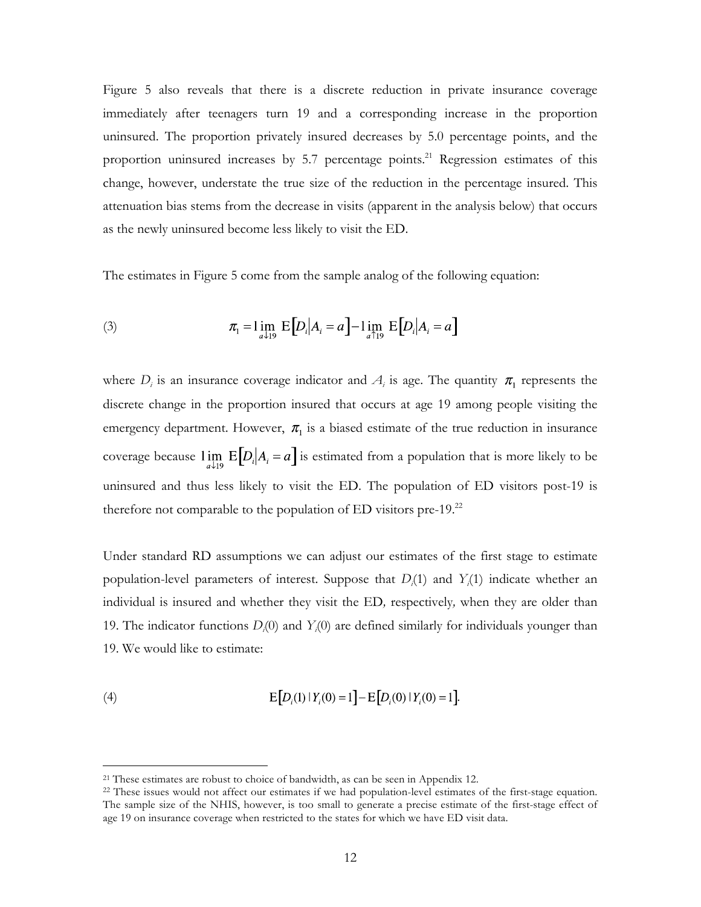Figure 5 also reveals that there is a discrete reduction in private insurance coverage immediately after teenagers turn 19 and a corresponding increase in the proportion uninsured. The proportion privately insured decreases by 5.0 percentage points, and the proportion uninsured increases by 5.7 percentage points.[21] Regression estimates of this change, however, understate the true size of the reduction in the percentage insured. This attenuation bias stems from the decrease in visits (apparent in the analysis below) that occurs as the newly uninsured become less likely to visit the ED.

The estimates in Figure 5 come from the sample analog of the following equation:

$$\text{(3)} \qquad \pi_1 = \lim_{a \downarrow 19} \mathrm{E}\left[D_i \middle| A_i = a\right] - \lim_{a \uparrow 19} \mathrm{E}\left[D_i \middle| A_i = a\right]$$

where $D_i$ is an insurance coverage indicator and $A_i$ is age. The quantity $\pi_1$ represents the discrete change in the proportion insured that occurs at age 19 among people visiting the emergency department. However, $\pi_1$ is a biased estimate of the true reduction in insurance coverage because $\lim_{a \downarrow 19} \mathrm{E}\left[D_i \middle| A_i = a\right]$ is estimated from a population that is more likely to be uninsured and thus less likely to visit the ED. The population of ED visitors post-19 is therefore not comparable to the population of ED visitors pre-19.[22]

Under standard RD assumptions we can adjust our estimates of the first stage to estimate population-level parameters of interest. Suppose that $D_i(1)$ and $Y_i(1)$ indicate whether an individual is insured and whether they visit the ED*,* respectively*,* when they are older than 19. The indicator functions $D_i(0)$ and $Y_i(0)$ are defined similarly for individuals younger than 19. We would like to estimate:

$$\text{(4)} \qquad \mathrm{E}\left[D_i(1) \mid Y_i(0) = 1\right] - \mathrm{E}\left[D_i(0) \mid Y_i(0) = 1\right].$$

[21] These estimates are robust to choice of bandwidth, as can be seen in Appendix 12.

[22] These issues would not affect our estimates if we had population-level estimates of the first-stage equation. The sample size of the NHIS, however, is too small to generate a precise estimate of the first-stage effect of age 19 on insurance coverage when restricted to the states for which we have ED visit data.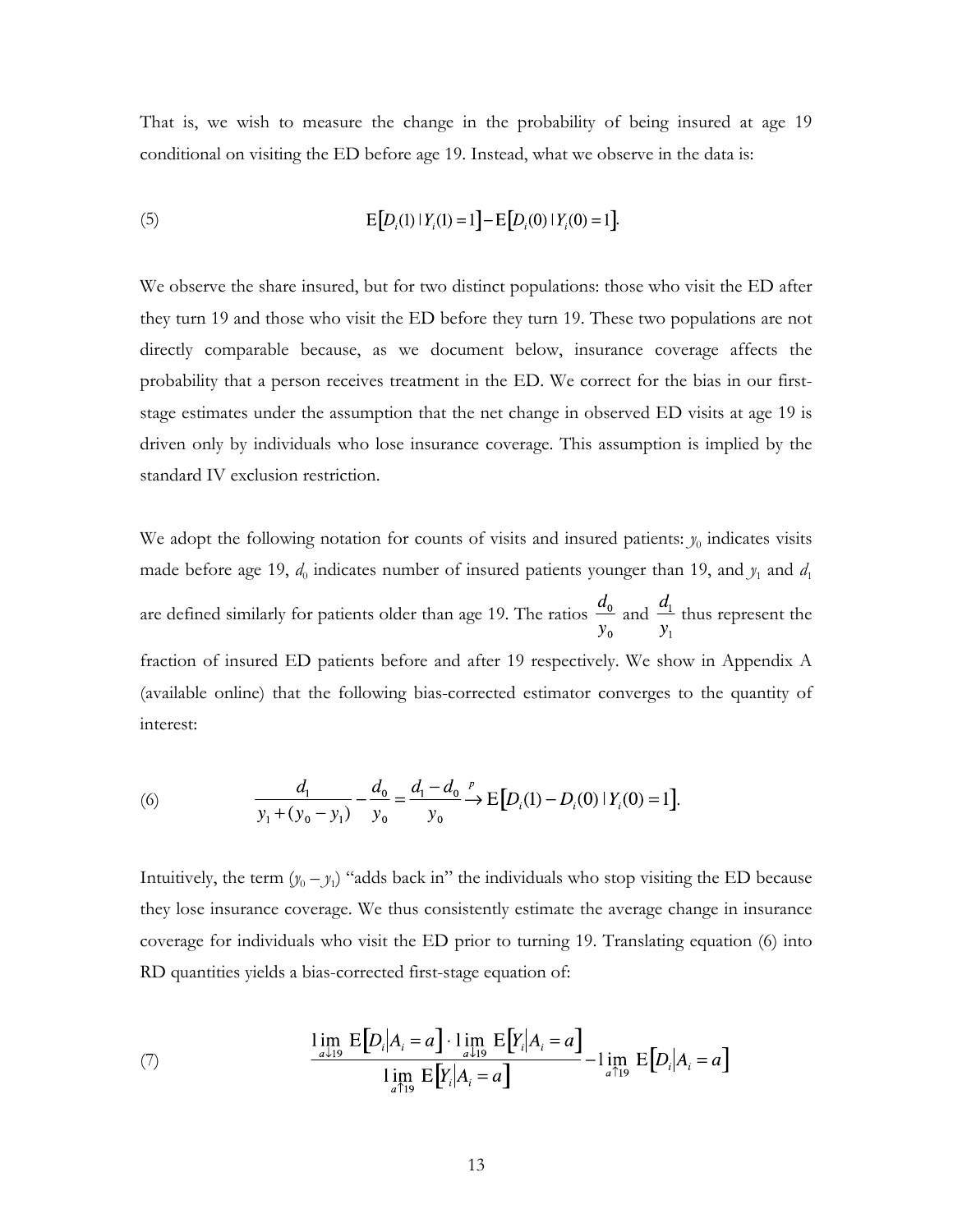That is, we wish to measure the change in the probability of being insured at age 19 conditional on visiting the ED before age 19. Instead, what we observe in the data is:

$$\text{(5)} \qquad \mathrm{E}\left[D_i(1) \mid Y_i(1)=1\right] - \mathrm{E}\left[D_i(0) \mid Y_i(0)=1\right].$$

We observe the share insured, but for two distinct populations: those who visit the ED after they turn 19 and those who visit the ED before they turn 19. These two populations are not directly comparable because, as we document below, insurance coverage affects the probability that a person receives treatment in the ED. We correct for the bias in our first-stage estimates under the assumption that the net change in observed ED visits at age 19 is driven only by individuals who lose insurance coverage. This assumption is implied by the standard IV exclusion restriction.

We adopt the following notation for counts of visits and insured patients: $y_0$ indicates visits made before age 19, $d_0$ indicates number of insured patients younger than 19, and $y_1$ and $d_1$ are defined similarly for patients older than age 19. The ratios $\frac{d_0}{y_0}$ and $\frac{d_1}{y_1}$ thus represent the fraction of insured ED patients before and after 19 respectively. We show in Appendix A (available online) that the following bias-corrected estimator converges to the quantity of interest:

$$\text{(6)} \qquad \frac{d_1}{y_1 + (y_0 - y_1)} - \frac{d_0}{y_0} = \frac{d_1 - d_0}{y_0} \xrightarrow{p} \mathrm{E}\left[D_i(1) - D_i(0) \mid Y_i(0)=1\right].$$

Intuitively, the term $(y_0 - y_1)$ "adds back in" the individuals who stop visiting the ED because they lose insurance coverage. We thus consistently estimate the average change in insurance coverage for individuals who visit the ED prior to turning 19. Translating equation (6) into RD quantities yields a bias-corrected first-stage equation of:

$$\text{(7)} \qquad \frac{\lim\limits_{a \downarrow 19} \mathrm{E}\left[D_i \middle| A_i = a\right] \cdot \lim\limits_{a \downarrow 19} \mathrm{E}\left[Y_i \middle| A_i = a\right]}{\lim\limits_{a \uparrow 19} \mathrm{E}\left[Y_i \middle| A_i = a\right]} - \lim_{a \uparrow 19} \mathrm{E}\left[D_i \middle| A_i = a\right]$$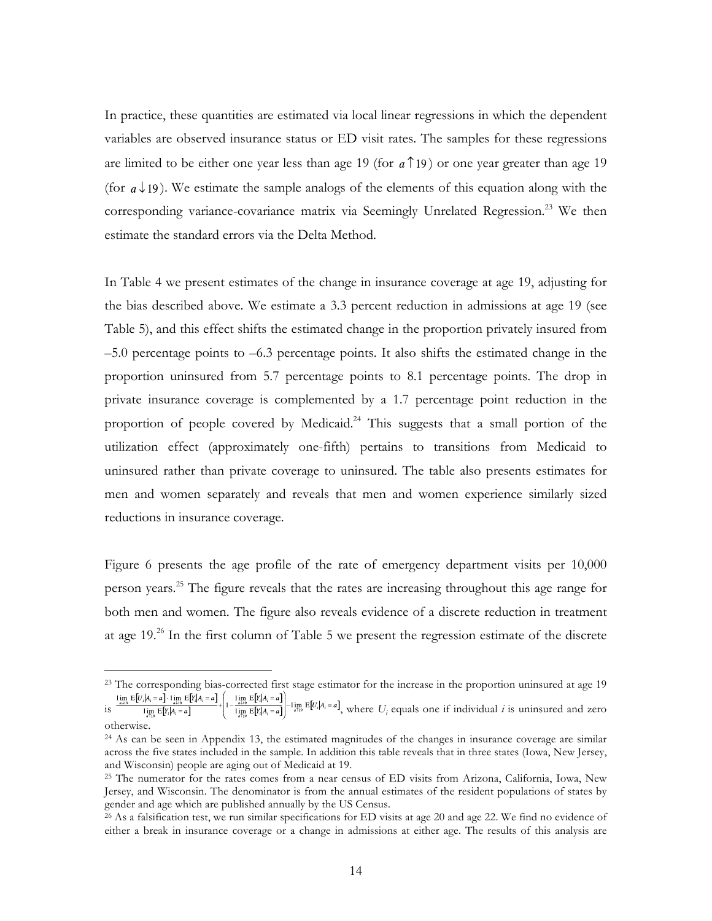In practice, these quantities are estimated via local linear regressions in which the dependent variables are observed insurance status or ED visit rates. The samples for these regressions are limited to be either one year less than age 19 (for $a \uparrow 19$) or one year greater than age 19 (for $a \downarrow 19$). We estimate the sample analogs of the elements of this equation along with the corresponding variance-covariance matrix via Seemingly Unrelated Regression.[23] We then estimate the standard errors via the Delta Method.

In Table 4 we present estimates of the change in insurance coverage at age 19, adjusting for the bias described above. We estimate a 3.3 percent reduction in admissions at age 19 (see Table 5), and this effect shifts the estimated change in the proportion privately insured from –5.0 percentage points to –6.3 percentage points. It also shifts the estimated change in the proportion uninsured from 5.7 percentage points to 8.1 percentage points. The drop in private insurance coverage is complemented by a 1.7 percentage point reduction in the proportion of people covered by Medicaid.[24] This suggests that a small portion of the utilization effect (approximately one-fifth) pertains to transitions from Medicaid to uninsured rather than private coverage to uninsured. The table also presents estimates for men and women separately and reveals that men and women experience similarly sized reductions in insurance coverage.

Figure 6 presents the age profile of the rate of emergency department visits per 10,000 person years.[25] The figure reveals that the rates are increasing throughout this age range for both men and women. The figure also reveals evidence of a discrete reduction in treatment at age 19.[26] In the first column of Table 5 we present the regression estimate of the discrete

---

[23] The corresponding bias-corrected first stage estimator for the increase in the proportion uninsured at age 19 is $\frac{\lim_{a\downarrow 19} \mathrm{E}[U_i|A_i=a] \cdot \lim_{a\downarrow 19} \mathrm{E}[Y_i|A_i=a]}{\lim_{a\uparrow 19} \mathrm{E}[Y_i|A_i=a]} + \left(1 - \frac{\lim_{a\downarrow 19} \mathrm{E}[Y_i|A_i=a]}{\lim_{a\uparrow 19} \mathrm{E}[Y_i|A_i=a]}\right) - \lim_{a\uparrow 19} \mathrm{E}[U_i|A_i=a]$, where $U_i$ equals one if individual $i$ is uninsured and zero otherwise.

[24] As can be seen in Appendix 13, the estimated magnitudes of the changes in insurance coverage are similar across the five states included in the sample. In addition this table reveals that in three states (Iowa, New Jersey, and Wisconsin) people are aging out of Medicaid at 19.

[25] The numerator for the rates comes from a near census of ED visits from Arizona, California, Iowa, New Jersey, and Wisconsin. The denominator is from the annual estimates of the resident populations of states by gender and age which are published annually by the US Census.

[26] As a falsification test, we run similar specifications for ED visits at age 20 and age 22. We find no evidence of either a break in insurance coverage or a change in admissions at either age. The results of this analysis are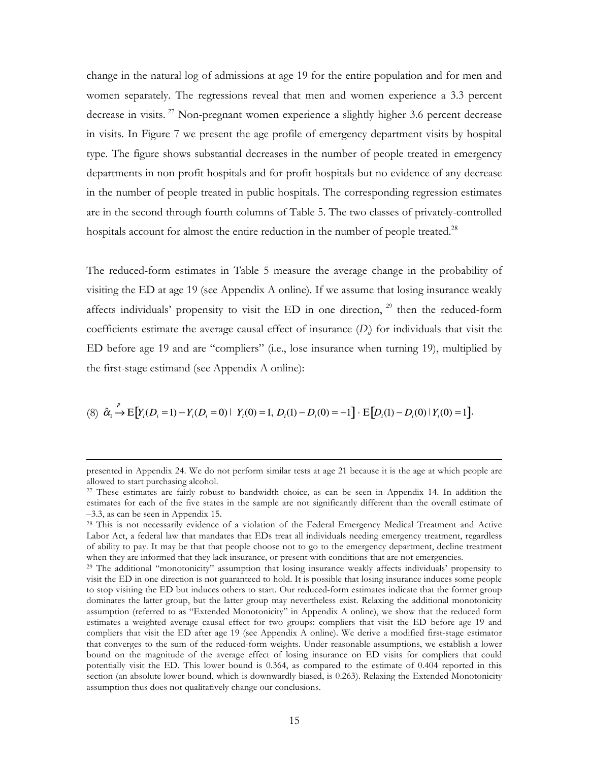change in the natural log of admissions at age 19 for the entire population and for men and women separately. The regressions reveal that men and women experience a 3.3 percent decrease in visits.[27] Non-pregnant women experience a slightly higher 3.6 percent decrease in visits. In Figure 7 we present the age profile of emergency department visits by hospital type. The figure shows substantial decreases in the number of people treated in emergency departments in non-profit hospitals and for-profit hospitals but no evidence of any decrease in the number of people treated in public hospitals. The corresponding regression estimates are in the second through fourth columns of Table 5. The two classes of privately-controlled hospitals account for almost the entire reduction in the number of people treated.[28]

The reduced-form estimates in Table 5 measure the average change in the probability of visiting the ED at age 19 (see Appendix A online). If we assume that losing insurance weakly affects individuals' propensity to visit the ED in one direction,[29] then the reduced-form coefficients estimate the average causal effect of insurance ($D_i$) for individuals that visit the ED before age 19 and are "compliers" (i.e., lose insurance when turning 19), multiplied by the first-stage estimand (see Appendix A online):

$$(8)\quad \hat{\alpha}_1 \xrightarrow{p} \mathrm{E}\left[Y_i(D_i = 1) - Y_i(D_i = 0) \mid Y_i(0) = 1,\ D_i(1) - D_i(0) = -1\right] \cdot \mathrm{E}\left[D_i(1) - D_i(0) \mid Y_i(0) = 1\right].$$

---

presented in Appendix 24. We do not perform similar tests at age 21 because it is the age at which people are allowed to start purchasing alcohol.

[27] These estimates are fairly robust to bandwidth choice, as can be seen in Appendix 14. In addition the estimates for each of the five states in the sample are not significantly different than the overall estimate of –3.3, as can be seen in Appendix 15.

[28] This is not necessarily evidence of a violation of the Federal Emergency Medical Treatment and Active Labor Act, a federal law that mandates that EDs treat all individuals needing emergency treatment, regardless of ability to pay. It may be that that people choose not to go to the emergency department, decline treatment when they are informed that they lack insurance, or present with conditions that are not emergencies.

[29] The additional "monotonicity" assumption that losing insurance weakly affects individuals' propensity to visit the ED in one direction is not guaranteed to hold. It is possible that losing insurance induces some people to stop visiting the ED but induces others to start. Our reduced-form estimates indicate that the former group dominates the latter group, but the latter group may nevertheless exist. Relaxing the additional monotonicity assumption (referred to as "Extended Monotonicity" in Appendix A online), we show that the reduced form estimates a weighted average causal effect for two groups: compliers that visit the ED before age 19 and compliers that visit the ED after age 19 (see Appendix A online). We derive a modified first-stage estimator that converges to the sum of the reduced-form weights. Under reasonable assumptions, we establish a lower bound on the magnitude of the average effect of losing insurance on ED visits for compliers that could potentially visit the ED. This lower bound is 0.364, as compared to the estimate of 0.404 reported in this section (an absolute lower bound, which is downwardly biased, is 0.263). Relaxing the Extended Monotonicity assumption thus does not qualitatively change our conclusions.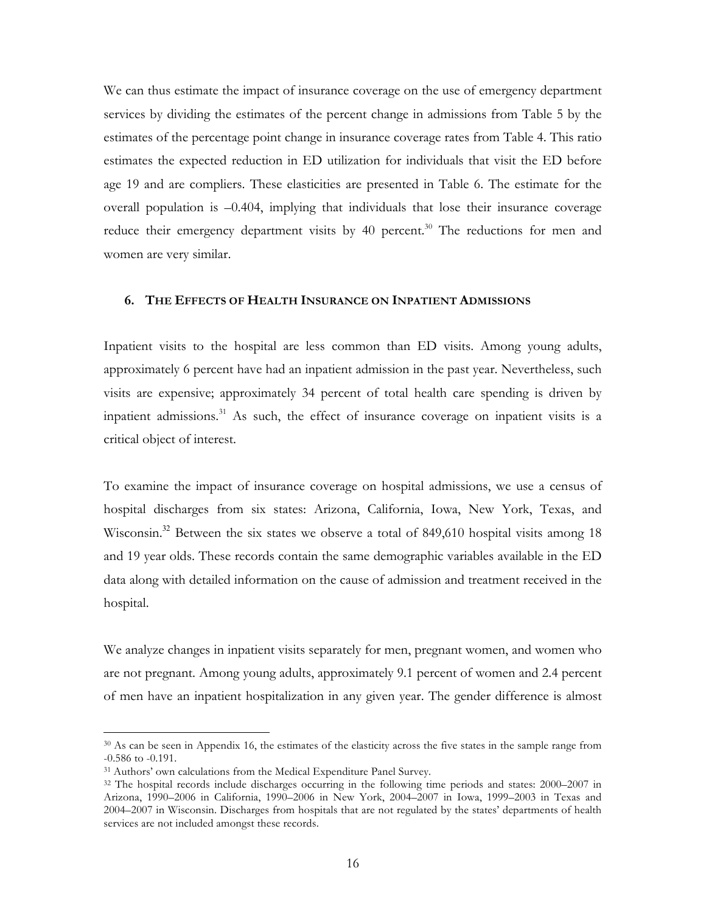We can thus estimate the impact of insurance coverage on the use of emergency department services by dividing the estimates of the percent change in admissions from Table 5 by the estimates of the percentage point change in insurance coverage rates from Table 4. This ratio estimates the expected reduction in ED utilization for individuals that visit the ED before age 19 and are compliers. These elasticities are presented in Table 6. The estimate for the overall population is –0.404, implying that individuals that lose their insurance coverage reduce their emergency department visits by 40 percent.[30] The reductions for men and women are very similar.

## 6. THE EFFECTS OF HEALTH INSURANCE ON INPATIENT ADMISSIONS

Inpatient visits to the hospital are less common than ED visits. Among young adults, approximately 6 percent have had an inpatient admission in the past year. Nevertheless, such visits are expensive; approximately 34 percent of total health care spending is driven by inpatient admissions.[31] As such, the effect of insurance coverage on inpatient visits is a critical object of interest.

To examine the impact of insurance coverage on hospital admissions, we use a census of hospital discharges from six states: Arizona, California, Iowa, New York, Texas, and Wisconsin.[32] Between the six states we observe a total of 849,610 hospital visits among 18 and 19 year olds. These records contain the same demographic variables available in the ED data along with detailed information on the cause of admission and treatment received in the hospital.

We analyze changes in inpatient visits separately for men, pregnant women, and women who are not pregnant. Among young adults, approximately 9.1 percent of women and 2.4 percent of men have an inpatient hospitalization in any given year. The gender difference is almost

---

[30] As can be seen in Appendix 16, the estimates of the elasticity across the five states in the sample range from -0.586 to -0.191.

[31] Authors' own calculations from the Medical Expenditure Panel Survey.

[32] The hospital records include discharges occurring in the following time periods and states: 2000–2007 in Arizona, 1990–2006 in California, 1990–2006 in New York, 2004–2007 in Iowa, 1999–2003 in Texas and 2004–2007 in Wisconsin. Discharges from hospitals that are not regulated by the states' departments of health services are not included amongst these records.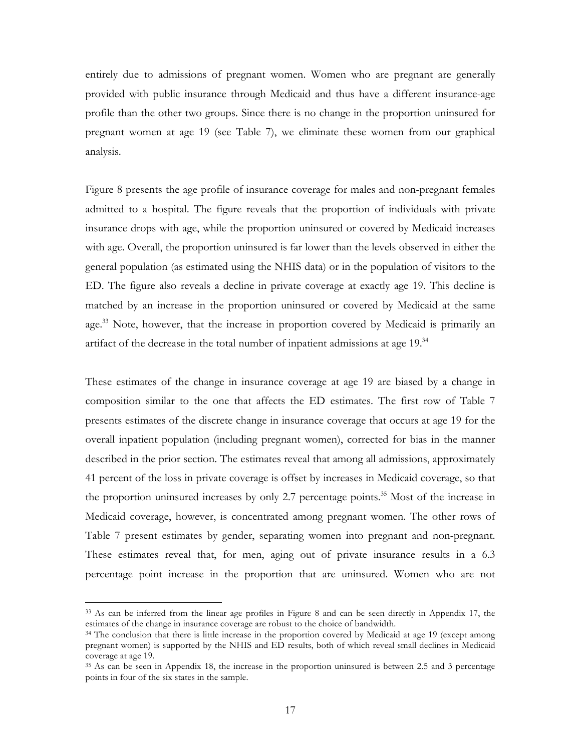entirely due to admissions of pregnant women. Women who are pregnant are generally provided with public insurance through Medicaid and thus have a different insurance-age profile than the other two groups. Since there is no change in the proportion uninsured for pregnant women at age 19 (see Table 7), we eliminate these women from our graphical analysis.

Figure 8 presents the age profile of insurance coverage for males and non-pregnant females admitted to a hospital. The figure reveals that the proportion of individuals with private insurance drops with age, while the proportion uninsured or covered by Medicaid increases with age. Overall, the proportion uninsured is far lower than the levels observed in either the general population (as estimated using the NHIS data) or in the population of visitors to the ED. The figure also reveals a decline in private coverage at exactly age 19. This decline is matched by an increase in the proportion uninsured or covered by Medicaid at the same age.[33] Note, however, that the increase in proportion covered by Medicaid is primarily an artifact of the decrease in the total number of inpatient admissions at age 19.[34]

These estimates of the change in insurance coverage at age 19 are biased by a change in composition similar to the one that affects the ED estimates. The first row of Table 7 presents estimates of the discrete change in insurance coverage that occurs at age 19 for the overall inpatient population (including pregnant women), corrected for bias in the manner described in the prior section. The estimates reveal that among all admissions, approximately 41 percent of the loss in private coverage is offset by increases in Medicaid coverage, so that the proportion uninsured increases by only 2.7 percentage points.[35] Most of the increase in Medicaid coverage, however, is concentrated among pregnant women. The other rows of Table 7 present estimates by gender, separating women into pregnant and non-pregnant. These estimates reveal that, for men, aging out of private insurance results in a 6.3 percentage point increase in the proportion that are uninsured. Women who are not

---

[33] As can be inferred from the linear age profiles in Figure 8 and can be seen directly in Appendix 17, the estimates of the change in insurance coverage are robust to the choice of bandwidth.

[34] The conclusion that there is little increase in the proportion covered by Medicaid at age 19 (except among pregnant women) is supported by the NHIS and ED results, both of which reveal small declines in Medicaid coverage at age 19.

[35] As can be seen in Appendix 18, the increase in the proportion uninsured is between 2.5 and 3 percentage points in four of the six states in the sample.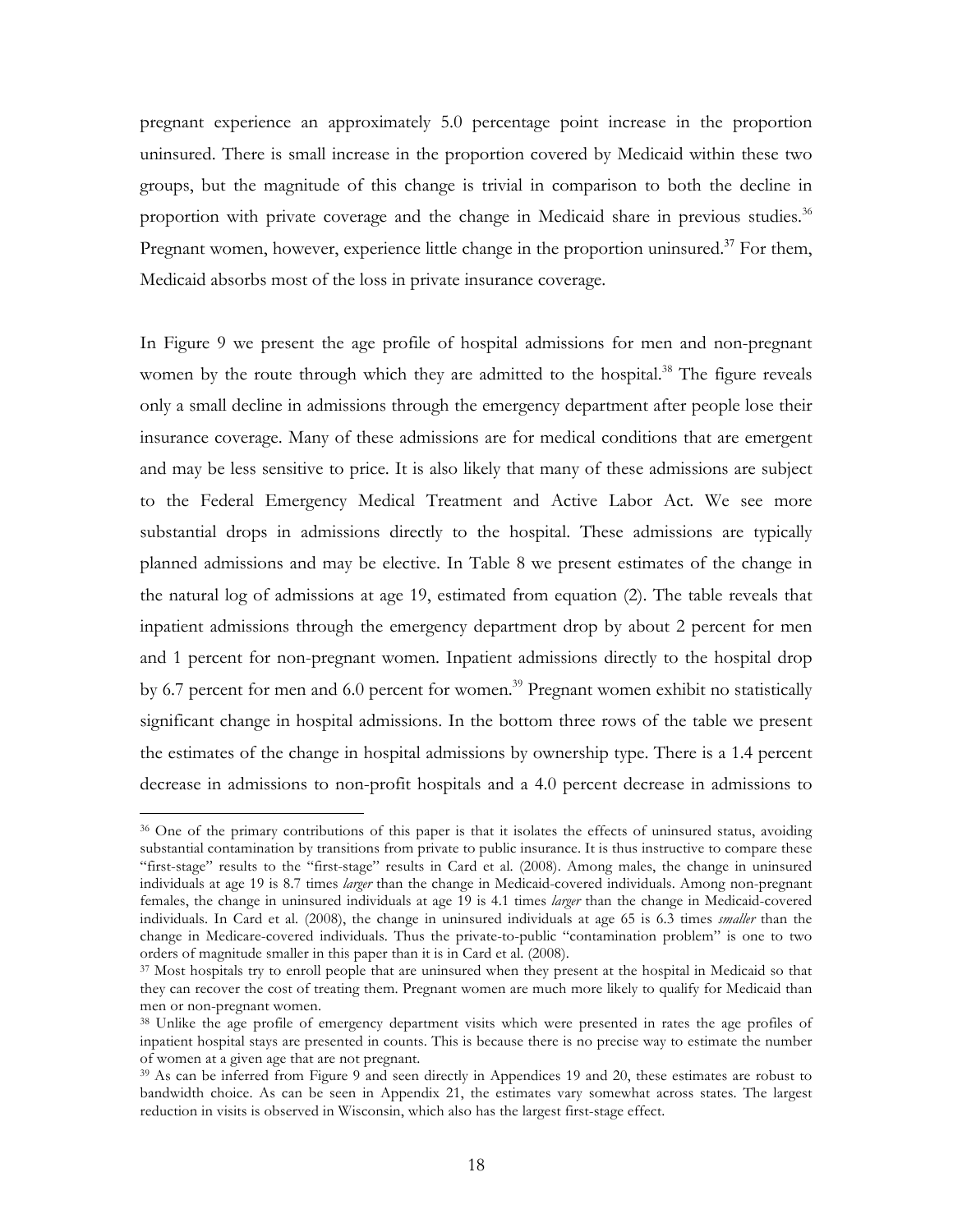pregnant experience an approximately 5.0 percentage point increase in the proportion uninsured. There is small increase in the proportion covered by Medicaid within these two groups, but the magnitude of this change is trivial in comparison to both the decline in proportion with private coverage and the change in Medicaid share in previous studies.[36] Pregnant women, however, experience little change in the proportion uninsured.[37] For them, Medicaid absorbs most of the loss in private insurance coverage.

In Figure 9 we present the age profile of hospital admissions for men and non-pregnant women by the route through which they are admitted to the hospital.[38] The figure reveals only a small decline in admissions through the emergency department after people lose their insurance coverage. Many of these admissions are for medical conditions that are emergent and may be less sensitive to price. It is also likely that many of these admissions are subject to the Federal Emergency Medical Treatment and Active Labor Act. We see more substantial drops in admissions directly to the hospital. These admissions are typically planned admissions and may be elective. In Table 8 we present estimates of the change in the natural log of admissions at age 19, estimated from equation (2). The table reveals that inpatient admissions through the emergency department drop by about 2 percent for men and 1 percent for non-pregnant women. Inpatient admissions directly to the hospital drop by 6.7 percent for men and 6.0 percent for women.[39] Pregnant women exhibit no statistically significant change in hospital admissions. In the bottom three rows of the table we present the estimates of the change in hospital admissions by ownership type. There is a 1.4 percent decrease in admissions to non-profit hospitals and a 4.0 percent decrease in admissions to

---

[36] One of the primary contributions of this paper is that it isolates the effects of uninsured status, avoiding substantial contamination by transitions from private to public insurance. It is thus instructive to compare these "first-stage" results to the "first-stage" results in Card et al. (2008). Among males, the change in uninsured individuals at age 19 is 8.7 times *larger* than the change in Medicaid-covered individuals. Among non-pregnant females, the change in uninsured individuals at age 19 is 4.1 times *larger* than the change in Medicaid-covered individuals. In Card et al. (2008), the change in uninsured individuals at age 65 is 6.3 times *smaller* than the change in Medicare-covered individuals. Thus the private-to-public "contamination problem" is one to two orders of magnitude smaller in this paper than it is in Card et al. (2008).

[37] Most hospitals try to enroll people that are uninsured when they present at the hospital in Medicaid so that they can recover the cost of treating them. Pregnant women are much more likely to qualify for Medicaid than men or non-pregnant women.

[38] Unlike the age profile of emergency department visits which were presented in rates the age profiles of inpatient hospital stays are presented in counts. This is because there is no precise way to estimate the number of women at a given age that are not pregnant.

[39] As can be inferred from Figure 9 and seen directly in Appendices 19 and 20, these estimates are robust to bandwidth choice. As can be seen in Appendix 21, the estimates vary somewhat across states. The largest reduction in visits is observed in Wisconsin, which also has the largest first-stage effect.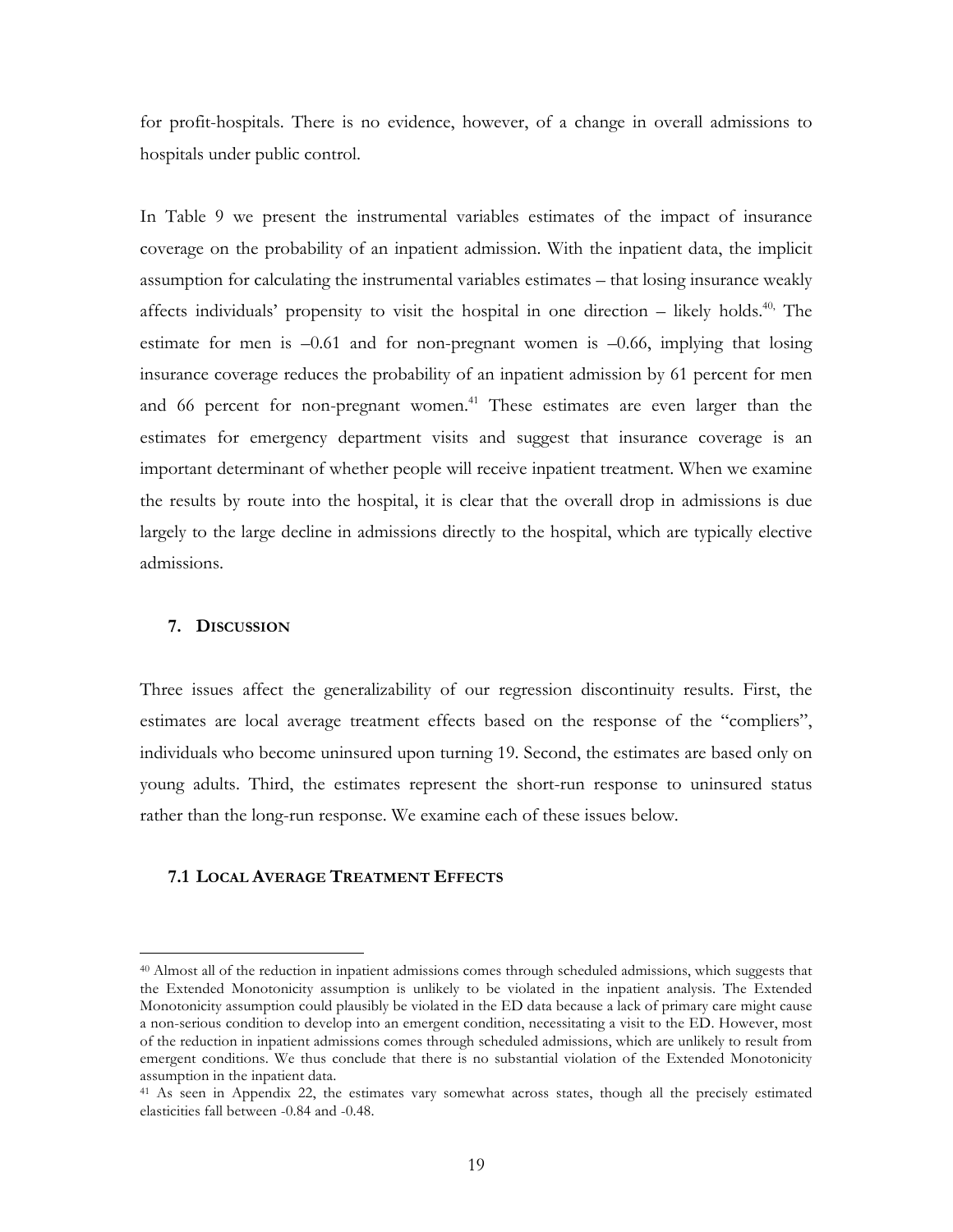for profit-hospitals. There is no evidence, however, of a change in overall admissions to hospitals under public control.

In Table 9 we present the instrumental variables estimates of the impact of insurance coverage on the probability of an inpatient admission. With the inpatient data, the implicit assumption for calculating the instrumental variables estimates – that losing insurance weakly affects individuals' propensity to visit the hospital in one direction – likely holds.[40] The estimate for men is –0.61 and for non-pregnant women is –0.66, implying that losing insurance coverage reduces the probability of an inpatient admission by 61 percent for men and 66 percent for non-pregnant women.[41] These estimates are even larger than the estimates for emergency department visits and suggest that insurance coverage is an important determinant of whether people will receive inpatient treatment. When we examine the results by route into the hospital, it is clear that the overall drop in admissions is due largely to the large decline in admissions directly to the hospital, which are typically elective admissions.

## 7. Discussion

Three issues affect the generalizability of our regression discontinuity results. First, the estimates are local average treatment effects based on the response of the "compliers", individuals who become uninsured upon turning 19. Second, the estimates are based only on young adults. Third, the estimates represent the short-run response to uninsured status rather than the long-run response. We examine each of these issues below.

### 7.1 Local Average Treatment Effects

[40] Almost all of the reduction in inpatient admissions comes through scheduled admissions, which suggests that the Extended Monotonicity assumption is unlikely to be violated in the inpatient analysis. The Extended Monotonicity assumption could plausibly be violated in the ED data because a lack of primary care might cause a non-serious condition to develop into an emergent condition, necessitating a visit to the ED. However, most of the reduction in inpatient admissions comes through scheduled admissions, which are unlikely to result from emergent conditions. We thus conclude that there is no substantial violation of the Extended Monotonicity assumption in the inpatient data.

[41] As seen in Appendix 22, the estimates vary somewhat across states, though all the precisely estimated elasticities fall between -0.84 and -0.48.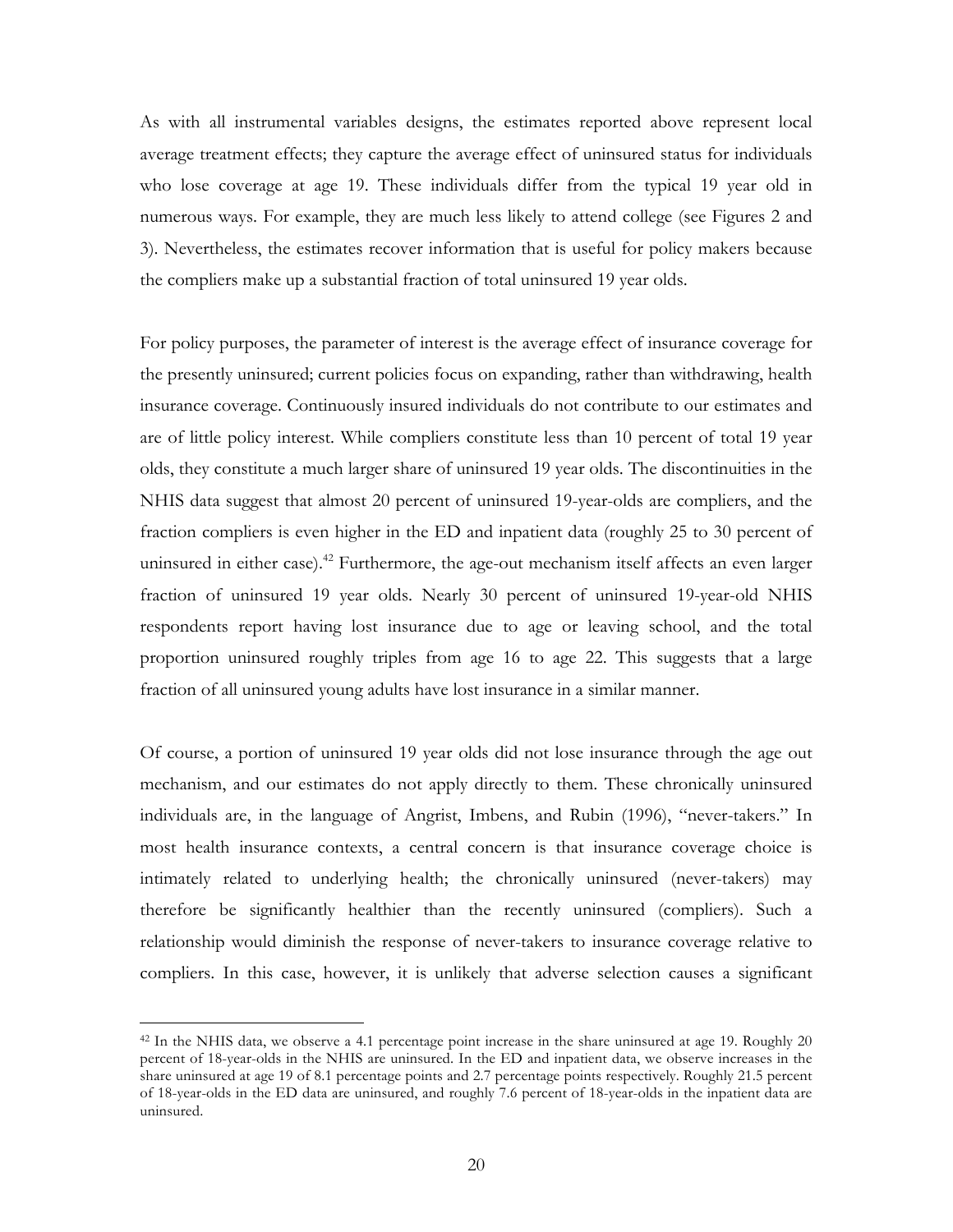As with all instrumental variables designs, the estimates reported above represent local average treatment effects; they capture the average effect of uninsured status for individuals who lose coverage at age 19. These individuals differ from the typical 19 year old in numerous ways. For example, they are much less likely to attend college (see Figures 2 and 3). Nevertheless, the estimates recover information that is useful for policy makers because the compliers make up a substantial fraction of total uninsured 19 year olds.

For policy purposes, the parameter of interest is the average effect of insurance coverage for the presently uninsured; current policies focus on expanding, rather than withdrawing, health insurance coverage. Continuously insured individuals do not contribute to our estimates and are of little policy interest. While compliers constitute less than 10 percent of total 19 year olds, they constitute a much larger share of uninsured 19 year olds. The discontinuities in the NHIS data suggest that almost 20 percent of uninsured 19-year-olds are compliers, and the fraction compliers is even higher in the ED and inpatient data (roughly 25 to 30 percent of uninsured in either case).[42] Furthermore, the age-out mechanism itself affects an even larger fraction of uninsured 19 year olds. Nearly 30 percent of uninsured 19-year-old NHIS respondents report having lost insurance due to age or leaving school, and the total proportion uninsured roughly triples from age 16 to age 22. This suggests that a large fraction of all uninsured young adults have lost insurance in a similar manner.

Of course, a portion of uninsured 19 year olds did not lose insurance through the age out mechanism, and our estimates do not apply directly to them. These chronically uninsured individuals are, in the language of Angrist, Imbens, and Rubin (1996), "never-takers." In most health insurance contexts, a central concern is that insurance coverage choice is intimately related to underlying health; the chronically uninsured (never-takers) may therefore be significantly healthier than the recently uninsured (compliers). Such a relationship would diminish the response of never-takers to insurance coverage relative to compliers. In this case, however, it is unlikely that adverse selection causes a significant

[42] In the NHIS data, we observe a 4.1 percentage point increase in the share uninsured at age 19. Roughly 20 percent of 18-year-olds in the NHIS are uninsured. In the ED and inpatient data, we observe increases in the share uninsured at age 19 of 8.1 percentage points and 2.7 percentage points respectively. Roughly 21.5 percent of 18-year-olds in the ED data are uninsured, and roughly 7.6 percent of 18-year-olds in the inpatient data are uninsured.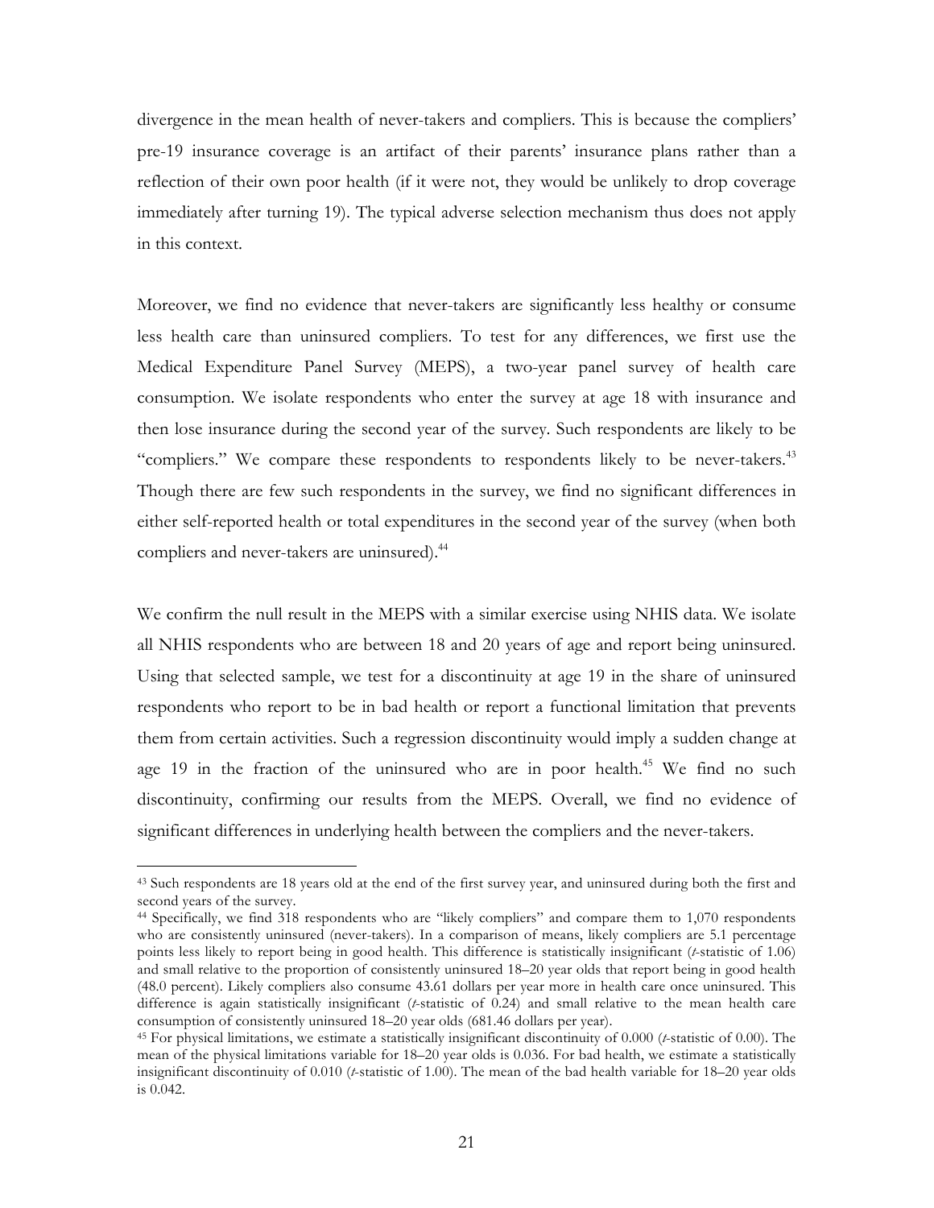divergence in the mean health of never-takers and compliers. This is because the compliers' pre-19 insurance coverage is an artifact of their parents' insurance plans rather than a reflection of their own poor health (if it were not, they would be unlikely to drop coverage immediately after turning 19). The typical adverse selection mechanism thus does not apply in this context.

Moreover, we find no evidence that never-takers are significantly less healthy or consume less health care than uninsured compliers. To test for any differences, we first use the Medical Expenditure Panel Survey (MEPS), a two-year panel survey of health care consumption. We isolate respondents who enter the survey at age 18 with insurance and then lose insurance during the second year of the survey. Such respondents are likely to be "compliers." We compare these respondents to respondents likely to be never-takers.[43] Though there are few such respondents in the survey, we find no significant differences in either self-reported health or total expenditures in the second year of the survey (when both compliers and never-takers are uninsured).[44]

We confirm the null result in the MEPS with a similar exercise using NHIS data. We isolate all NHIS respondents who are between 18 and 20 years of age and report being uninsured. Using that selected sample, we test for a discontinuity at age 19 in the share of uninsured respondents who report to be in bad health or report a functional limitation that prevents them from certain activities. Such a regression discontinuity would imply a sudden change at age 19 in the fraction of the uninsured who are in poor health.[45] We find no such discontinuity, confirming our results from the MEPS. Overall, we find no evidence of significant differences in underlying health between the compliers and the never-takers.

---

[43] Such respondents are 18 years old at the end of the first survey year, and uninsured during both the first and second years of the survey.

[44] Specifically, we find 318 respondents who are "likely compliers" and compare them to 1,070 respondents who are consistently uninsured (never-takers). In a comparison of means, likely compliers are 5.1 percentage points less likely to report being in good health. This difference is statistically insignificant (*t*-statistic of 1.06) and small relative to the proportion of consistently uninsured 18–20 year olds that report being in good health (48.0 percent). Likely compliers also consume 43.61 dollars per year more in health care once uninsured. This difference is again statistically insignificant (*t*-statistic of 0.24) and small relative to the mean health care consumption of consistently uninsured 18–20 year olds (681.46 dollars per year).

[45] For physical limitations, we estimate a statistically insignificant discontinuity of 0.000 (*t*-statistic of 0.00). The mean of the physical limitations variable for 18–20 year olds is 0.036. For bad health, we estimate a statistically insignificant discontinuity of 0.010 (*t*-statistic of 1.00). The mean of the bad health variable for 18–20 year olds is 0.042.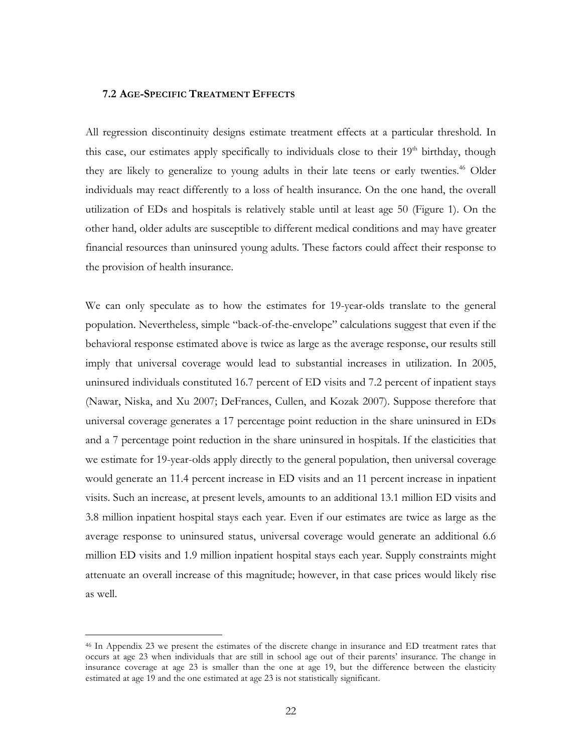### 7.2 AGE-SPECIFIC TREATMENT EFFECTS

All regression discontinuity designs estimate treatment effects at a particular threshold. In this case, our estimates apply specifically to individuals close to their 19th birthday, though they are likely to generalize to young adults in their late teens or early twenties.[46] Older individuals may react differently to a loss of health insurance. On the one hand, the overall utilization of EDs and hospitals is relatively stable until at least age 50 (Figure 1). On the other hand, older adults are susceptible to different medical conditions and may have greater financial resources than uninsured young adults. These factors could affect their response to the provision of health insurance.

We can only speculate as to how the estimates for 19-year-olds translate to the general population. Nevertheless, simple "back-of-the-envelope" calculations suggest that even if the behavioral response estimated above is twice as large as the average response, our results still imply that universal coverage would lead to substantial increases in utilization. In 2005, uninsured individuals constituted 16.7 percent of ED visits and 7.2 percent of inpatient stays (Nawar, Niska, and Xu 2007; DeFrances, Cullen, and Kozak 2007). Suppose therefore that universal coverage generates a 17 percentage point reduction in the share uninsured in EDs and a 7 percentage point reduction in the share uninsured in hospitals. If the elasticities that we estimate for 19-year-olds apply directly to the general population, then universal coverage would generate an 11.4 percent increase in ED visits and an 11 percent increase in inpatient visits. Such an increase, at present levels, amounts to an additional 13.1 million ED visits and 3.8 million inpatient hospital stays each year. Even if our estimates are twice as large as the average response to uninsured status, universal coverage would generate an additional 6.6 million ED visits and 1.9 million inpatient hospital stays each year. Supply constraints might attenuate an overall increase of this magnitude; however, in that case prices would likely rise as well.

[46] In Appendix 23 we present the estimates of the discrete change in insurance and ED treatment rates that occurs at age 23 when individuals that are still in school age out of their parents' insurance. The change in insurance coverage at age 23 is smaller than the one at age 19, but the difference between the elasticity estimated at age 19 and the one estimated at age 23 is not statistically significant.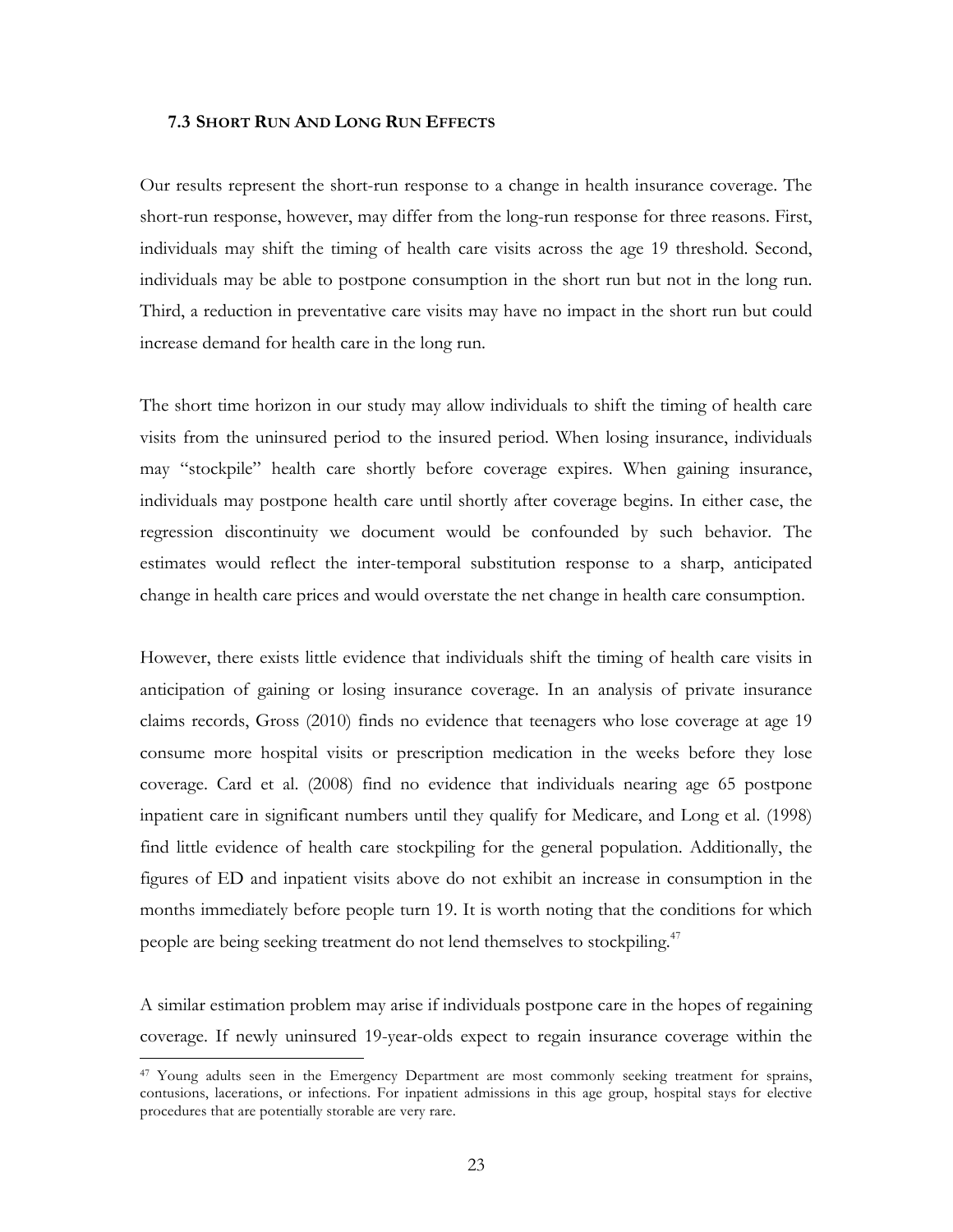### 7.3 SHORT RUN AND LONG RUN EFFECTS

Our results represent the short-run response to a change in health insurance coverage. The short-run response, however, may differ from the long-run response for three reasons. First, individuals may shift the timing of health care visits across the age 19 threshold. Second, individuals may be able to postpone consumption in the short run but not in the long run. Third, a reduction in preventative care visits may have no impact in the short run but could increase demand for health care in the long run.

The short time horizon in our study may allow individuals to shift the timing of health care visits from the uninsured period to the insured period. When losing insurance, individuals may "stockpile" health care shortly before coverage expires. When gaining insurance, individuals may postpone health care until shortly after coverage begins. In either case, the regression discontinuity we document would be confounded by such behavior. The estimates would reflect the inter-temporal substitution response to a sharp, anticipated change in health care prices and would overstate the net change in health care consumption.

However, there exists little evidence that individuals shift the timing of health care visits in anticipation of gaining or losing insurance coverage. In an analysis of private insurance claims records, Gross (2010) finds no evidence that teenagers who lose coverage at age 19 consume more hospital visits or prescription medication in the weeks before they lose coverage. Card et al. (2008) find no evidence that individuals nearing age 65 postpone inpatient care in significant numbers until they qualify for Medicare, and Long et al. (1998) find little evidence of health care stockpiling for the general population. Additionally, the figures of ED and inpatient visits above do not exhibit an increase in consumption in the months immediately before people turn 19. It is worth noting that the conditions for which people are being seeking treatment do not lend themselves to stockpiling.[47]

A similar estimation problem may arise if individuals postpone care in the hopes of regaining coverage. If newly uninsured 19-year-olds expect to regain insurance coverage within the

[47] Young adults seen in the Emergency Department are most commonly seeking treatment for sprains, contusions, lacerations, or infections. For inpatient admissions in this age group, hospital stays for elective procedures that are potentially storable are very rare.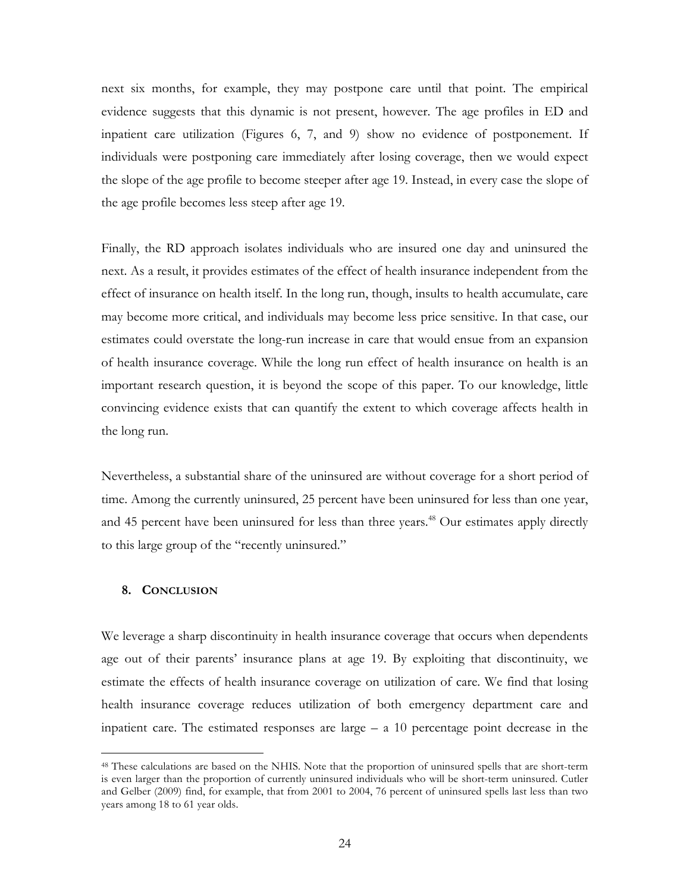next six months, for example, they may postpone care until that point. The empirical evidence suggests that this dynamic is not present, however. The age profiles in ED and inpatient care utilization (Figures 6, 7, and 9) show no evidence of postponement. If individuals were postponing care immediately after losing coverage, then we would expect the slope of the age profile to become steeper after age 19. Instead, in every case the slope of the age profile becomes less steep after age 19.

Finally, the RD approach isolates individuals who are insured one day and uninsured the next. As a result, it provides estimates of the effect of health insurance independent from the effect of insurance on health itself. In the long run, though, insults to health accumulate, care may become more critical, and individuals may become less price sensitive. In that case, our estimates could overstate the long-run increase in care that would ensue from an expansion of health insurance coverage. While the long run effect of health insurance on health is an important research question, it is beyond the scope of this paper. To our knowledge, little convincing evidence exists that can quantify the extent to which coverage affects health in the long run.

Nevertheless, a substantial share of the uninsured are without coverage for a short period of time. Among the currently uninsured, 25 percent have been uninsured for less than one year, and 45 percent have been uninsured for less than three years.[48] Our estimates apply directly to this large group of the "recently uninsured."

## 8. Conclusion

We leverage a sharp discontinuity in health insurance coverage that occurs when dependents age out of their parents' insurance plans at age 19. By exploiting that discontinuity, we estimate the effects of health insurance coverage on utilization of care. We find that losing health insurance coverage reduces utilization of both emergency department care and inpatient care. The estimated responses are large – a 10 percentage point decrease in the

[48] These calculations are based on the NHIS. Note that the proportion of uninsured spells that are short-term is even larger than the proportion of currently uninsured individuals who will be short-term uninsured. Cutler and Gelber (2009) find, for example, that from 2001 to 2004, 76 percent of uninsured spells last less than two years among 18 to 61 year olds.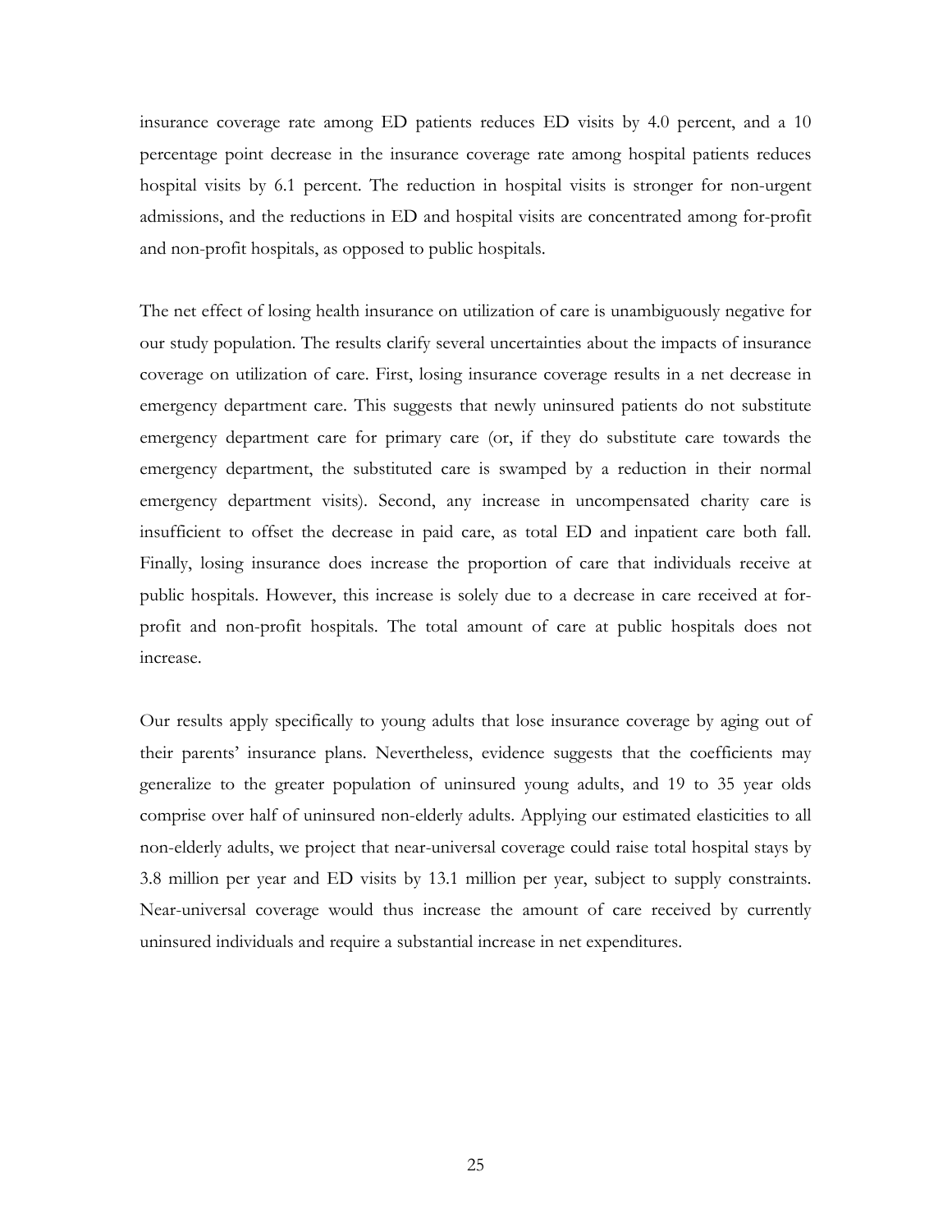insurance coverage rate among ED patients reduces ED visits by 4.0 percent, and a 10 percentage point decrease in the insurance coverage rate among hospital patients reduces hospital visits by 6.1 percent. The reduction in hospital visits is stronger for non-urgent admissions, and the reductions in ED and hospital visits are concentrated among for-profit and non-profit hospitals, as opposed to public hospitals.

The net effect of losing health insurance on utilization of care is unambiguously negative for our study population. The results clarify several uncertainties about the impacts of insurance coverage on utilization of care. First, losing insurance coverage results in a net decrease in emergency department care. This suggests that newly uninsured patients do not substitute emergency department care for primary care (or, if they do substitute care towards the emergency department, the substituted care is swamped by a reduction in their normal emergency department visits). Second, any increase in uncompensated charity care is insufficient to offset the decrease in paid care, as total ED and inpatient care both fall. Finally, losing insurance does increase the proportion of care that individuals receive at public hospitals. However, this increase is solely due to a decrease in care received at for-profit and non-profit hospitals. The total amount of care at public hospitals does not increase.

Our results apply specifically to young adults that lose insurance coverage by aging out of their parents' insurance plans. Nevertheless, evidence suggests that the coefficients may generalize to the greater population of uninsured young adults, and 19 to 35 year olds comprise over half of uninsured non-elderly adults. Applying our estimated elasticities to all non-elderly adults, we project that near-universal coverage could raise total hospital stays by 3.8 million per year and ED visits by 13.1 million per year, subject to supply constraints. Near-universal coverage would thus increase the amount of care received by currently uninsured individuals and require a substantial increase in net expenditures.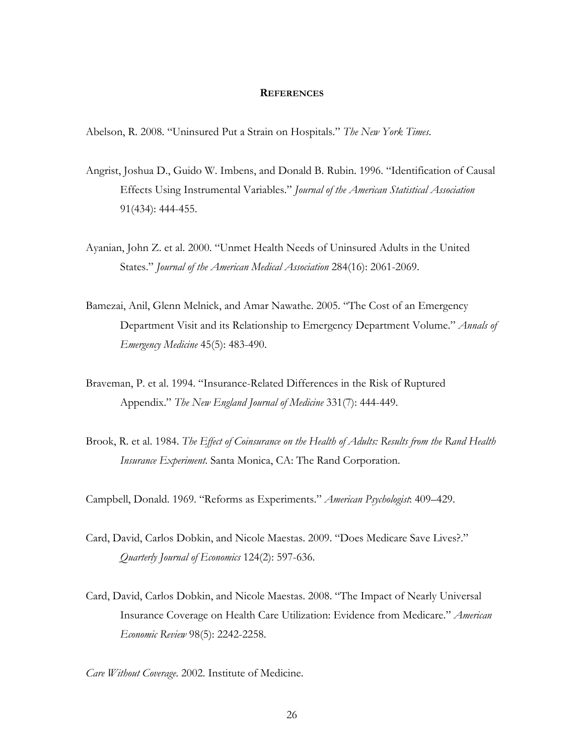## REFERENCES

Abelson, R. 2008. "Uninsured Put a Strain on Hospitals." *The New York Times*.

Angrist, Joshua D., Guido W. Imbens, and Donald B. Rubin. 1996. "Identification of Causal Effects Using Instrumental Variables." *Journal of the American Statistical Association* 91(434): 444-455.

Ayanian, John Z. et al. 2000. "Unmet Health Needs of Uninsured Adults in the United States." *Journal of the American Medical Association* 284(16): 2061-2069.

Bamezai, Anil, Glenn Melnick, and Amar Nawathe. 2005. "The Cost of an Emergency Department Visit and its Relationship to Emergency Department Volume." *Annals of Emergency Medicine* 45(5): 483-490.

Braveman, P. et al. 1994. "Insurance-Related Differences in the Risk of Ruptured Appendix." *The New England Journal of Medicine* 331(7): 444-449.

Brook, R. et al. 1984. *The Effect of Coinsurance on the Health of Adults: Results from the Rand Health Insurance Experiment*. Santa Monica, CA: The Rand Corporation.

Campbell, Donald. 1969. "Reforms as Experiments." *American Psychologist*: 409–429.

Card, David, Carlos Dobkin, and Nicole Maestas. 2009. "Does Medicare Save Lives?." *Quarterly Journal of Economics* 124(2): 597-636.

Card, David, Carlos Dobkin, and Nicole Maestas. 2008. "The Impact of Nearly Universal Insurance Coverage on Health Care Utilization: Evidence from Medicare." *American Economic Review* 98(5): 2242-2258.

*Care Without Coverage*. 2002. Institute of Medicine.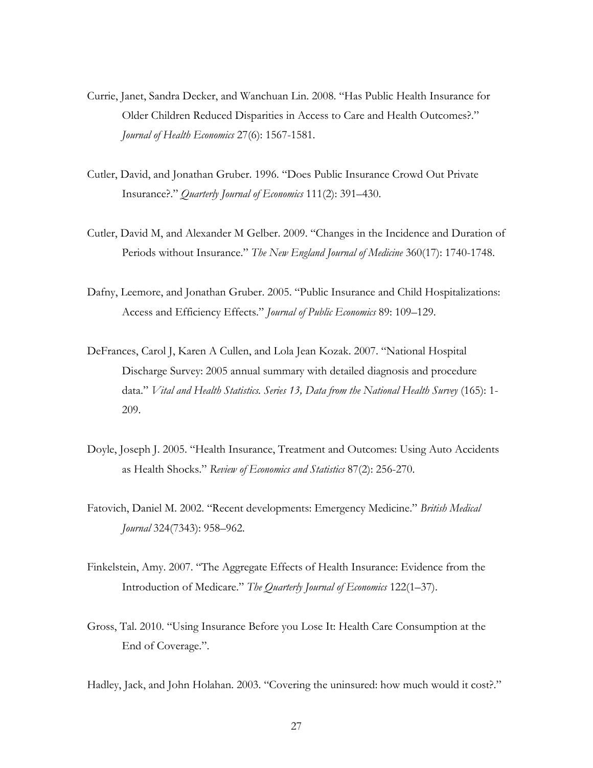Currie, Janet, Sandra Decker, and Wanchuan Lin. 2008. "Has Public Health Insurance for Older Children Reduced Disparities in Access to Care and Health Outcomes?." *Journal of Health Economics* 27(6): 1567-1581.

Cutler, David, and Jonathan Gruber. 1996. "Does Public Insurance Crowd Out Private Insurance?." *Quarterly Journal of Economics* 111(2): 391–430.

Cutler, David M, and Alexander M Gelber. 2009. "Changes in the Incidence and Duration of Periods without Insurance." *The New England Journal of Medicine* 360(17): 1740-1748.

Dafny, Leemore, and Jonathan Gruber. 2005. "Public Insurance and Child Hospitalizations: Access and Efficiency Effects." *Journal of Public Economics* 89: 109–129.

DeFrances, Carol J, Karen A Cullen, and Lola Jean Kozak. 2007. "National Hospital Discharge Survey: 2005 annual summary with detailed diagnosis and procedure data." *Vital and Health Statistics. Series 13, Data from the National Health Survey* (165): 1-209.

Doyle, Joseph J. 2005. "Health Insurance, Treatment and Outcomes: Using Auto Accidents as Health Shocks." *Review of Economics and Statistics* 87(2): 256-270.

Fatovich, Daniel M. 2002. "Recent developments: Emergency Medicine." *British Medical Journal* 324(7343): 958–962.

Finkelstein, Amy. 2007. "The Aggregate Effects of Health Insurance: Evidence from the Introduction of Medicare." *The Quarterly Journal of Economics* 122(1–37).

Gross, Tal. 2010. "Using Insurance Before you Lose It: Health Care Consumption at the End of Coverage.".

Hadley, Jack, and John Holahan. 2003. "Covering the uninsured: how much would it cost?."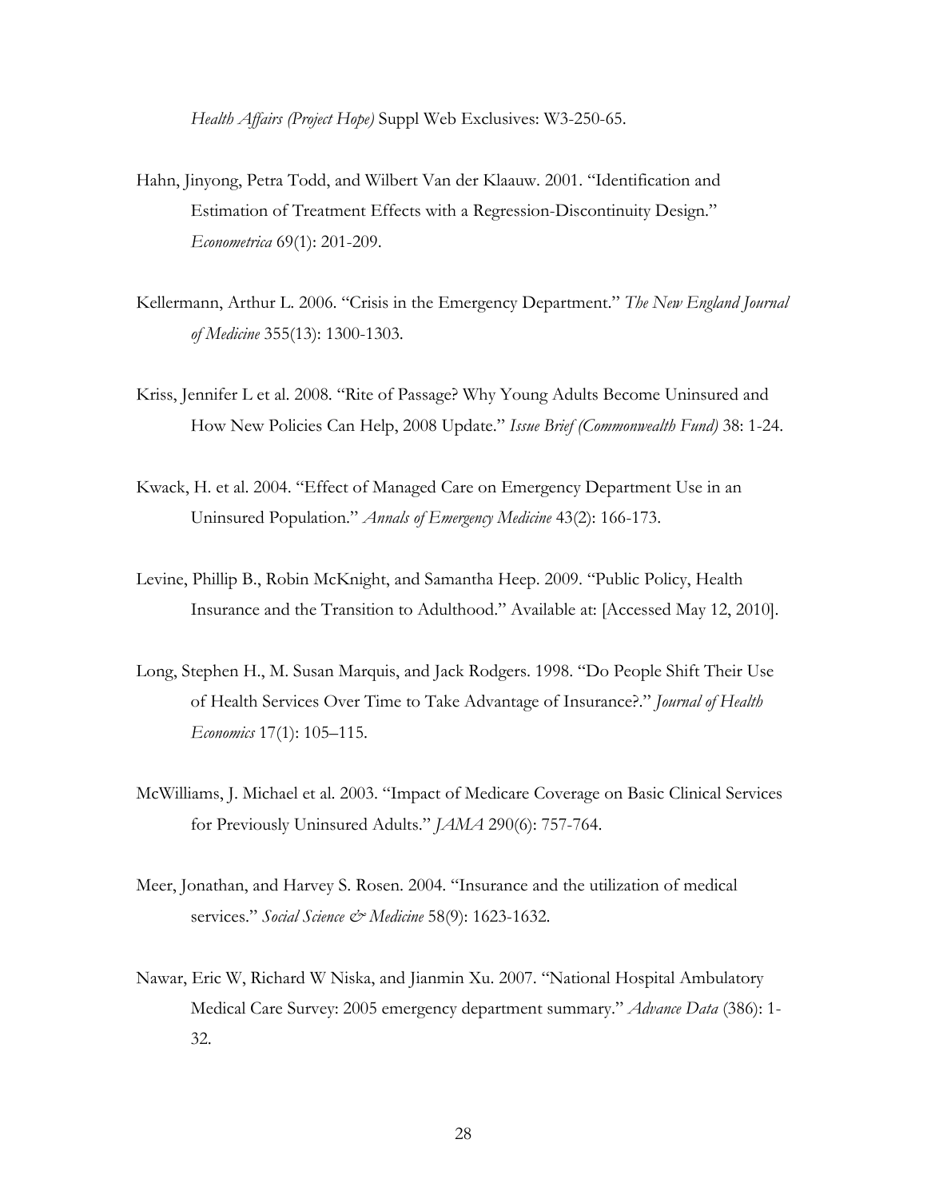*Health Affairs (Project Hope)* Suppl Web Exclusives: W3-250-65.

Hahn, Jinyong, Petra Todd, and Wilbert Van der Klaauw. 2001. "Identification and Estimation of Treatment Effects with a Regression-Discontinuity Design." *Econometrica* 69(1): 201-209.

Kellermann, Arthur L. 2006. "Crisis in the Emergency Department." *The New England Journal of Medicine* 355(13): 1300-1303.

Kriss, Jennifer L et al. 2008. "Rite of Passage? Why Young Adults Become Uninsured and How New Policies Can Help, 2008 Update." *Issue Brief (Commonwealth Fund)* 38: 1-24.

Kwack, H. et al. 2004. "Effect of Managed Care on Emergency Department Use in an Uninsured Population." *Annals of Emergency Medicine* 43(2): 166-173.

Levine, Phillip B., Robin McKnight, and Samantha Heep. 2009. "Public Policy, Health Insurance and the Transition to Adulthood." Available at: [Accessed May 12, 2010].

Long, Stephen H., M. Susan Marquis, and Jack Rodgers. 1998. "Do People Shift Their Use of Health Services Over Time to Take Advantage of Insurance?." *Journal of Health Economics* 17(1): 105–115.

McWilliams, J. Michael et al. 2003. "Impact of Medicare Coverage on Basic Clinical Services for Previously Uninsured Adults." *JAMA* 290(6): 757-764.

Meer, Jonathan, and Harvey S. Rosen. 2004. "Insurance and the utilization of medical services." *Social Science & Medicine* 58(9): 1623-1632.

Nawar, Eric W, Richard W Niska, and Jianmin Xu. 2007. "National Hospital Ambulatory Medical Care Survey: 2005 emergency department summary." *Advance Data* (386): 1-32.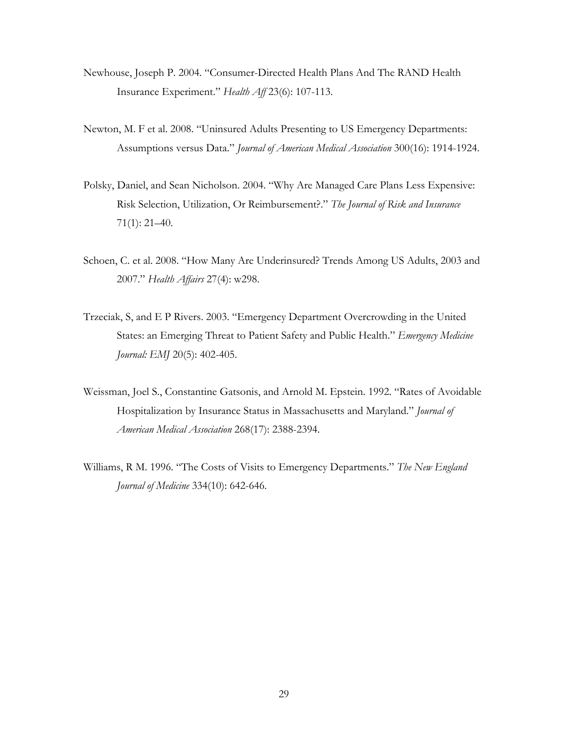Newhouse, Joseph P. 2004. "Consumer-Directed Health Plans And The RAND Health Insurance Experiment." *Health Aff* 23(6): 107-113.

Newton, M. F et al. 2008. "Uninsured Adults Presenting to US Emergency Departments: Assumptions versus Data." *Journal of American Medical Association* 300(16): 1914-1924.

Polsky, Daniel, and Sean Nicholson. 2004. "Why Are Managed Care Plans Less Expensive: Risk Selection, Utilization, Or Reimbursement?." *The Journal of Risk and Insurance* 71(1): 21–40.

Schoen, C. et al. 2008. "How Many Are Underinsured? Trends Among US Adults, 2003 and 2007." *Health Affairs* 27(4): w298.

Trzeciak, S, and E P Rivers. 2003. "Emergency Department Overcrowding in the United States: an Emerging Threat to Patient Safety and Public Health." *Emergency Medicine Journal: EMJ* 20(5): 402-405.

Weissman, Joel S., Constantine Gatsonis, and Arnold M. Epstein. 1992. "Rates of Avoidable Hospitalization by Insurance Status in Massachusetts and Maryland." *Journal of American Medical Association* 268(17): 2388-2394.

Williams, R M. 1996. "The Costs of Visits to Emergency Departments." *The New England Journal of Medicine* 334(10): 642-646.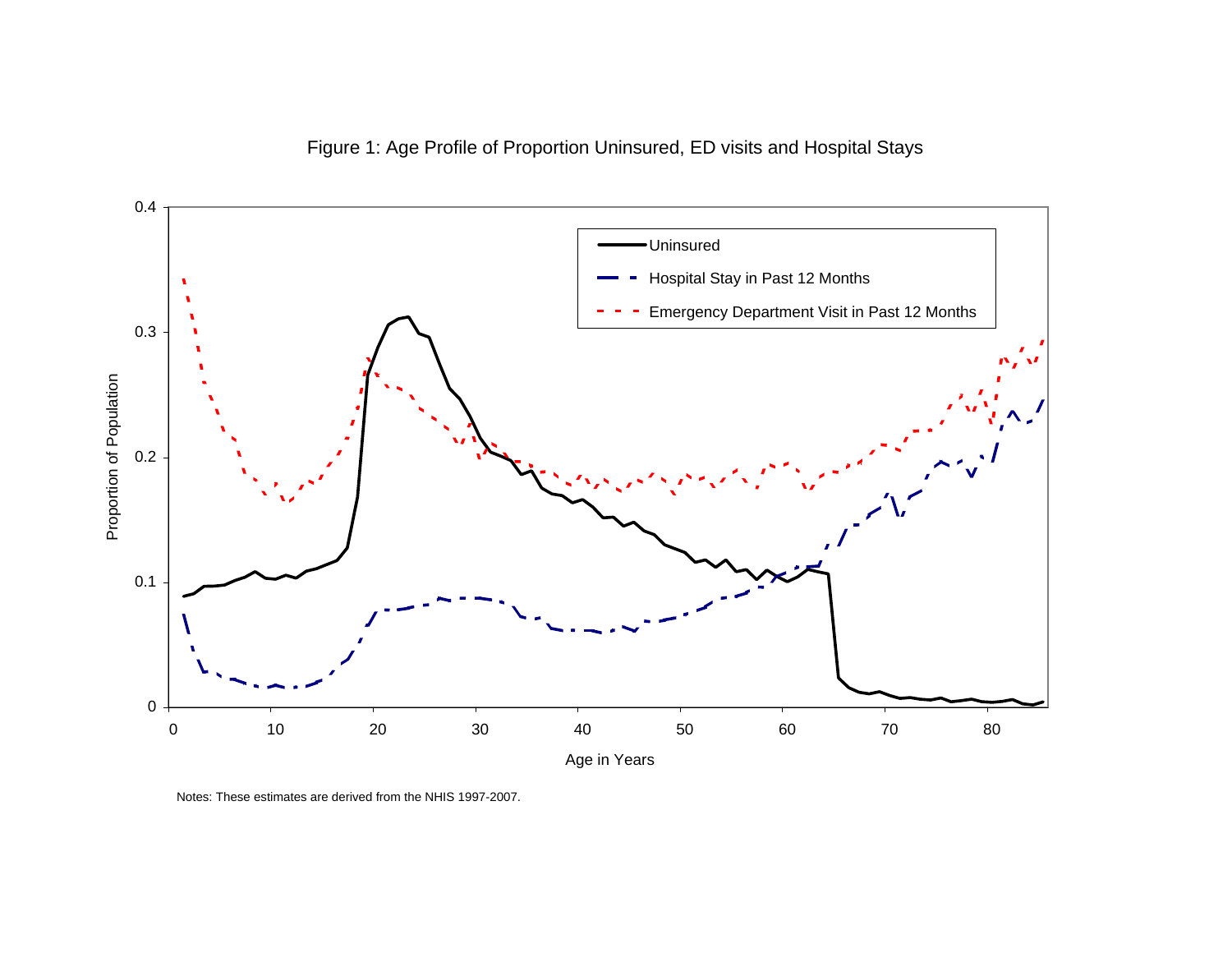Figure 1: Age Profile of Proportion Uninsured, ED visits and Hospital Stays

Notes: These estimates are derived from the NHIS 1997-2007.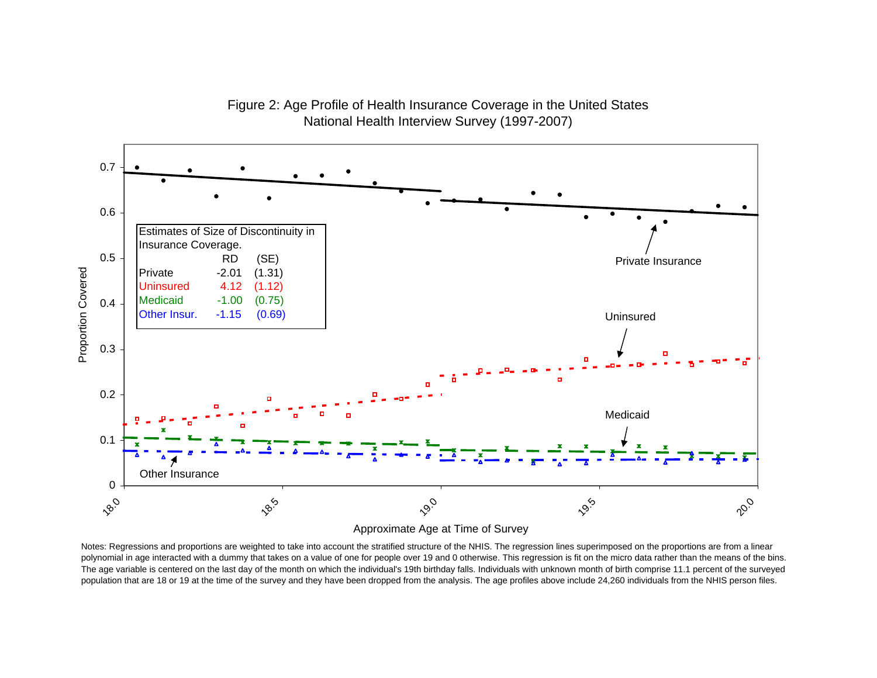Figure 2: Age Profile of Health Insurance Coverage in the United States
National Health Interview Survey (1997-2007)

| Estimates of Size of Discontinuity in Insurance Coverage. | RD | (SE) |
|---|---|---|
| Private | -2.01 | (1.31) |
| Uninsured | 4.12 | (1.12) |
| Medicaid | -1.00 | (0.75) |
| Other Insur. | -1.15 | (0.69) |

Notes: Regressions and proportions are weighted to take into account the stratified structure of the NHIS. The regression lines superimposed on the proportions are from a linear polynomial in age interacted with a dummy that takes on a value of one for people over 19 and 0 otherwise. This regression is fit on the micro data rather than the means of the bins. The age variable is centered on the last day of the month on which the individual's 19th birthday falls. Individuals with unknown month of birth comprise 11.1 percent of the surveyed population that are 18 or 19 at the time of the survey and they have been dropped from the analysis. The age profiles above include 24,260 individuals from the NHIS person files.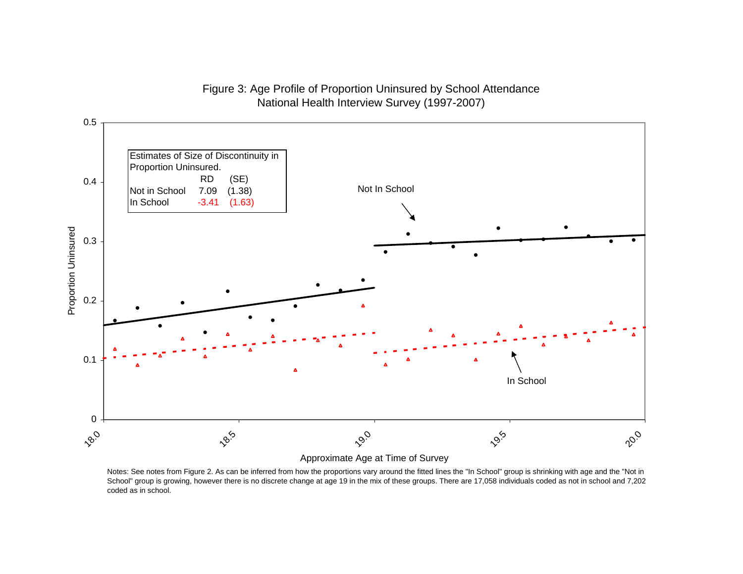Figure 3: Age Profile of Proportion Uninsured by School Attendance
National Health Interview Survey (1997-2007)

Estimates of Size of Discontinuity in Proportion Uninsured.

| | RD | (SE) |
|---|---|---|
| Not in School | 7.09 | (1.38) |
| In School | -3.41 | (1.63) |

Notes: See notes from Figure 2. As can be inferred from how the proportions vary around the fitted lines the "In School" group is shrinking with age and the "Not in School" group is growing, however there is no discrete change at age 19 in the mix of these groups. There are 17,058 individuals coded as not in school and 7,202 coded as in school.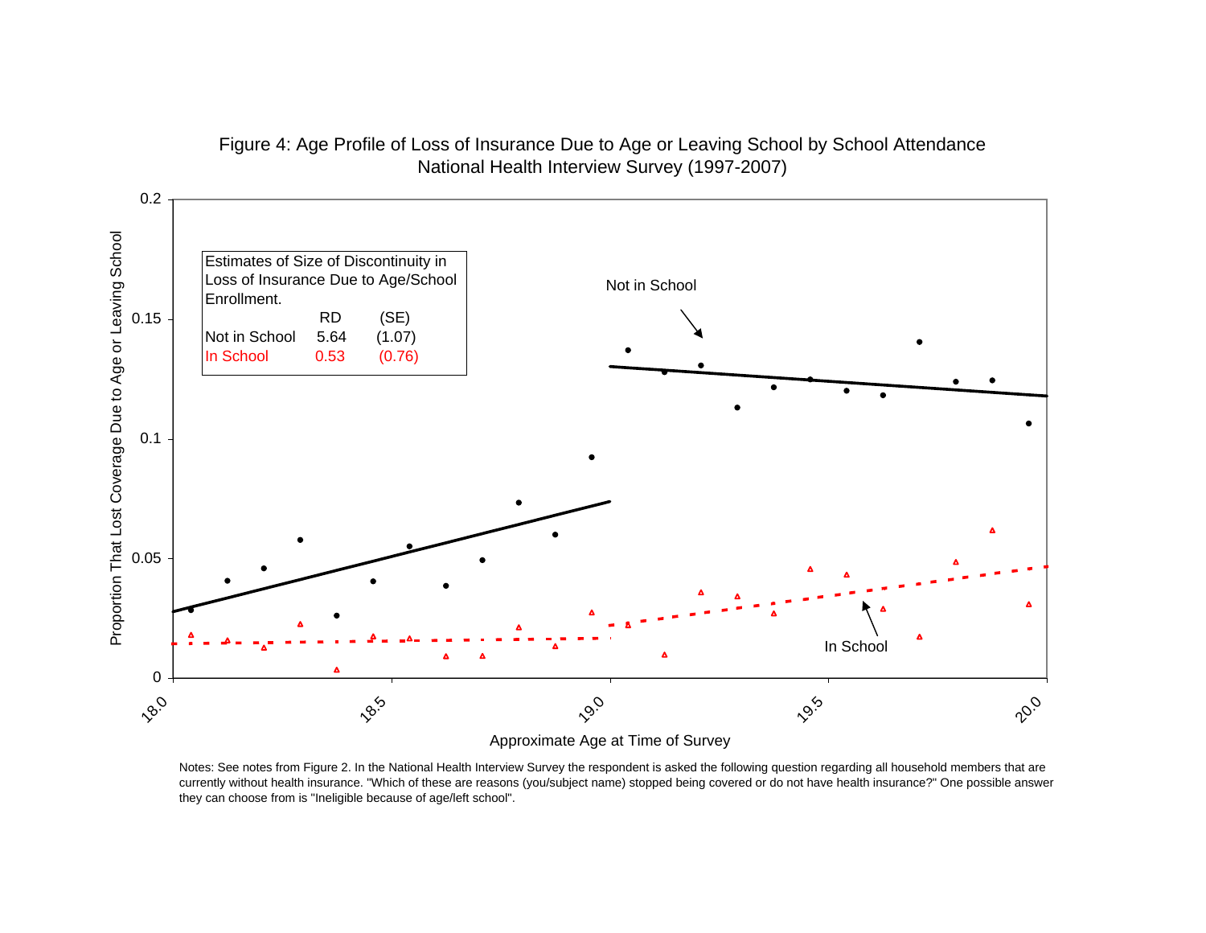Figure 4: Age Profile of Loss of Insurance Due to Age or Leaving School by School Attendance
National Health Interview Survey (1997-2007)

Estimates of Size of Discontinuity in Loss of Insurance Due to Age/School Enrollment.

| | RD | (SE) |
|---|---|---|
| Not in School | 5.64 | (1.07) |
| In School | 0.53 | (0.76) |

Notes: See notes from Figure 2. In the National Health Interview Survey the respondent is asked the following question regarding all household members that are currently without health insurance. "Which of these are reasons (you/subject name) stopped being covered or do not have health insurance?" One possible answer they can choose from is "Ineligible because of age/left school".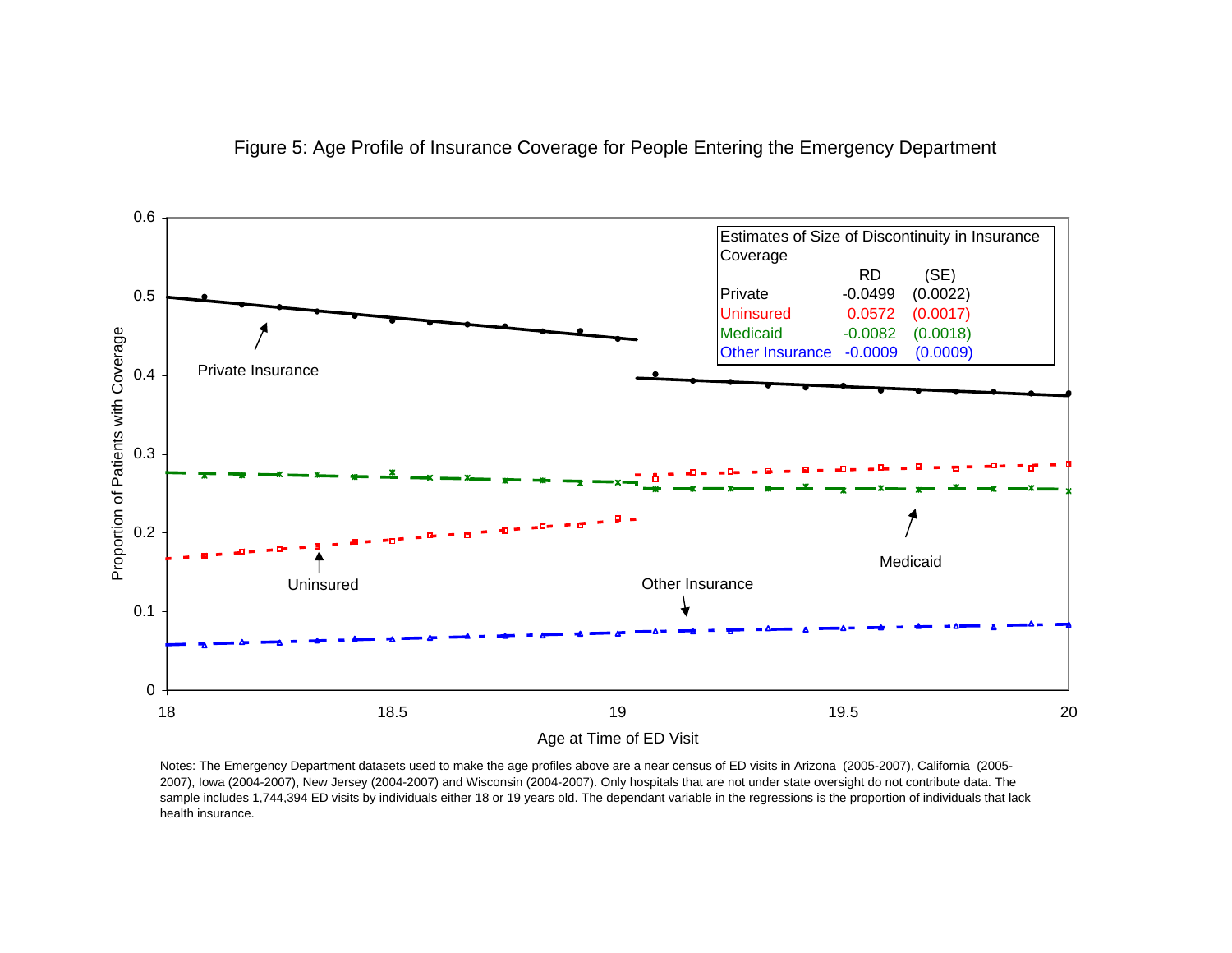Figure 5: Age Profile of Insurance Coverage for People Entering the Emergency Department

Estimates of Size of Discontinuity in Insurance Coverage

| | RD | (SE) |
| --- | --- | --- |
| Private | -0.0499 | (0.0022) |
| Uninsured | 0.0572 | (0.0017) |
| Medicaid | -0.0082 | (0.0018) |
| Other Insurance | -0.0009 | (0.0009) |

Notes: The Emergency Department datasets used to make the age profiles above are a near census of ED visits in Arizona (2005-2007), California (2005-2007), Iowa (2004-2007), New Jersey (2004-2007) and Wisconsin (2004-2007). Only hospitals that are not under state oversight do not contribute data. The sample includes 1,744,394 ED visits by individuals either 18 or 19 years old. The dependant variable in the regressions is the proportion of individuals that lack health insurance.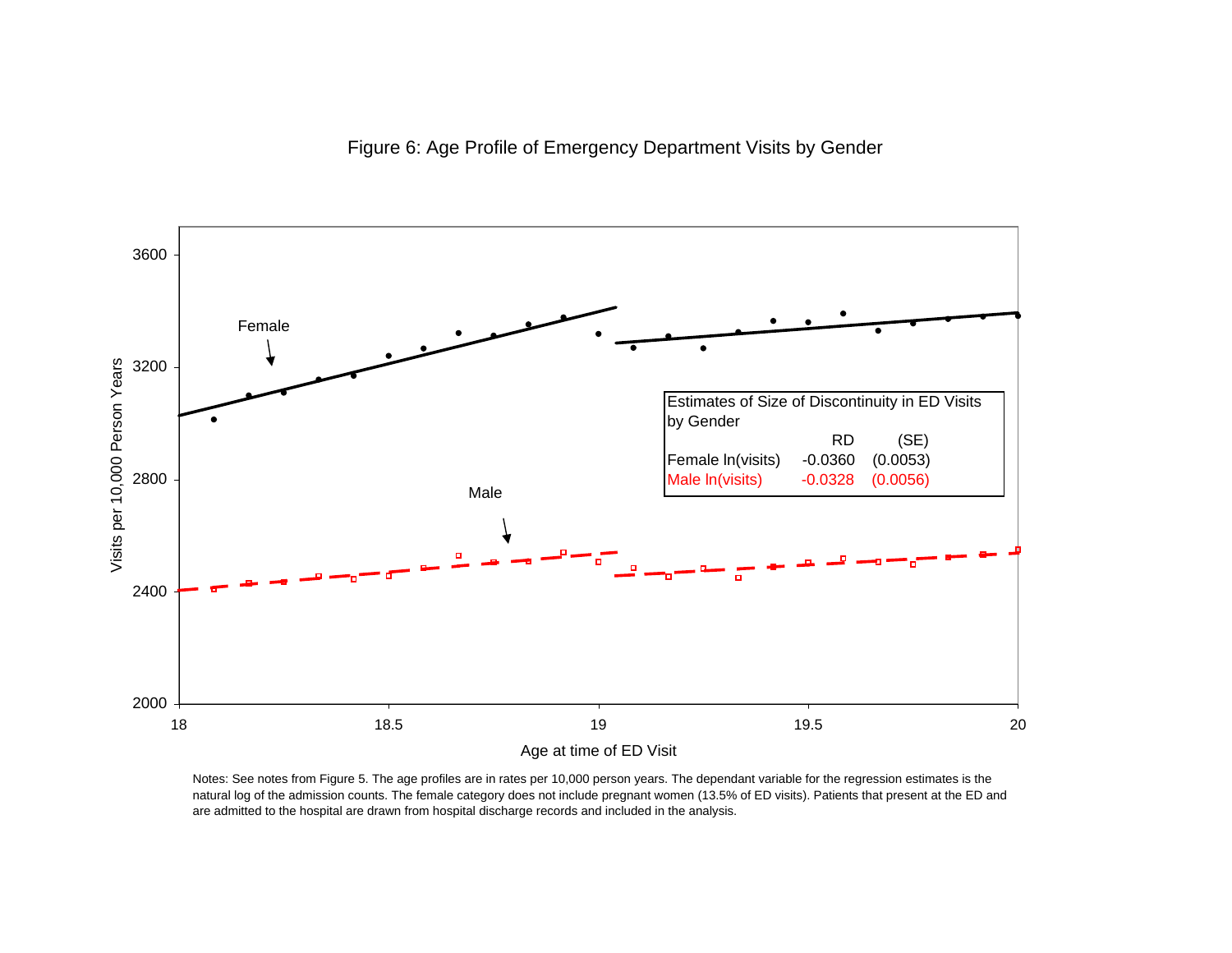Figure 6: Age Profile of Emergency Department Visits by Gender

Estimates of Size of Discontinuity in ED Visits by Gender

|  | RD | (SE) |
|---|---|---|
| Female ln(visits) | -0.0360 | (0.0053) |
| Male ln(visits) | -0.0328 | (0.0056) |

Notes: See notes from Figure 5. The age profiles are in rates per 10,000 person years. The dependant variable for the regression estimates is the natural log of the admission counts. The female category does not include pregnant women (13.5% of ED visits). Patients that present at the ED and are admitted to the hospital are drawn from hospital discharge records and included in the analysis.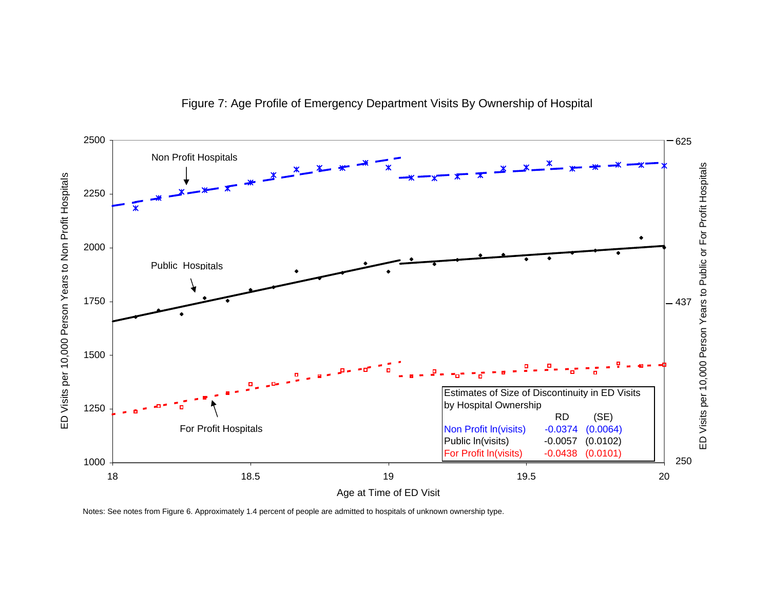Figure 7: Age Profile of Emergency Department Visits By Ownership of Hospital

Estimates of Size of Discontinuity in ED Visits by Hospital Ownership

| | RD | (SE) |
|---|---|---|
| Non Profit ln(visits) | -0.0374 | (0.0064) |
| Public ln(visits) | -0.0057 | (0.0102) |
| For Profit ln(visits) | -0.0438 | (0.0101) |

Notes: See notes from Figure 6. Approximately 1.4 percent of people are admitted to hospitals of unknown ownership type.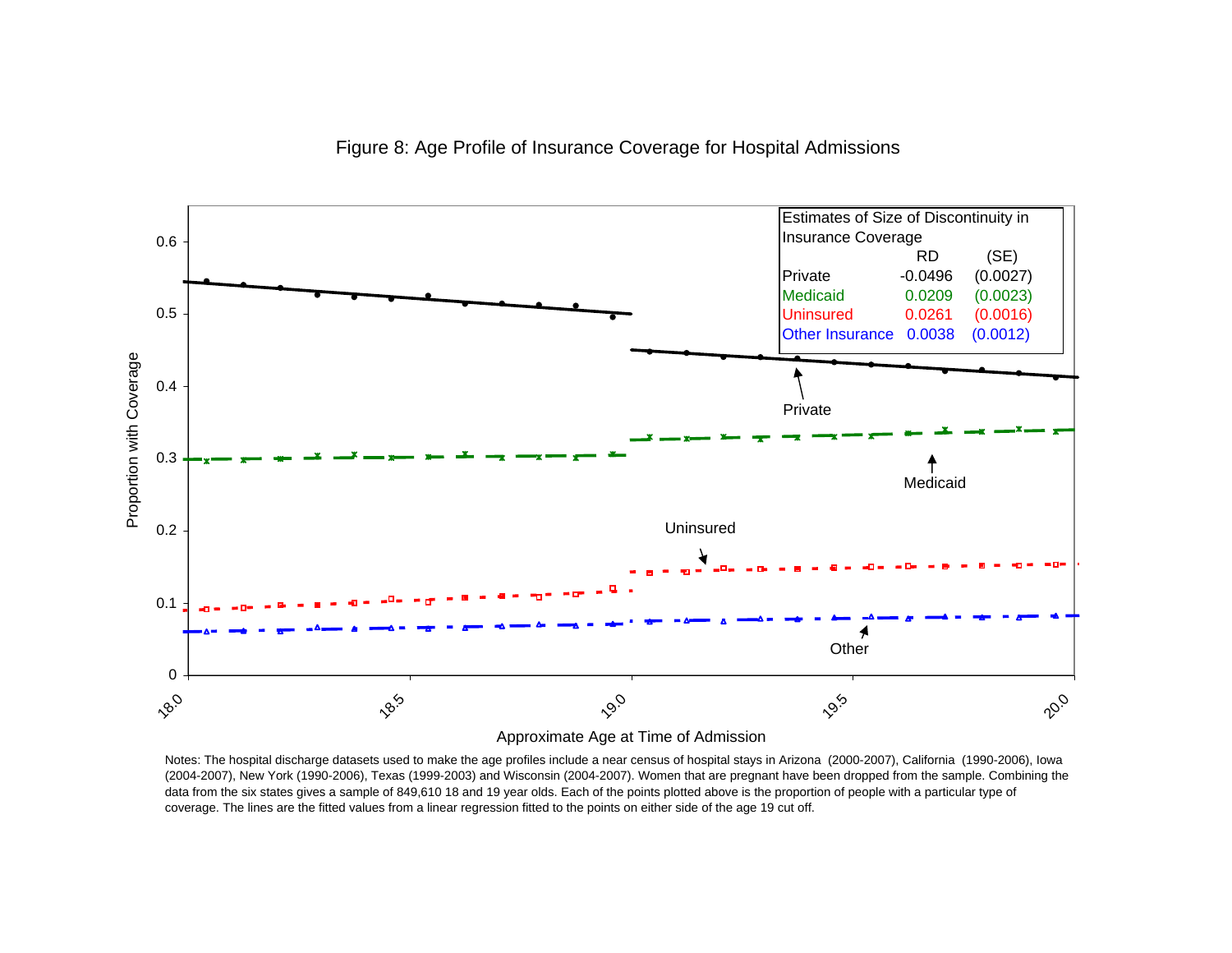Figure 8: Age Profile of Insurance Coverage for Hospital Admissions

| Estimates of Size of Discontinuity in Insurance Coverage | RD | (SE) |
|---|---|---|
| Private | -0.0496 | (0.0027) |
| Medicaid | 0.0209 | (0.0023) |
| Uninsured | 0.0261 | (0.0016) |
| Other Insurance | 0.0038 | (0.0012) |

Notes: The hospital discharge datasets used to make the age profiles include a near census of hospital stays in Arizona (2000-2007), California (1990-2006), Iowa (2004-2007), New York (1990-2006), Texas (1999-2003) and Wisconsin (2004-2007). Women that are pregnant have been dropped from the sample. Combining the data from the six states gives a sample of 849,610 18 and 19 year olds. Each of the points plotted above is the proportion of people with a particular type of coverage. The lines are the fitted values from a linear regression fitted to the points on either side of the age 19 cut off.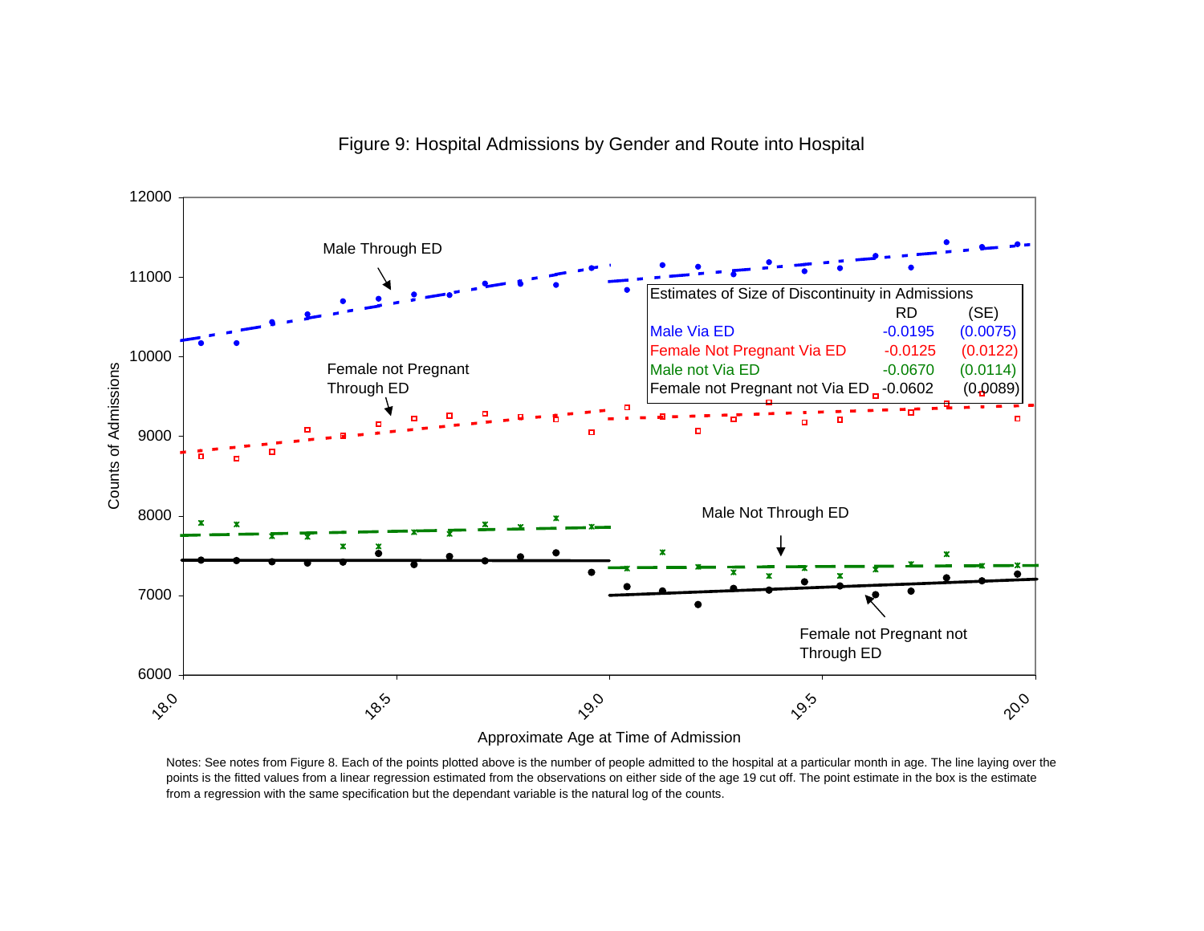Figure 9: Hospital Admissions by Gender and Route into Hospital

| Estimates of Size of Discontinuity in Admissions | RD | (SE) |
|---|---|---|
| Male Via ED | -0.0195 | (0.0075) |
| Female Not Pregnant Via ED | -0.0125 | (0.0122) |
| Male not Via ED | -0.0670 | (0.0114) |
| Female not Pregnant not Via ED | -0.0602 | (0.0089) |

Notes: See notes from Figure 8. Each of the points plotted above is the number of people admitted to the hospital at a particular month in age. The line laying over the points is the fitted values from a linear regression estimated from the observations on either side of the age 19 cut off. The point estimate in the box is the estimate from a regression with the same specification but the dependant variable is the natural log of the counts.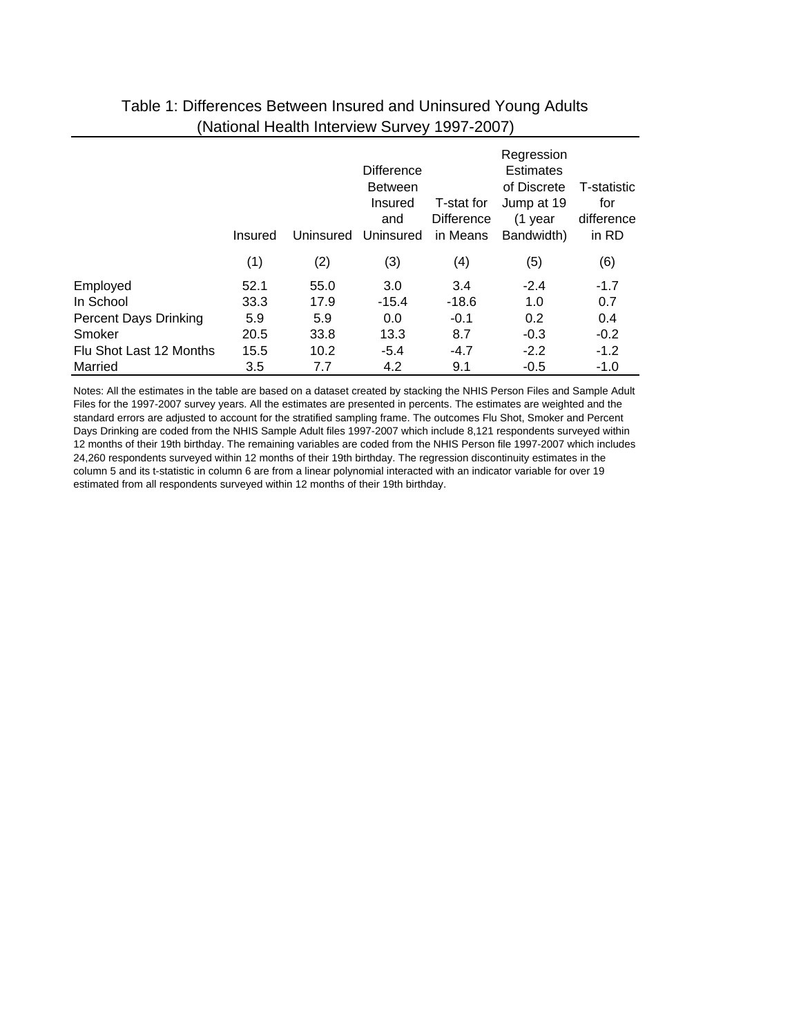Table 1: Differences Between Insured and Uninsured Young Adults (National Health Interview Survey 1997-2007)

| | Insured | Uninsured | Difference Between Insured and Uninsured | T-stat for Difference in Means | Regression Estimates of Discrete Jump at 19 (1 year Bandwidth) | T-statistic for difference in RD |
|---|---|---|---|---|---|---|
| | (1) | (2) | (3) | (4) | (5) | (6) |
| Employed | 52.1 | 55.0 | 3.0 | 3.4 | -2.4 | -1.7 |
| In School | 33.3 | 17.9 | -15.4 | -18.6 | 1.0 | 0.7 |
| Percent Days Drinking | 5.9 | 5.9 | 0.0 | -0.1 | 0.2 | 0.4 |
| Smoker | 20.5 | 33.8 | 13.3 | 8.7 | -0.3 | -0.2 |
| Flu Shot Last 12 Months | 15.5 | 10.2 | -5.4 | -4.7 | -2.2 | -1.2 |
| Married | 3.5 | 7.7 | 4.2 | 9.1 | -0.5 | -1.0 |

Notes: All the estimates in the table are based on a dataset created by stacking the NHIS Person Files and Sample Adult Files for the 1997-2007 survey years. All the estimates are presented in percents. The estimates are weighted and the standard errors are adjusted to account for the stratified sampling frame. The outcomes Flu Shot, Smoker and Percent Days Drinking are coded from the NHIS Sample Adult files 1997-2007 which include 8,121 respondents surveyed within 12 months of their 19th birthday. The remaining variables are coded from the NHIS Person file 1997-2007 which includes 24,260 respondents surveyed within 12 months of their 19th birthday. The regression discontinuity estimates in the column 5 and its t-statistic in column 6 are from a linear polynomial interacted with an indicator variable for over 19 estimated from all respondents surveyed within 12 months of their 19th birthday.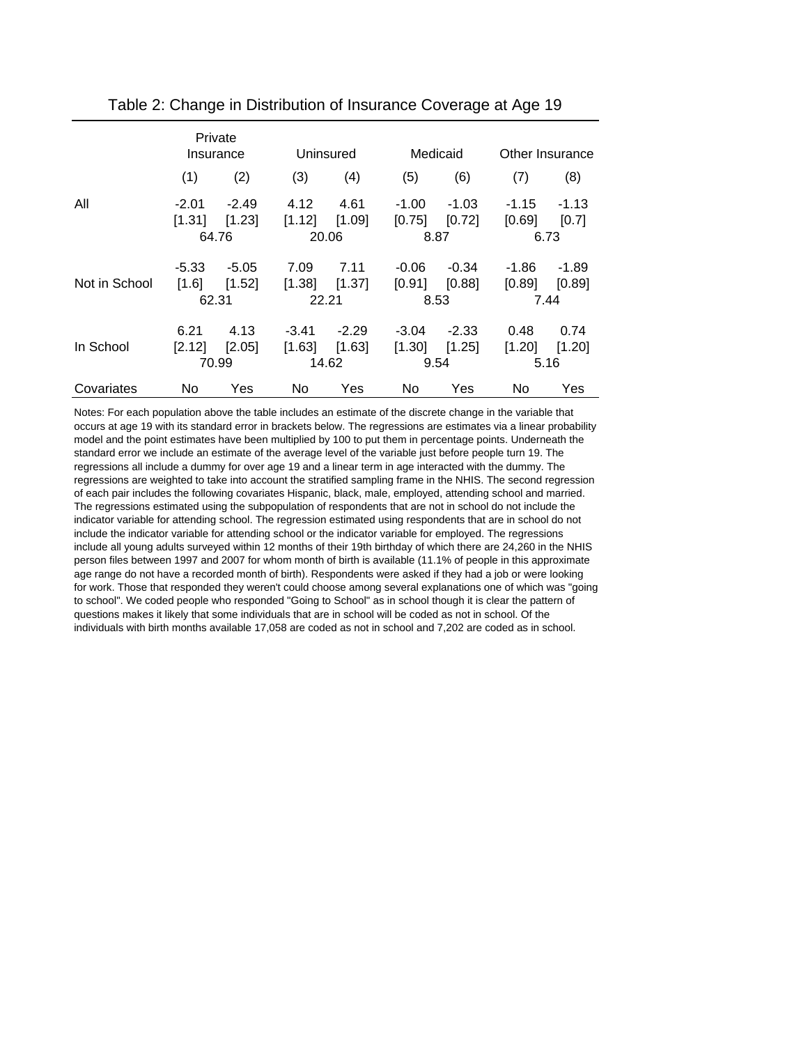Table 2: Change in Distribution of Insurance Coverage at Age 19

| | Private Insurance | | Uninsured | | Medicaid | | Other Insurance | |
|---|---|---|---|---|---|---|---|---|
| | (1) | (2) | (3) | (4) | (5) | (6) | (7) | (8) |
| All | -2.01 | -2.49 | 4.12 | 4.61 | -1.00 | -1.03 | -1.15 | -1.13 |
| | [1.31] | [1.23] | [1.12] | [1.09] | [0.75] | [0.72] | [0.69] | [0.7] |
| | 64.76 | | 20.06 | | 8.87 | | 6.73 | |
| Not in School | -5.33 | -5.05 | 7.09 | 7.11 | -0.06 | -0.34 | -1.86 | -1.89 |
| | [1.6] | [1.52] | [1.38] | [1.37] | [0.91] | [0.88] | [0.89] | [0.89] |
| | 62.31 | | 22.21 | | 8.53 | | 7.44 | |
| In School | 6.21 | 4.13 | -3.41 | -2.29 | -3.04 | -2.33 | 0.48 | 0.74 |
| | [2.12] | [2.05] | [1.63] | [1.63] | [1.30] | [1.25] | [1.20] | [1.20] |
| | 70.99 | | 14.62 | | 9.54 | | 5.16 | |
| Covariates | No | Yes | No | Yes | No | Yes | No | Yes |

Notes: For each population above the table includes an estimate of the discrete change in the variable that occurs at age 19 with its standard error in brackets below. The regressions are estimates via a linear probability model and the point estimates have been multiplied by 100 to put them in percentage points. Underneath the standard error we include an estimate of the average level of the variable just before people turn 19. The regressions all include a dummy for over age 19 and a linear term in age interacted with the dummy. The regressions are weighted to take into account the stratified sampling frame in the NHIS. The second regression of each pair includes the following covariates Hispanic, black, male, employed, attending school and married. The regressions estimated using the subpopulation of respondents that are not in school do not include the indicator variable for attending school. The regression estimated using respondents that are in school do not include the indicator variable for attending school or the indicator variable for employed. The regressions include all young adults surveyed within 12 months of their 19th birthday of which there are 24,260 in the NHIS person files between 1997 and 2007 for whom month of birth is available (11.1% of people in this approximate age range do not have a recorded month of birth). Respondents were asked if they had a job or were looking for work. Those that responded they weren't could choose among several explanations one of which was "going to school". We coded people who responded "Going to School" as in school though it is clear the pattern of questions makes it likely that some individuals that are in school will be coded as not in school. Of the individuals with birth months available 17,058 are coded as not in school and 7,202 are coded as in school.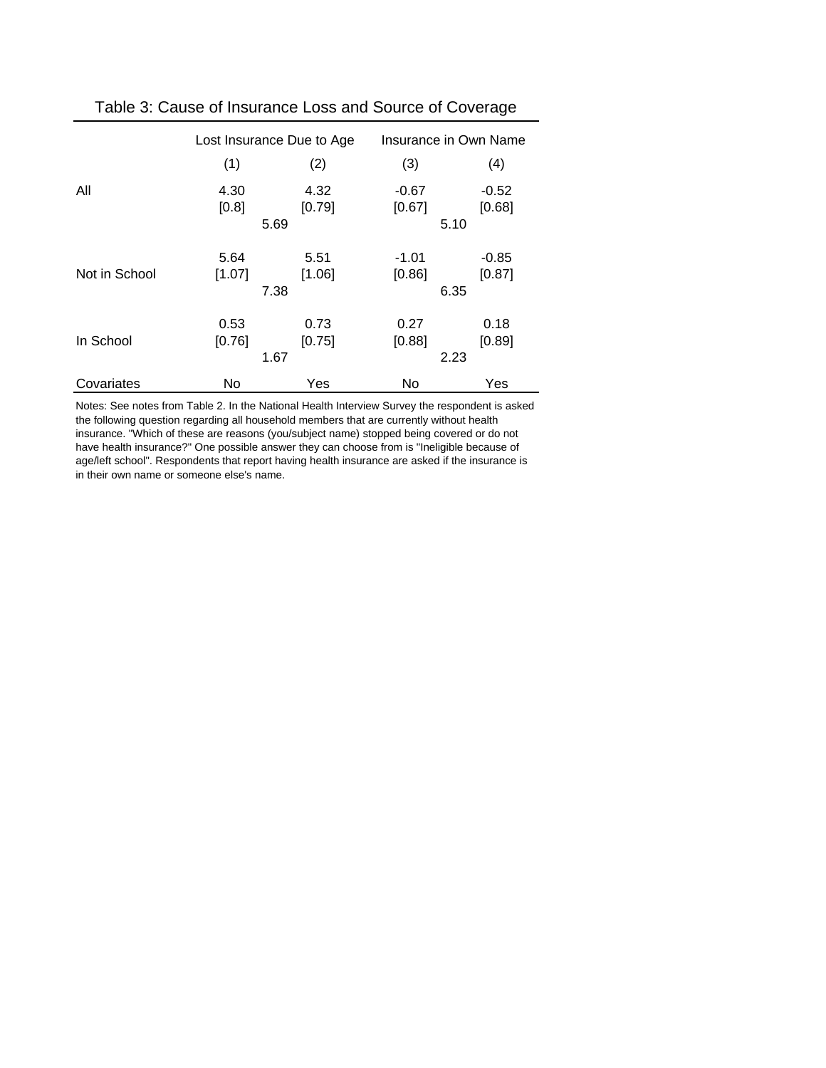Table 3: Cause of Insurance Loss and Source of Coverage

| | Lost Insurance Due to Age | | Insurance in Own Name | |
|---|---|---|---|---|
| | (1) | (2) | (3) | (4) |
| All | 4.30 | 4.32 | -0.67 | -0.52 |
| | [0.8] | [0.79] | [0.67] | [0.68] |
| | 5.69 | | 5.10 | |
| Not in School | 5.64 | 5.51 | -1.01 | -0.85 |
| | [1.07] | [1.06] | [0.86] | [0.87] |
| | 7.38 | | 6.35 | |
| In School | 0.53 | 0.73 | 0.27 | 0.18 |
| | [0.76] | [0.75] | [0.88] | [0.89] |
| | 1.67 | | 2.23 | |
| Covariates | No | Yes | No | Yes |

Notes: See notes from Table 2. In the National Health Interview Survey the respondent is asked the following question regarding all household members that are currently without health insurance. "Which of these are reasons (you/subject name) stopped being covered or do not have health insurance?" One possible answer they can choose from is "Ineligible because of age/left school". Respondents that report having health insurance are asked if the insurance is in their own name or someone else's name.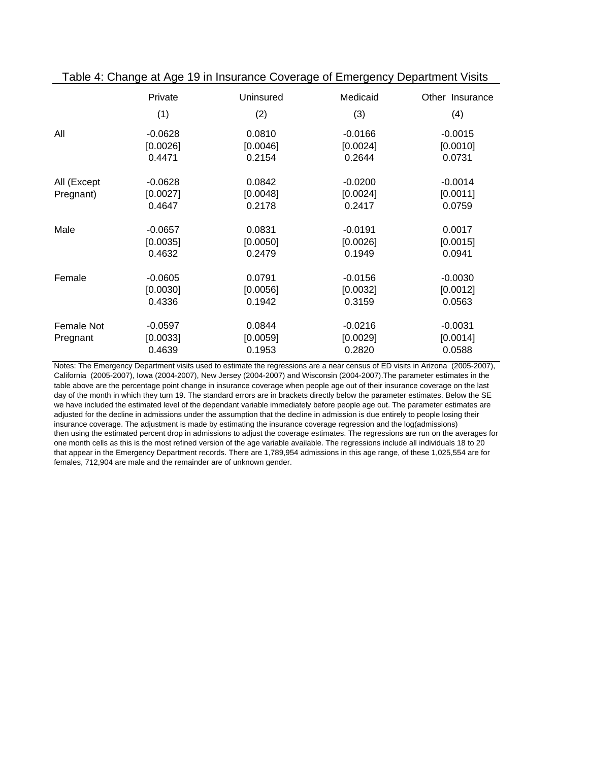Table 4: Change at Age 19 in Insurance Coverage of Emergency Department Visits

| | Private | Uninsured | Medicaid | Other Insurance |
|---|---|---|---|---|
| | (1) | (2) | (3) | (4) |
| All | -0.0628 | 0.0810 | -0.0166 | -0.0015 |
| | [0.0026] | [0.0046] | [0.0024] | [0.0010] |
| | 0.4471 | 0.2154 | 0.2644 | 0.0731 |
| All (Except Pregnant) | -0.0628 | 0.0842 | -0.0200 | -0.0014 |
| | [0.0027] | [0.0048] | [0.0024] | [0.0011] |
| | 0.4647 | 0.2178 | 0.2417 | 0.0759 |
| Male | -0.0657 | 0.0831 | -0.0191 | 0.0017 |
| | [0.0035] | [0.0050] | [0.0026] | [0.0015] |
| | 0.4632 | 0.2479 | 0.1949 | 0.0941 |
| Female | -0.0605 | 0.0791 | -0.0156 | -0.0030 |
| | [0.0030] | [0.0056] | [0.0032] | [0.0012] |
| | 0.4336 | 0.1942 | 0.3159 | 0.0563 |
| Female Not Pregnant | -0.0597 | 0.0844 | -0.0216 | -0.0031 |
| | [0.0033] | [0.0059] | [0.0029] | [0.0014] |
| | 0.4639 | 0.1953 | 0.2820 | 0.0588 |

Notes: The Emergency Department visits used to estimate the regressions are a near census of ED visits in Arizona (2005-2007), California (2005-2007), Iowa (2004-2007), New Jersey (2004-2007) and Wisconsin (2004-2007).The parameter estimates in the table above are the percentage point change in insurance coverage when people age out of their insurance coverage on the last day of the month in which they turn 19. The standard errors are in brackets directly below the parameter estimates. Below the SE we have included the estimated level of the dependant variable immediately before people age out. The parameter estimates are adjusted for the decline in admissions under the assumption that the decline in admission is due entirely to people losing their insurance coverage. The adjustment is made by estimating the insurance coverage regression and the log(admissions) then using the estimated percent drop in admissions to adjust the coverage estimates. The regressions are run on the averages for one month cells as this is the most refined version of the age variable available. The regressions include all individuals 18 to 20 that appear in the Emergency Department records. There are 1,789,954 admissions in this age range, of these 1,025,554 are for females, 712,904 are male and the remainder are of unknown gender.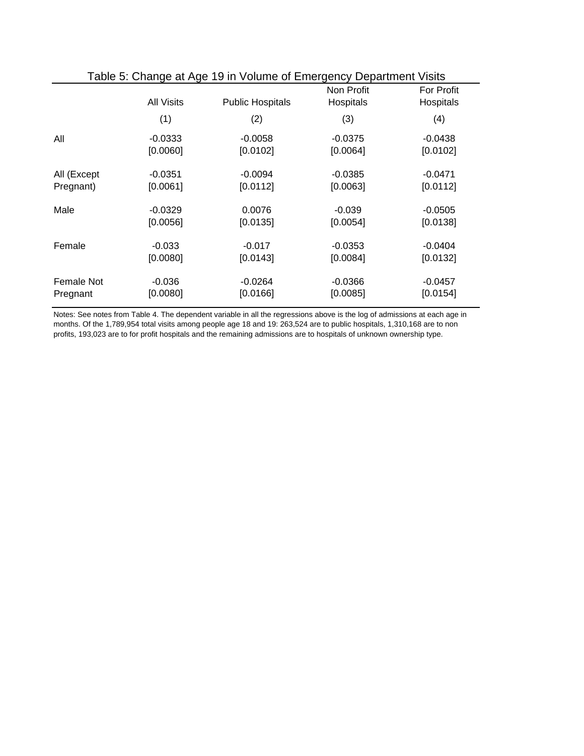Table 5: Change at Age 19 in Volume of Emergency Department Visits

| | All Visits | Public Hospitals | Non Profit Hospitals | For Profit Hospitals |
|---|---|---|---|---|
| | (1) | (2) | (3) | (4) |
| All | -0.0333 | -0.0058 | -0.0375 | -0.0438 |
| | [0.0060] | [0.0102] | [0.0064] | [0.0102] |
| All (Except Pregnant) | -0.0351 | -0.0094 | -0.0385 | -0.0471 |
| | [0.0061] | [0.0112] | [0.0063] | [0.0112] |
| Male | -0.0329 | 0.0076 | -0.039 | -0.0505 |
| | [0.0056] | [0.0135] | [0.0054] | [0.0138] |
| Female | -0.033 | -0.017 | -0.0353 | -0.0404 |
| | [0.0080] | [0.0143] | [0.0084] | [0.0132] |
| Female Not Pregnant | -0.036 | -0.0264 | -0.0366 | -0.0457 |
| | [0.0080] | [0.0166] | [0.0085] | [0.0154] |

Notes: See notes from Table 4. The dependent variable in all the regressions above is the log of admissions at each age in months. Of the 1,789,954 total visits among people age 18 and 19: 263,524 are to public hospitals, 1,310,168 are to non profits, 193,023 are to for profit hospitals and the remaining admissions are to hospitals of unknown ownership type.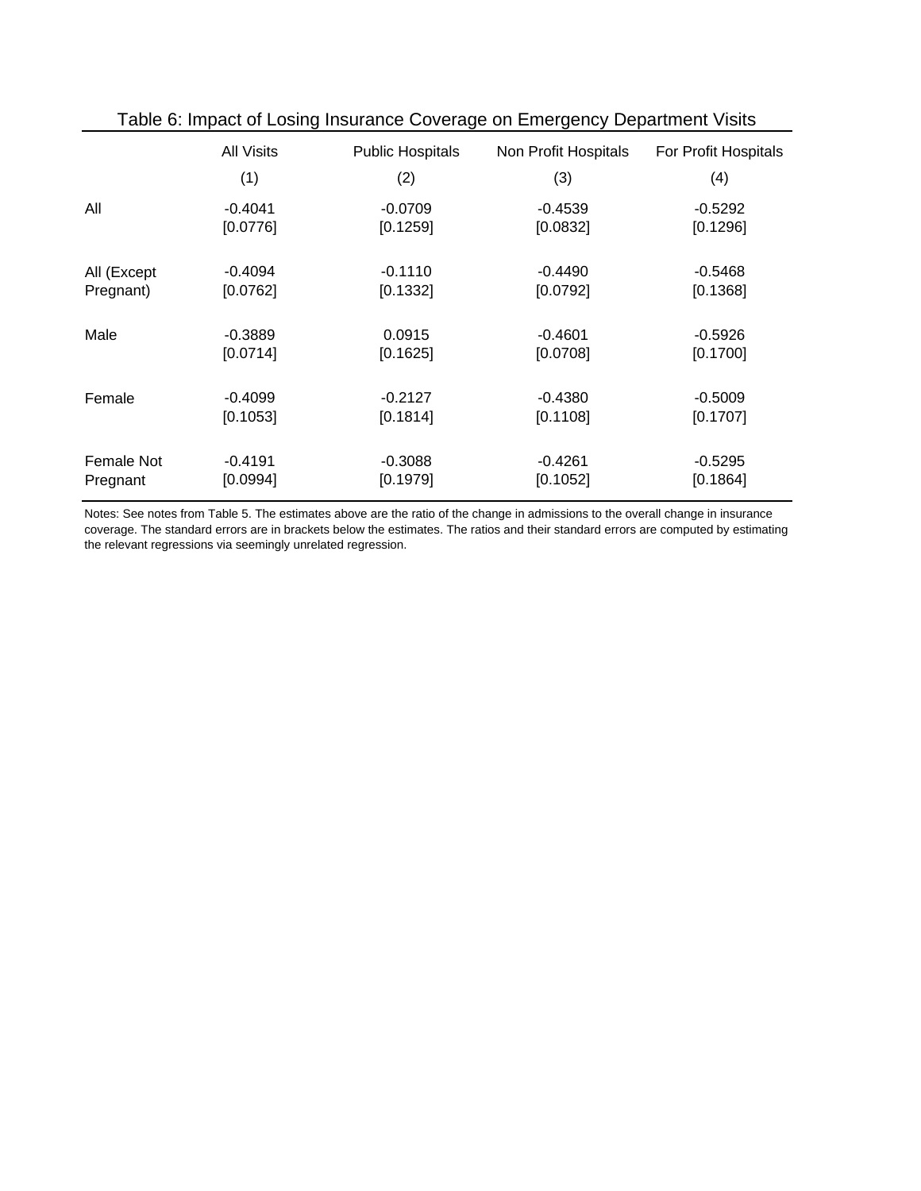Table 6: Impact of Losing Insurance Coverage on Emergency Department Visits

| | All Visits | Public Hospitals | Non Profit Hospitals | For Profit Hospitals |
|---|---|---|---|---|
| | (1) | (2) | (3) | (4) |
| All | -0.4041 | -0.0709 | -0.4539 | -0.5292 |
| | [0.0776] | [0.1259] | [0.0832] | [0.1296] |
| All (Except Pregnant) | -0.4094 | -0.1110 | -0.4490 | -0.5468 |
| | [0.0762] | [0.1332] | [0.0792] | [0.1368] |
| Male | -0.3889 | 0.0915 | -0.4601 | -0.5926 |
| | [0.0714] | [0.1625] | [0.0708] | [0.1700] |
| Female | -0.4099 | -0.2127 | -0.4380 | -0.5009 |
| | [0.1053] | [0.1814] | [0.1108] | [0.1707] |
| Female Not Pregnant | -0.4191 | -0.3088 | -0.4261 | -0.5295 |
| | [0.0994] | [0.1979] | [0.1052] | [0.1864] |

Notes: See notes from Table 5. The estimates above are the ratio of the change in admissions to the overall change in insurance coverage. The standard errors are in brackets below the estimates. The ratios and their standard errors are computed by estimating the relevant regressions via seemingly unrelated regression.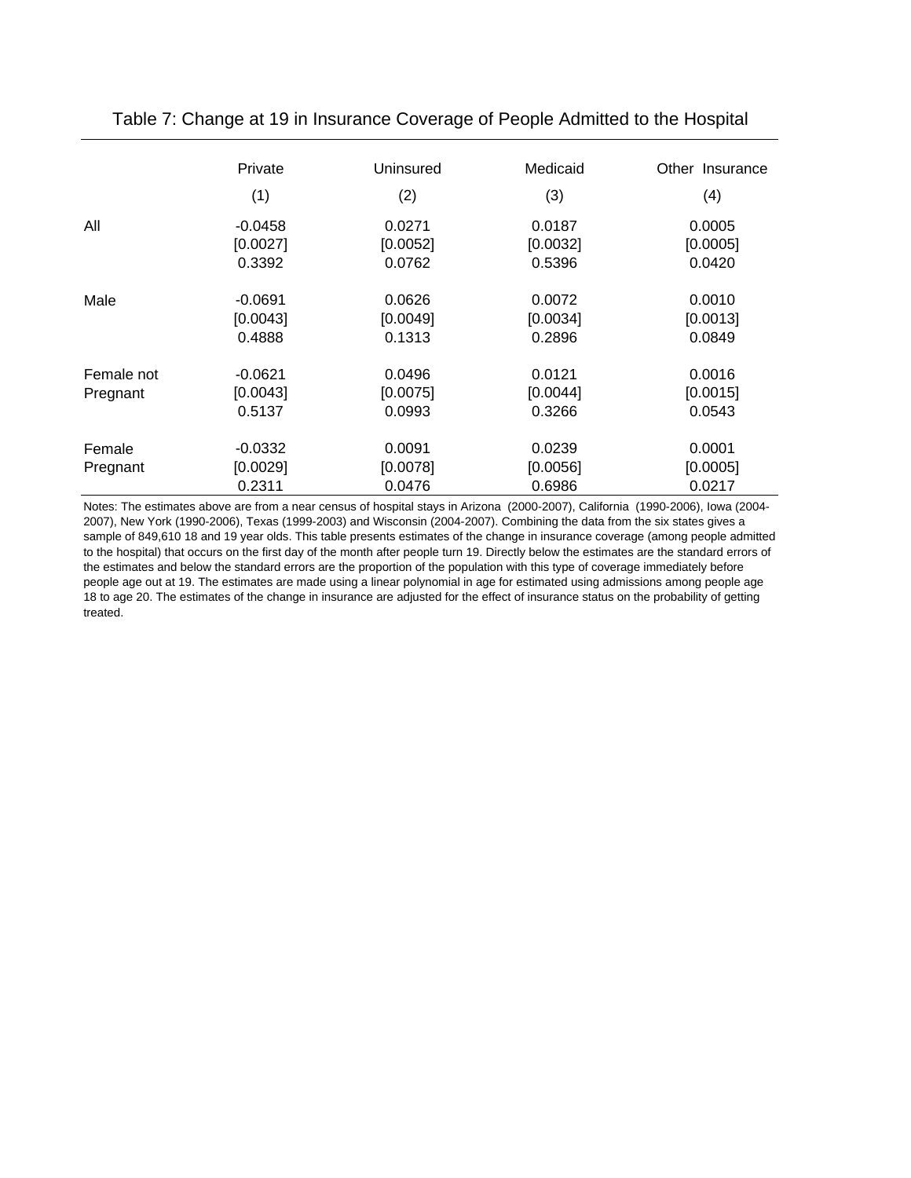Table 7: Change at 19 in Insurance Coverage of People Admitted to the Hospital

| | Private | Uninsured | Medicaid | Other Insurance |
|---|---|---|---|---|
| | (1) | (2) | (3) | (4) |
| All | -0.0458 | 0.0271 | 0.0187 | 0.0005 |
| | [0.0027] | [0.0052] | [0.0032] | [0.0005] |
| | 0.3392 | 0.0762 | 0.5396 | 0.0420 |
| Male | -0.0691 | 0.0626 | 0.0072 | 0.0010 |
| | [0.0043] | [0.0049] | [0.0034] | [0.0013] |
| | 0.4888 | 0.1313 | 0.2896 | 0.0849 |
| Female not Pregnant | -0.0621 | 0.0496 | 0.0121 | 0.0016 |
| | [0.0043] | [0.0075] | [0.0044] | [0.0015] |
| | 0.5137 | 0.0993 | 0.3266 | 0.0543 |
| Female Pregnant | -0.0332 | 0.0091 | 0.0239 | 0.0001 |
| | [0.0029] | [0.0078] | [0.0056] | [0.0005] |
| | 0.2311 | 0.0476 | 0.6986 | 0.0217 |

Notes: The estimates above are from a near census of hospital stays in Arizona (2000-2007), California (1990-2006), Iowa (2004-2007), New York (1990-2006), Texas (1999-2003) and Wisconsin (2004-2007). Combining the data from the six states gives a sample of 849,610 18 and 19 year olds. This table presents estimates of the change in insurance coverage (among people admitted to the hospital) that occurs on the first day of the month after people turn 19. Directly below the estimates are the standard errors of the estimates and below the standard errors are the proportion of the population with this type of coverage immediately before people age out at 19. The estimates are made using a linear polynomial in age for estimated using admissions among people age 18 to age 20. The estimates of the change in insurance are adjusted for the effect of insurance status on the probability of getting treated.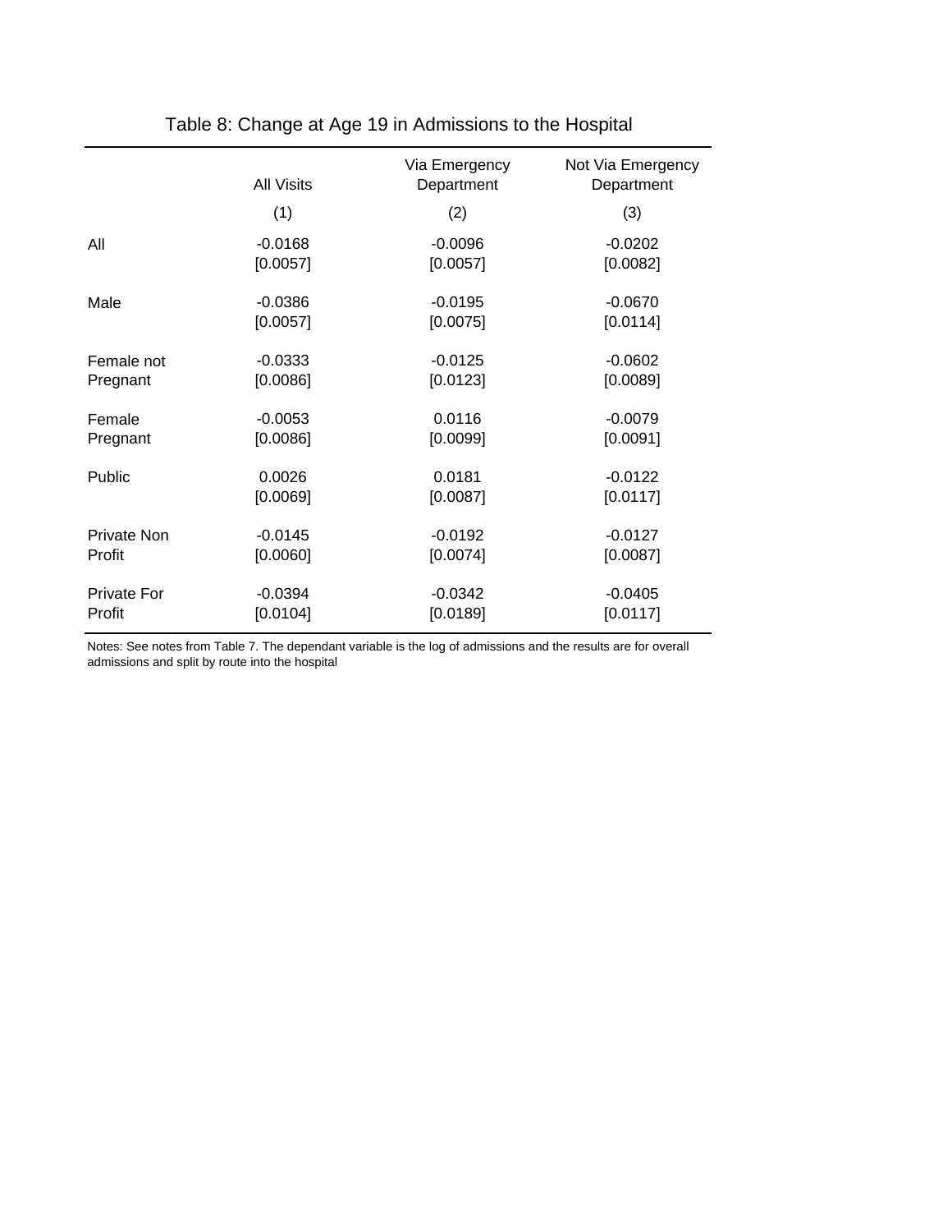# Table 8: Change at Age 19 in Admissions to the Hospital

| | All Visits | Via Emergency Department | Not Via Emergency Department |
|---|---|---|---|
| | (1) | (2) | (3) |
| All | -0.0168 | -0.0096 | -0.0202 |
| | [0.0057] | [0.0057] | [0.0082] |
| Male | -0.0386 | -0.0195 | -0.0670 |
| | [0.0057] | [0.0075] | [0.0114] |
| Female not Pregnant | -0.0333 | -0.0125 | -0.0602 |
| | [0.0086] | [0.0123] | [0.0089] |
| Female Pregnant | -0.0053 | 0.0116 | -0.0079 |
| | [0.0086] | [0.0099] | [0.0091] |
| Public | 0.0026 | 0.0181 | -0.0122 |
| | [0.0069] | [0.0087] | [0.0117] |
| Private Non Profit | -0.0145 | -0.0192 | -0.0127 |
| | [0.0060] | [0.0074] | [0.0087] |
| Private For Profit | -0.0394 | -0.0342 | -0.0405 |
| | [0.0104] | [0.0189] | [0.0117] |

Notes: See notes from Table 7. The dependant variable is the log of admissions and the results are for overall admissions and split by route into the hospital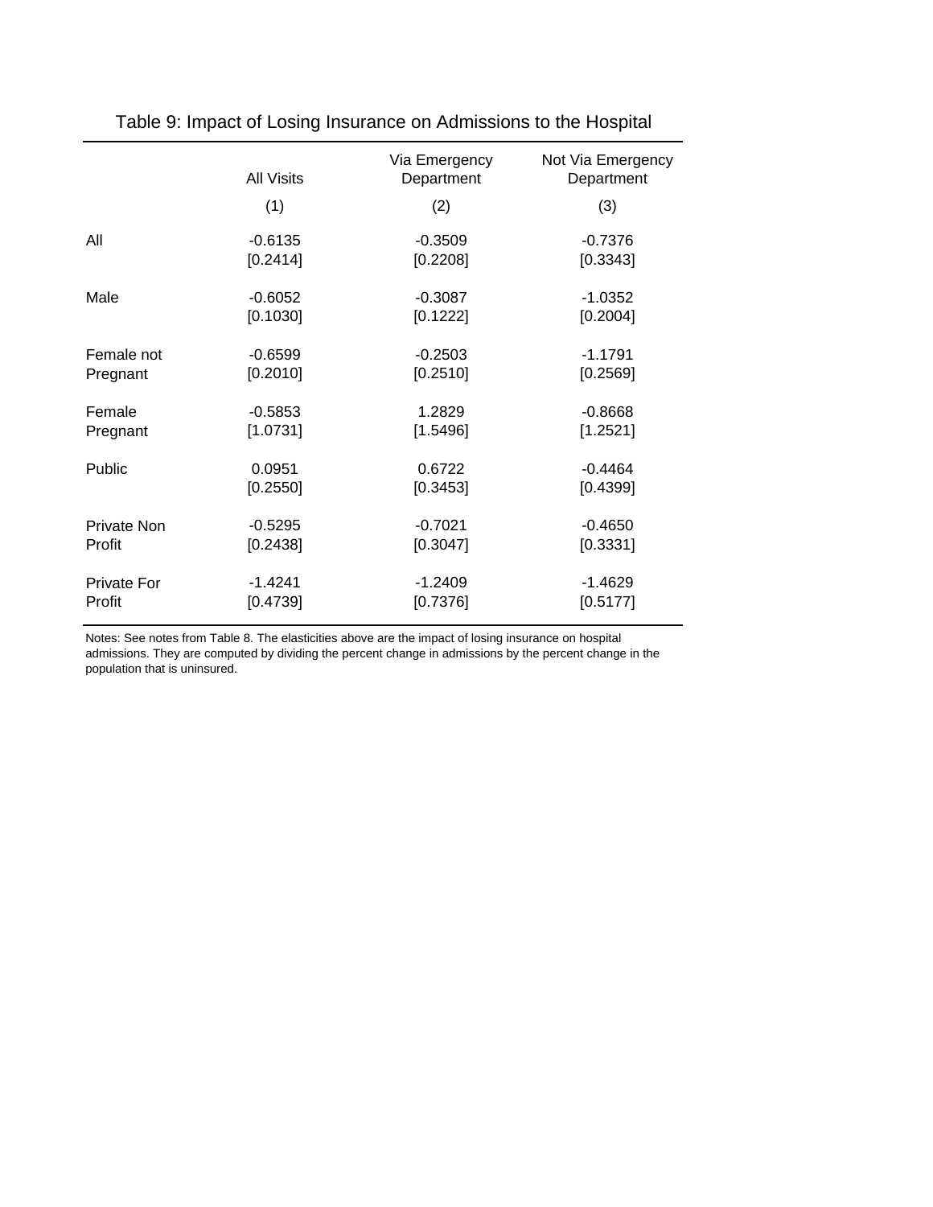Table 9: Impact of Losing Insurance on Admissions to the Hospital

| | All Visits | Via Emergency Department | Not Via Emergency Department |
|---|---|---|---|
| | (1) | (2) | (3) |
| All | -0.6135 | -0.3509 | -0.7376 |
| | [0.2414] | [0.2208] | [0.3343] |
| Male | -0.6052 | -0.3087 | -1.0352 |
| | [0.1030] | [0.1222] | [0.2004] |
| Female not Pregnant | -0.6599 | -0.2503 | -1.1791 |
| | [0.2010] | [0.2510] | [0.2569] |
| Female Pregnant | -0.5853 | 1.2829 | -0.8668 |
| | [1.0731] | [1.5496] | [1.2521] |
| Public | 0.0951 | 0.6722 | -0.4464 |
| | [0.2550] | [0.3453] | [0.4399] |
| Private Non Profit | -0.5295 | -0.7021 | -0.4650 |
| | [0.2438] | [0.3047] | [0.3331] |
| Private For Profit | -1.4241 | -1.2409 | -1.4629 |
| | [0.4739] | [0.7376] | [0.5177] |

Notes: See notes from Table 8. The elasticities above are the impact of losing insurance on hospital admissions. They are computed by dividing the percent change in admissions by the percent change in the population that is uninsured.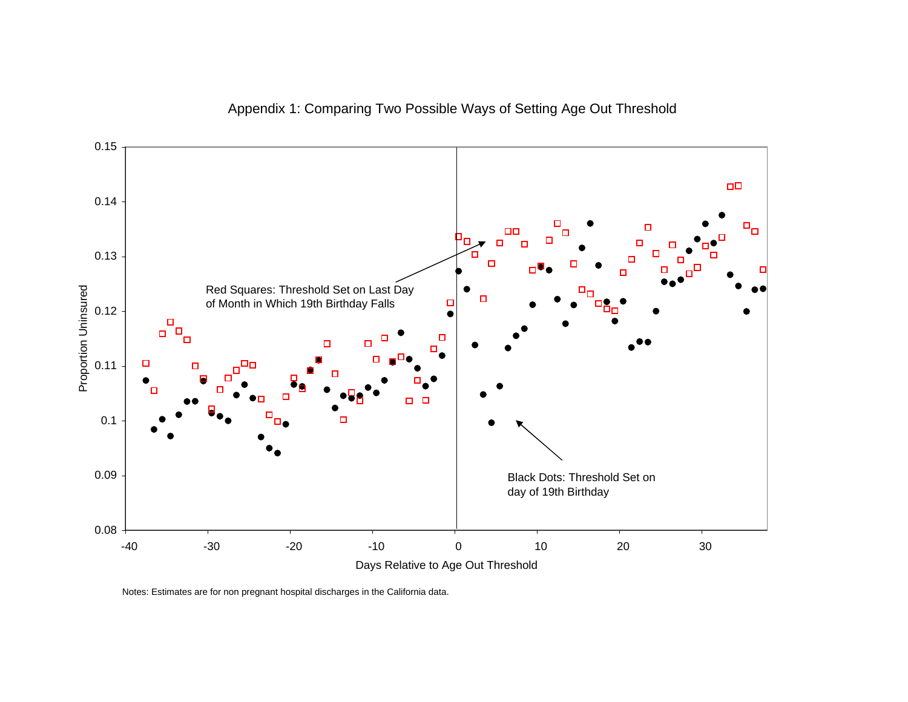Appendix 1: Comparing Two Possible Ways of Setting Age Out Threshold

Red Squares: Threshold Set on Last Day of Month in Which 19th Birthday Falls

Black Dots: Threshold Set on day of 19th Birthday

Proportion Uninsured

Days Relative to Age Out Threshold

Notes: Estimates are for non pregnant hospital discharges in the California data.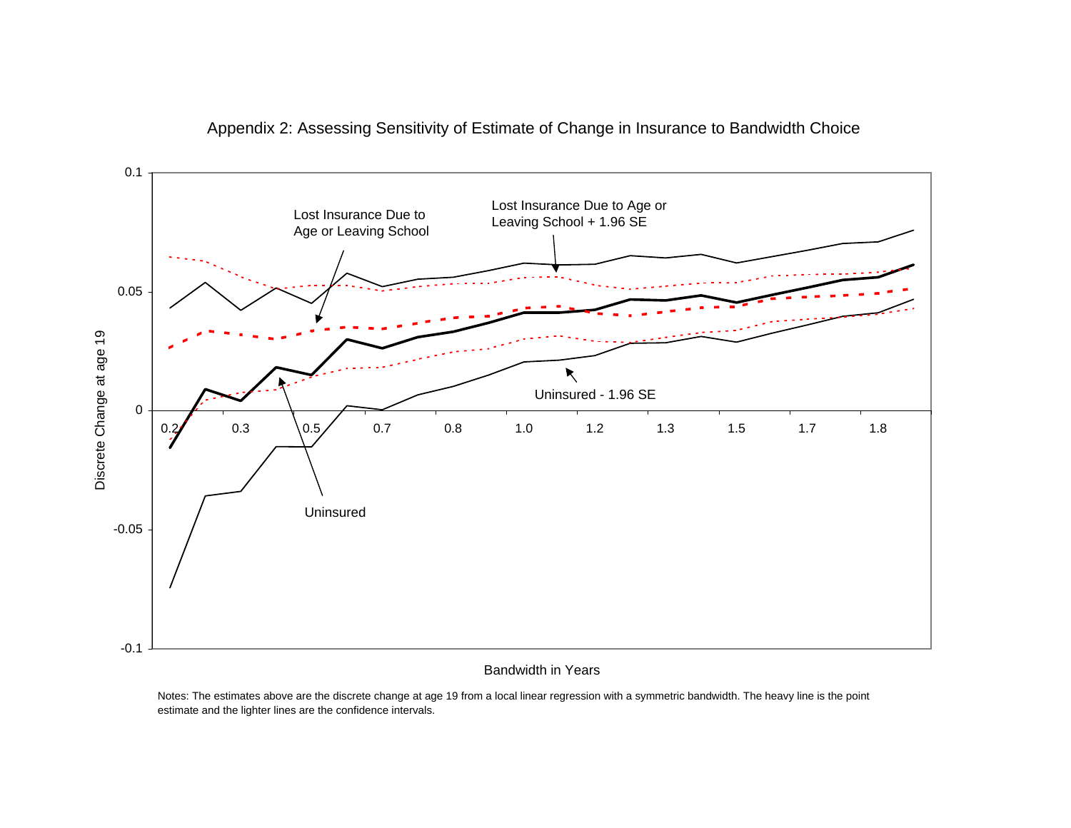Appendix 2: Assessing Sensitivity of Estimate of Change in Insurance to Bandwidth Choice

Lost Insurance Due to Age or Leaving School

Lost Insurance Due to Age or Leaving School + 1.96 SE

Uninsured - 1.96 SE

Uninsured

Discrete Change at age 19

Bandwidth in Years

Notes: The estimates above are the discrete change at age 19 from a local linear regression with a symmetric bandwidth. The heavy line is the point estimate and the lighter lines are the confidence intervals.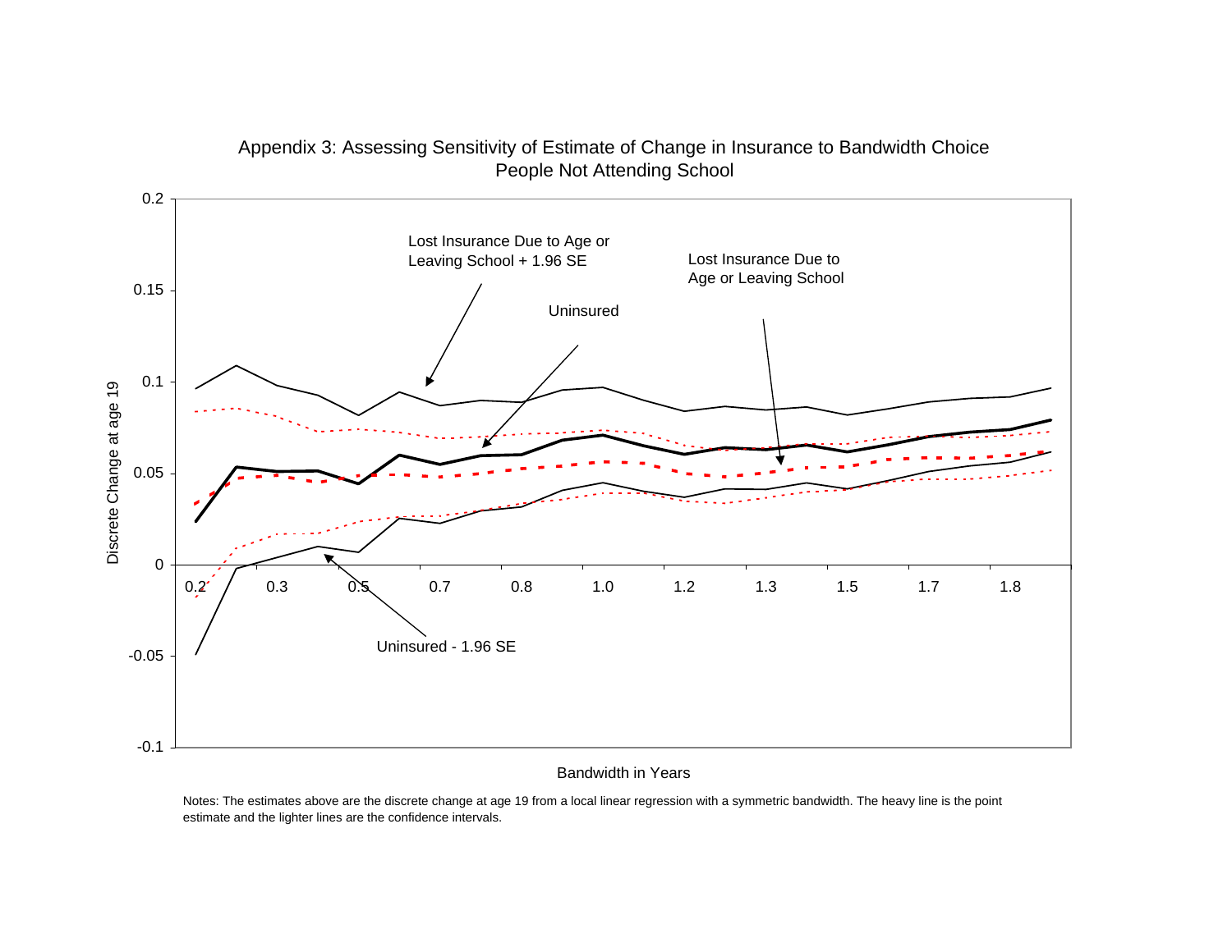## Appendix 3: Assessing Sensitivity of Estimate of Change in Insurance to Bandwidth Choice
### People Not Attending School

Lost Insurance Due to Age or Leaving School + 1.96 SE

Lost Insurance Due to Age or Leaving School

Uninsured

Uninsured - 1.96 SE

Discrete Change at age 19

0.2, 0.15, 0.1, 0.05, 0, -0.05, -0.1

0.2, 0.3, 0.5, 0.7, 0.8, 1.0, 1.2, 1.3, 1.5, 1.7, 1.8

Bandwidth in Years

Notes: The estimates above are the discrete change at age 19 from a local linear regression with a symmetric bandwidth. The heavy line is the point estimate and the lighter lines are the confidence intervals.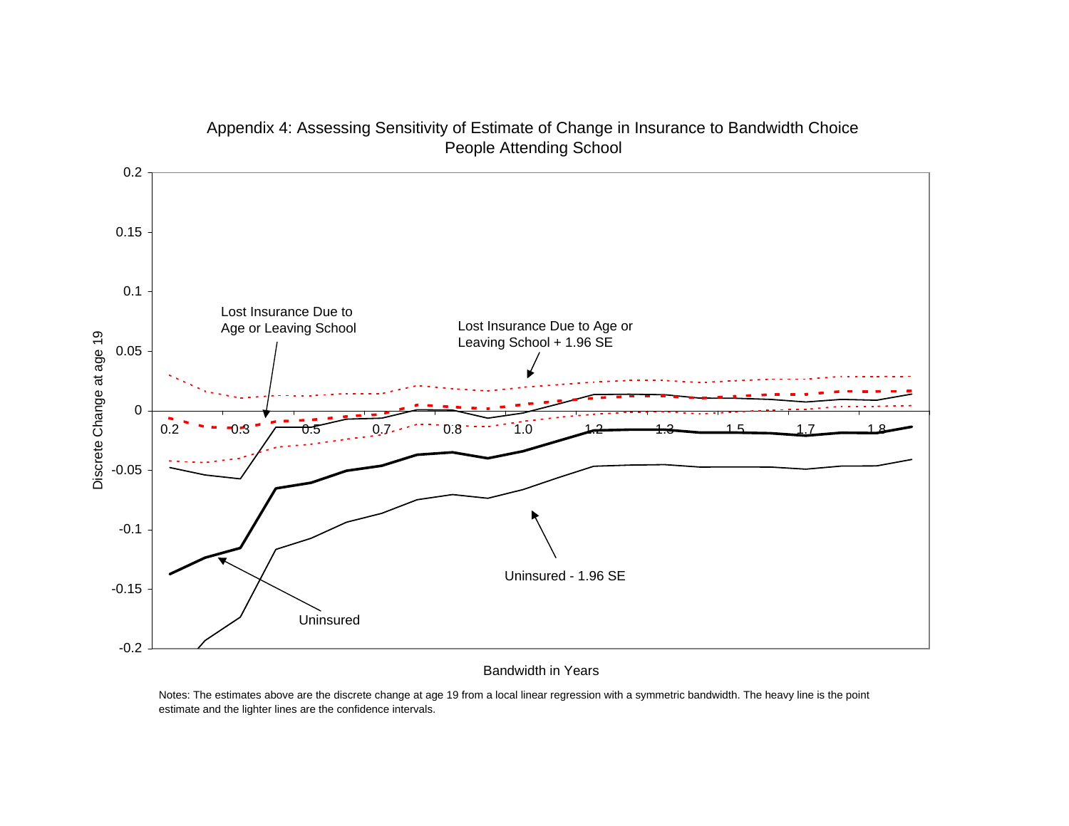Appendix 4: Assessing Sensitivity of Estimate of Change in Insurance to Bandwidth Choice
People Attending School

Notes: The estimates above are the discrete change at age 19 from a local linear regression with a symmetric bandwidth. The heavy line is the point estimate and the lighter lines are the confidence intervals.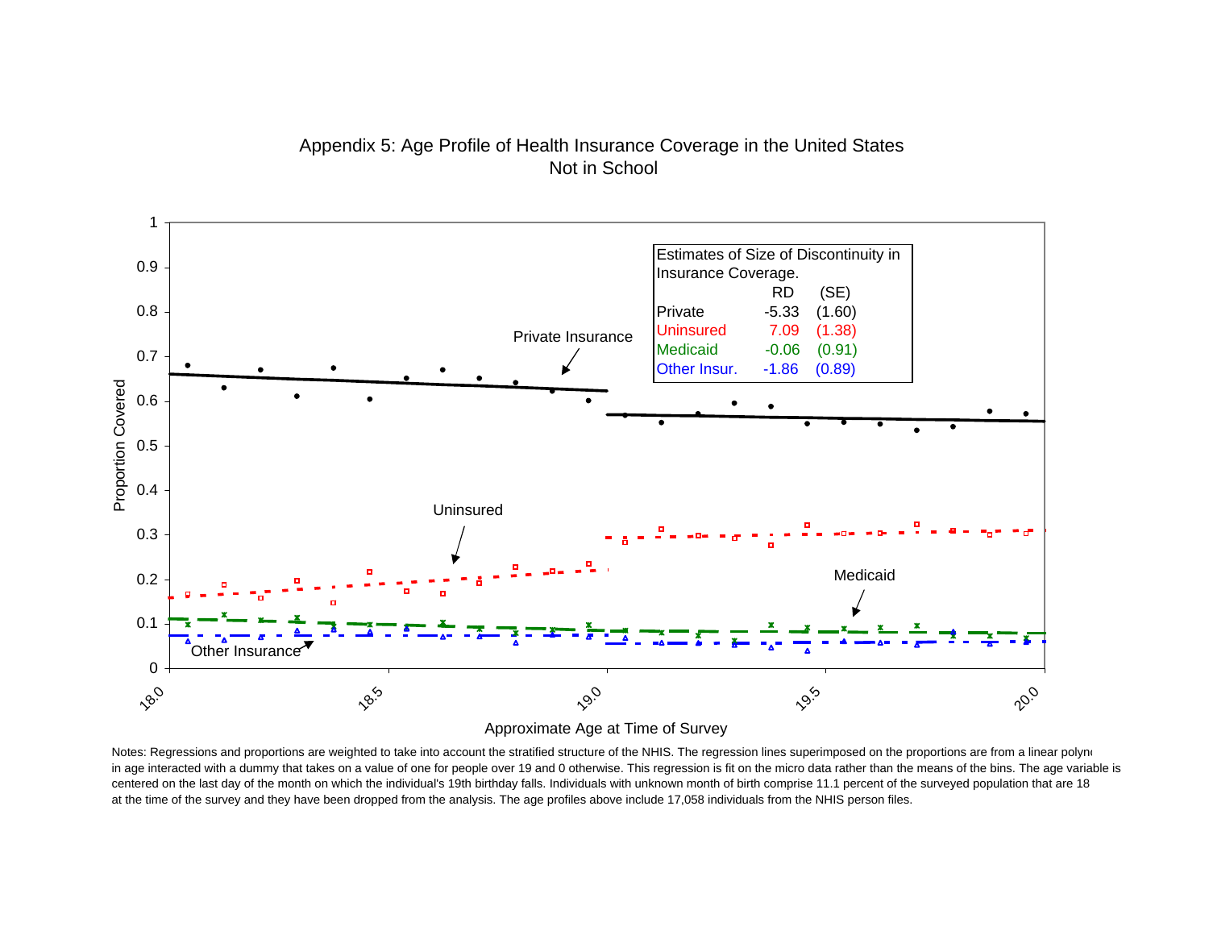Appendix 5: Age Profile of Health Insurance Coverage in the United States
Not in School

Estimates of Size of Discontinuity in Insurance Coverage.

| | RD | (SE) |
|---|---|---|
| Private | -5.33 | (1.60) |
| Uninsured | 7.09 | (1.38) |
| Medicaid | -0.06 | (0.91) |
| Other Insur. | -1.86 | (0.89) |

Notes: Regressions and proportions are weighted to take into account the stratified structure of the NHIS. The regression lines superimposed on the proportions are from a linear polyno in age interacted with a dummy that takes on a value of one for people over 19 and 0 otherwise. This regression is fit on the micro data rather than the means of the bins. The age variable is centered on the last day of the month on which the individual's 19th birthday falls. Individuals with unknown month of birth comprise 11.1 percent of the surveyed population that are 18 at the time of the survey and they have been dropped from the analysis. The age profiles above include 17,058 individuals from the NHIS person files.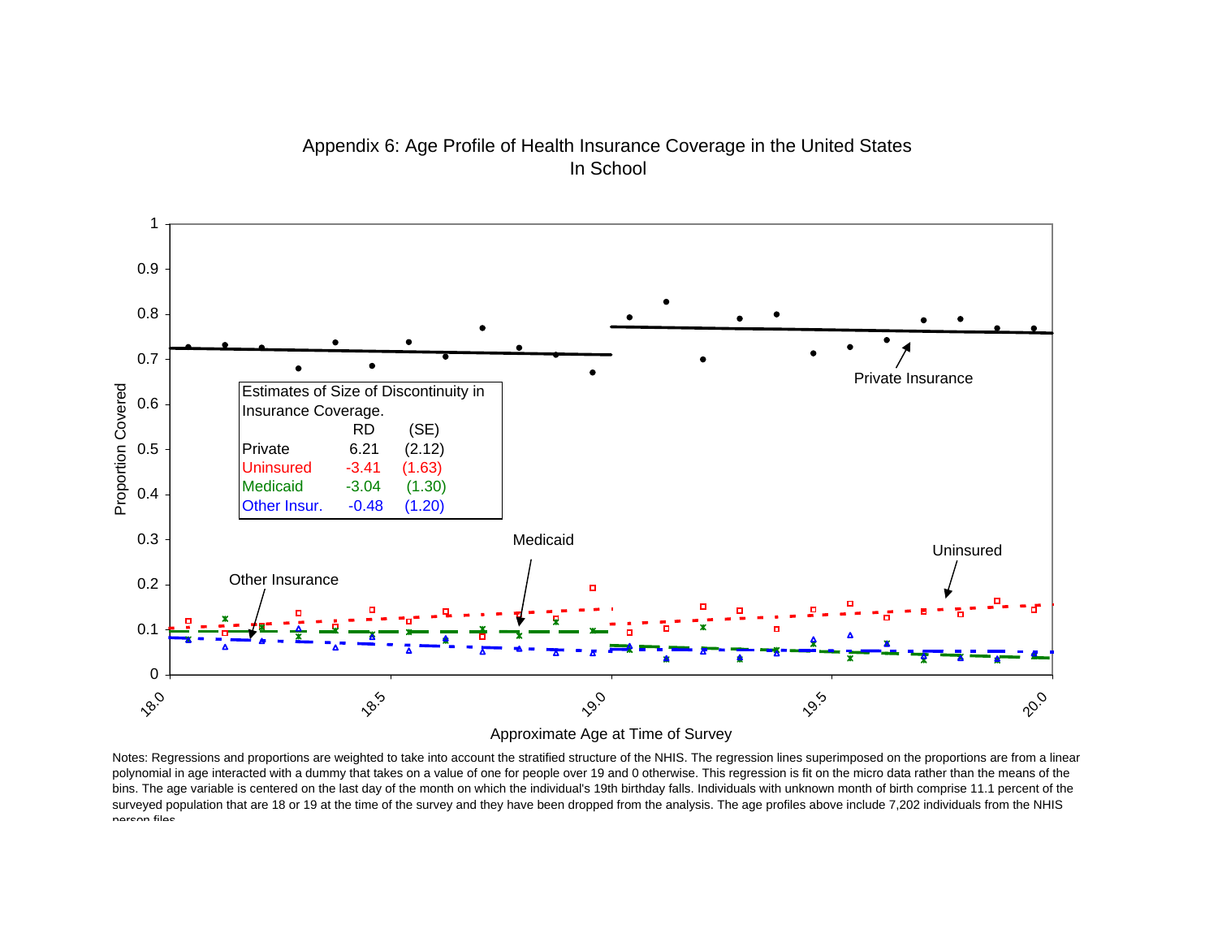# Appendix 6: Age Profile of Health Insurance Coverage in the United States
## In School

Estimates of Size of Discontinuity in Insurance Coverage.

| | RD | (SE) |
|---|---|---|
| Private | 6.21 | (2.12) |
| Uninsured | -3.41 | (1.63) |
| Medicaid | -3.04 | (1.30) |
| Other Insur. | -0.48 | (1.20) |

Proportion Covered

Approximate Age at Time of Survey

Private Insurance

Uninsured

Medicaid

Other Insurance

Notes: Regressions and proportions are weighted to take into account the stratified structure of the NHIS. The regression lines superimposed on the proportions are from a linear polynomial in age interacted with a dummy that takes on a value of one for people over 19 and 0 otherwise. This regression is fit on the micro data rather than the means of the bins. The age variable is centered on the last day of the month on which the individual's 19th birthday falls. Individuals with unknown month of birth comprise 11.1 percent of the surveyed population that are 18 or 19 at the time of the survey and they have been dropped from the analysis. The age profiles above include 7,202 individuals from the NHIS person files.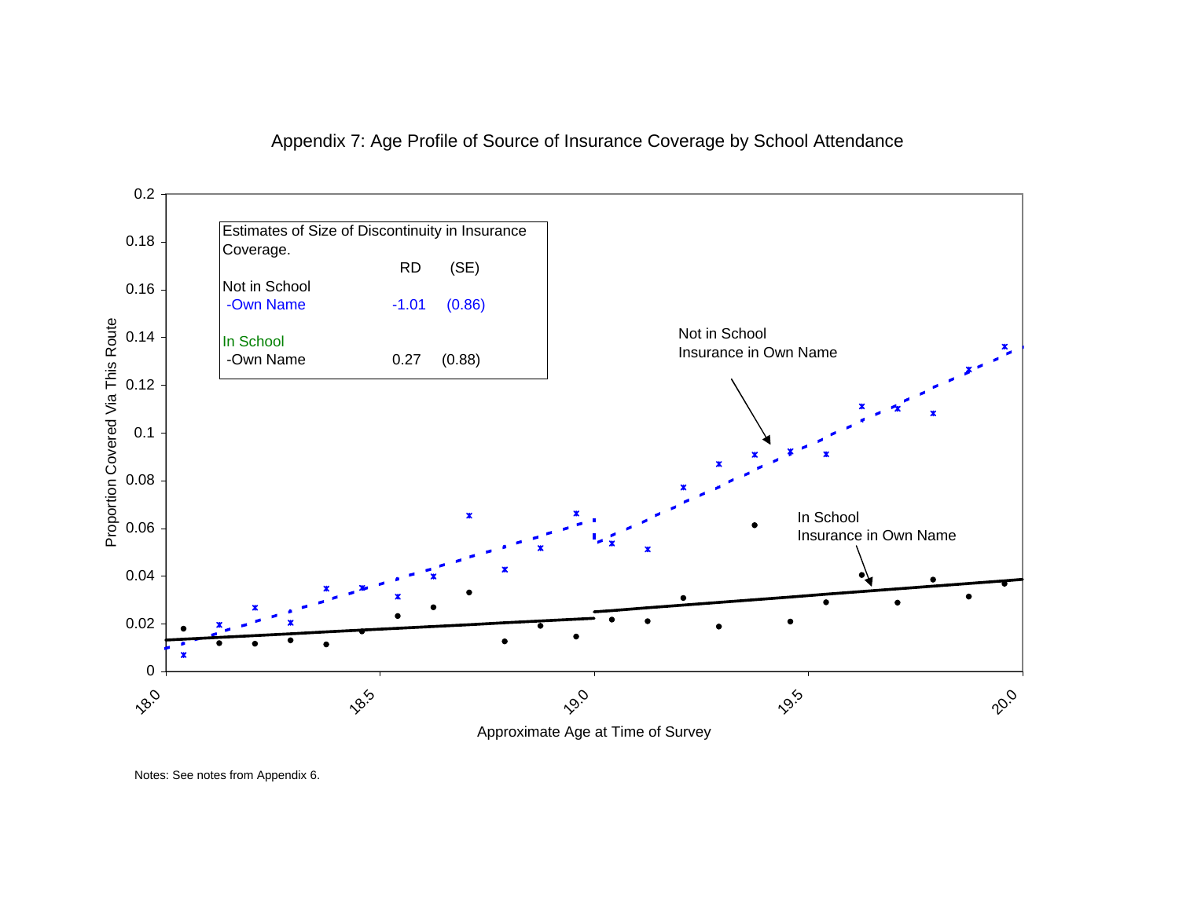Appendix 7: Age Profile of Source of Insurance Coverage by School Attendance

Estimates of Size of Discontinuity in Insurance Coverage.

| | RD | (SE) |
|---|---|---|
| Not in School | | |
| -Own Name | -1.01 | (0.86) |
| In School | | |
| -Own Name | 0.27 | (0.88) |

Notes: See notes from Appendix 6.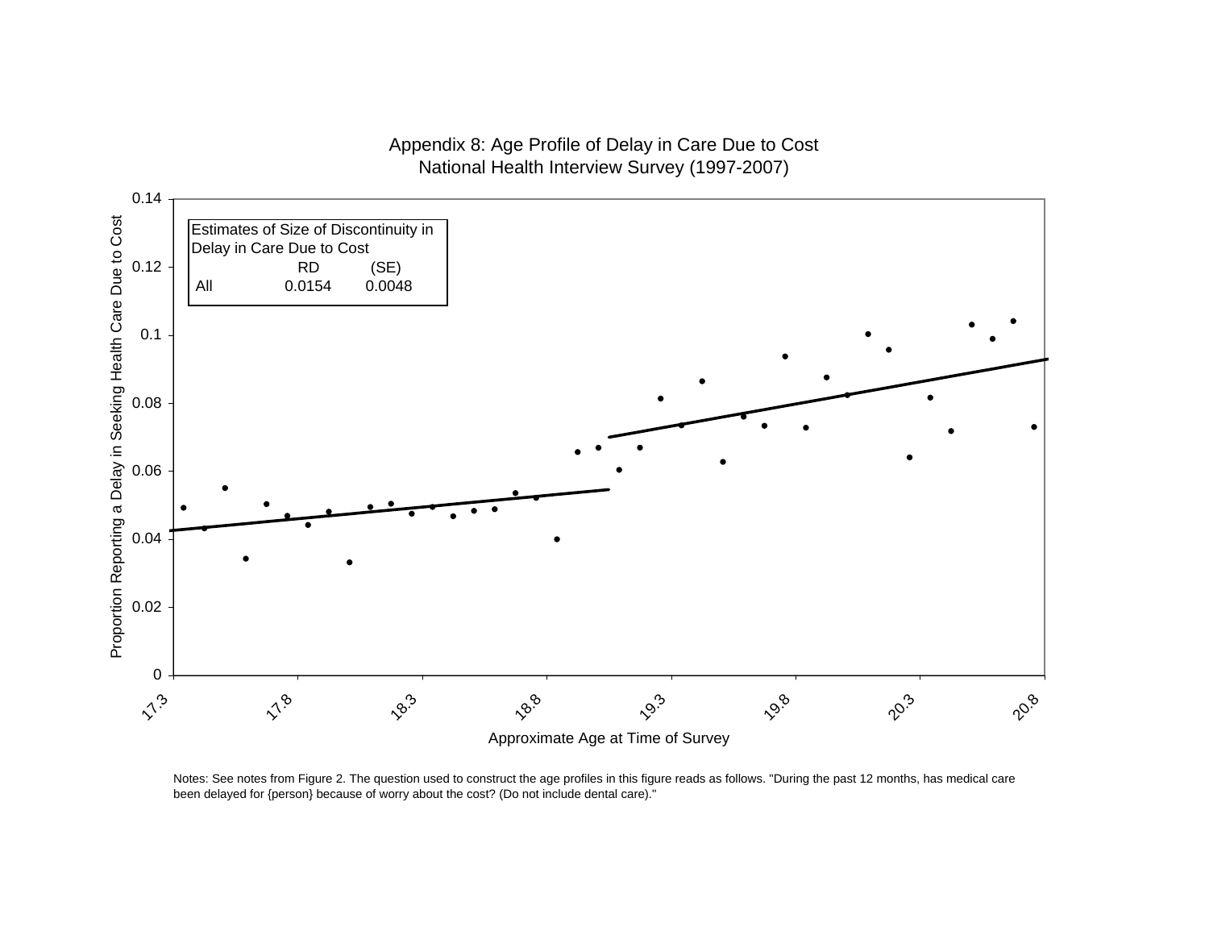Appendix 8: Age Profile of Delay in Care Due to Cost
National Health Interview Survey (1997-2007)

Estimates of Size of Discontinuity in Delay in Care Due to Cost

| | RD | (SE) |
|---|---|---|
| All | 0.0154 | 0.0048 |

Proportion Reporting a Delay in Seeking Health Care Due to Cost

Approximate Age at Time of Survey

Notes: See notes from Figure 2. The question used to construct the age profiles in this figure reads as follows. "During the past 12 months, has medical care been delayed for {person} because of worry about the cost? (Do not include dental care)."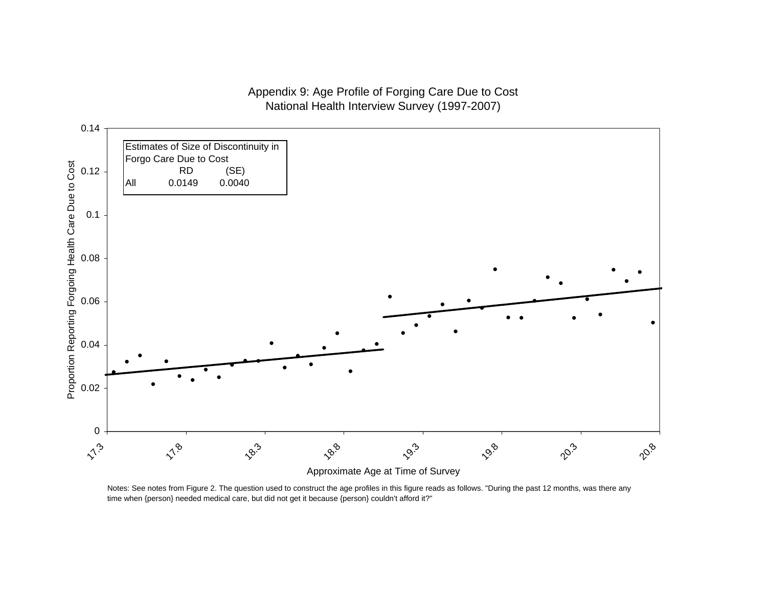Appendix 9: Age Profile of Forging Care Due to Cost
National Health Interview Survey (1997-2007)

| Estimates of Size of Discontinuity in Forgo Care Due to Cost | RD | (SE) |
|---|---|---|
| All | 0.0149 | 0.0040 |

Proportion Reporting Forgoing Health Care Due to Cost

Approximate Age at Time of Survey

Notes: See notes from Figure 2. The question used to construct the age profiles in this figure reads as follows. "During the past 12 months, was there any time when {person} needed medical care, but did not get it because {person} couldn't afford it?"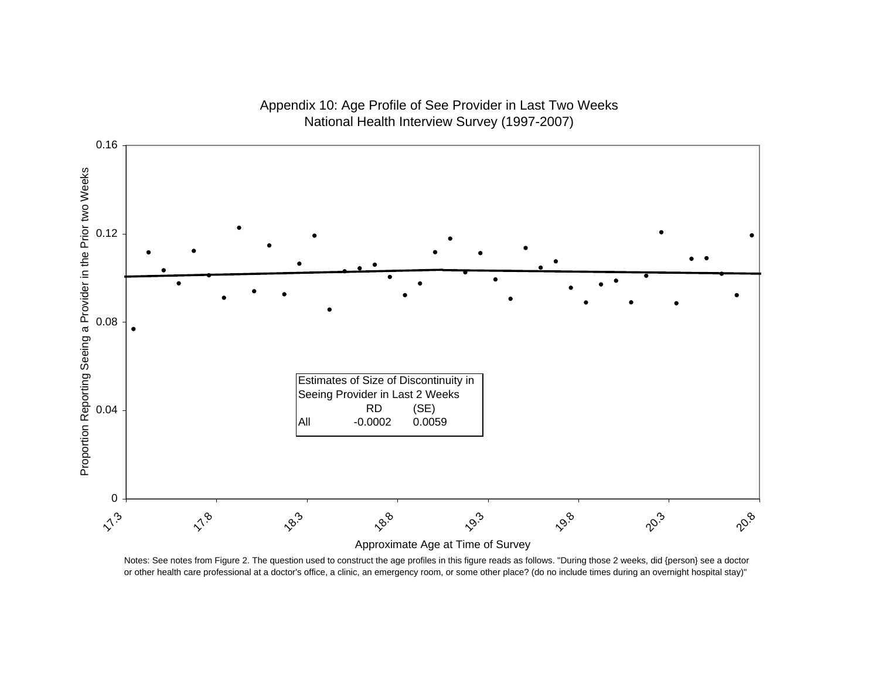Appendix 10: Age Profile of See Provider in Last Two Weeks
National Health Interview Survey (1997-2007)

Proportion Reporting Seeing a Provider in the Prior two Weeks

0.16

0.12

0.08

0.04

0

17.3 17.8 18.3 18.8 19.3 19.8 20.3 20.8

Approximate Age at Time of Survey

| Estimates of Size of Discontinuity in Seeing Provider in Last 2 Weeks | | |
|---|---|---|
| | RD | (SE) |
| All | -0.0002 | 0.0059 |

Notes: See notes from Figure 2. The question used to construct the age profiles in this figure reads as follows. "During those 2 weeks, did {person} see a doctor or other health care professional at a doctor's office, a clinic, an emergency room, or some other place? (do no include times during an overnight hospital stay)"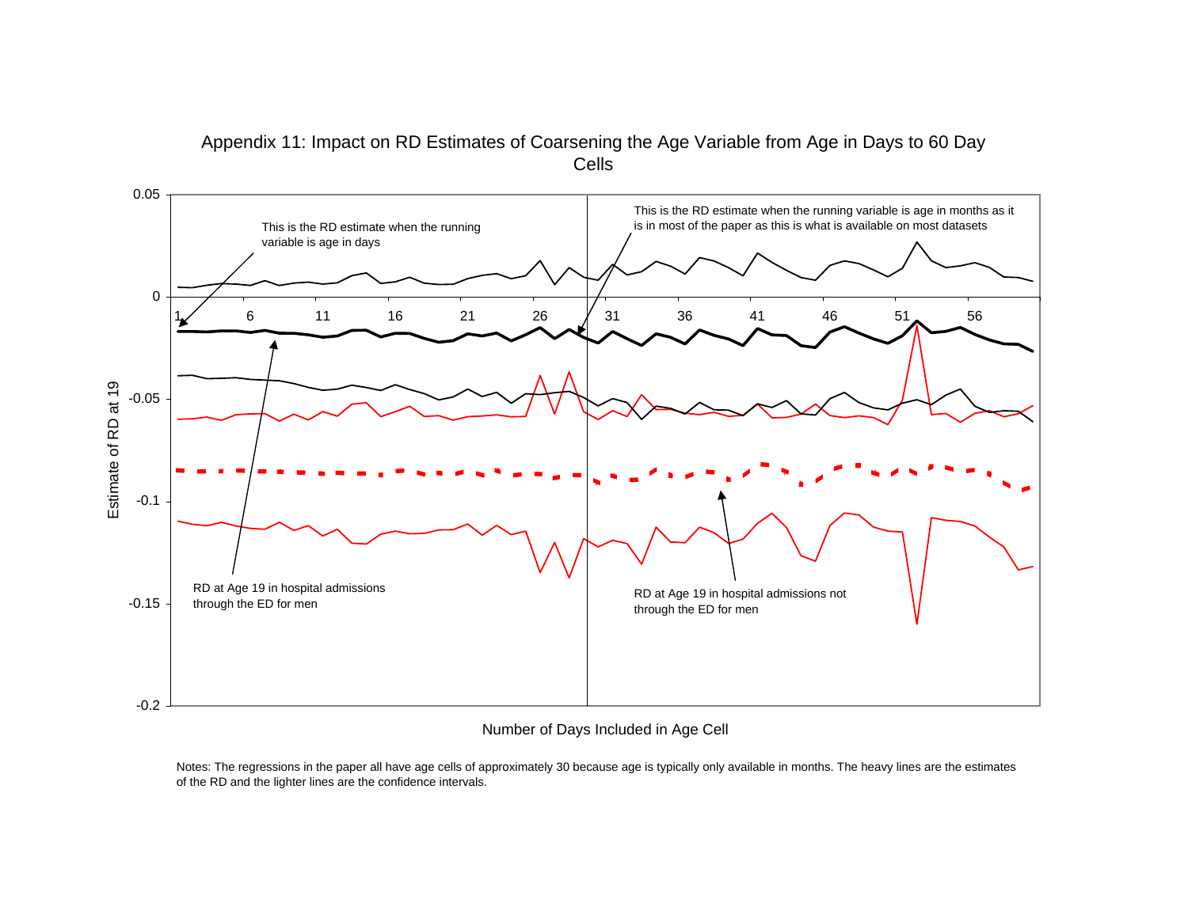# Appendix 11: Impact on RD Estimates of Coarsening the Age Variable from Age in Days to 60 Day Cells

This is the RD estimate when the running variable is age in days

This is the RD estimate when the running variable is age in months as it is in most of the paper as this is what is available on most datasets

RD at Age 19 in hospital admissions through the ED for men

RD at Age 19 in hospital admissions not through the ED for men

Estimate of RD at 19

Number of Days Included in Age Cell

Notes: The regressions in the paper all have age cells of approximately 30 because age is typically only available in months. The heavy lines are the estimates of the RD and the lighter lines are the confidence intervals.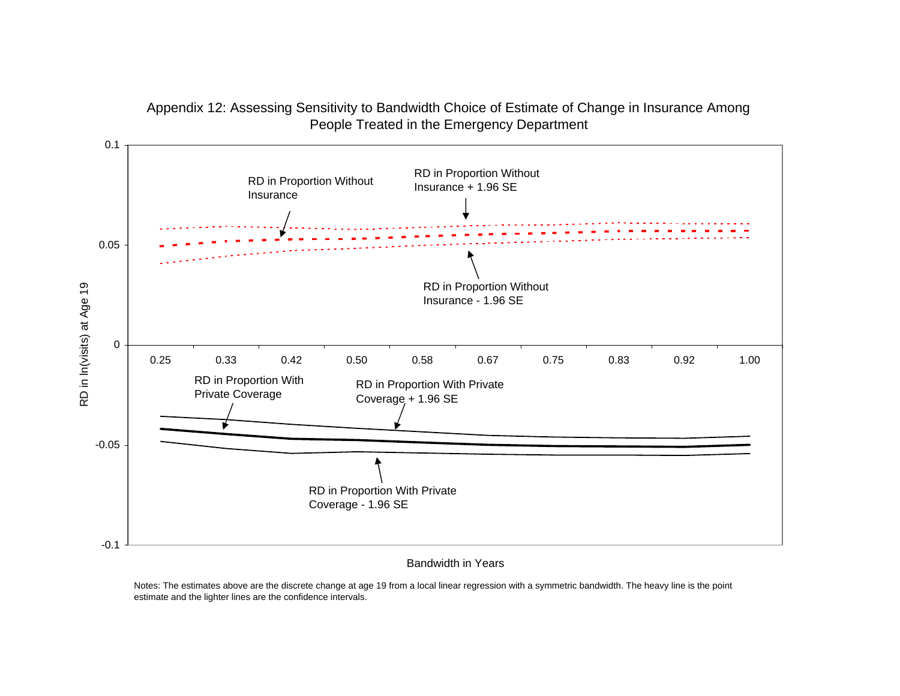Appendix 12: Assessing Sensitivity to Bandwidth Choice of Estimate of Change in Insurance Among People Treated in the Emergency Department

Notes: The estimates above are the discrete change at age 19 from a local linear regression with a symmetric bandwidth. The heavy line is the point estimate and the lighter lines are the confidence intervals.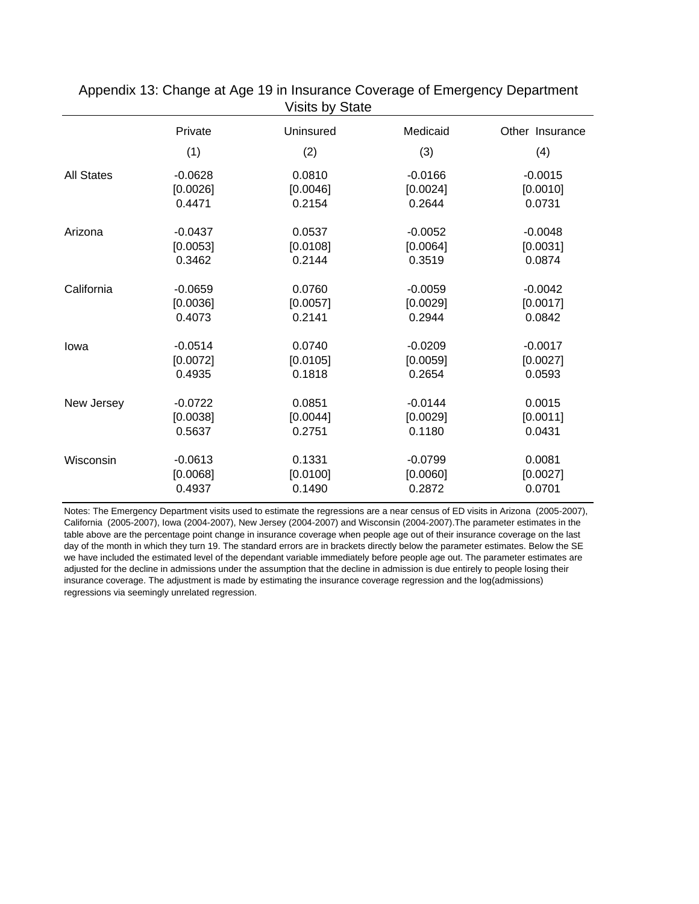## Appendix 13: Change at Age 19 in Insurance Coverage of Emergency Department Visits by State

| | Private | Uninsured | Medicaid | Other Insurance |
|---|---|---|---|---|
| | (1) | (2) | (3) | (4) |
| All States | -0.0628 | 0.0810 | -0.0166 | -0.0015 |
| | [0.0026] | [0.0046] | [0.0024] | [0.0010] |
| | 0.4471 | 0.2154 | 0.2644 | 0.0731 |
| Arizona | -0.0437 | 0.0537 | -0.0052 | -0.0048 |
| | [0.0053] | [0.0108] | [0.0064] | [0.0031] |
| | 0.3462 | 0.2144 | 0.3519 | 0.0874 |
| California | -0.0659 | 0.0760 | -0.0059 | -0.0042 |
| | [0.0036] | [0.0057] | [0.0029] | [0.0017] |
| | 0.4073 | 0.2141 | 0.2944 | 0.0842 |
| Iowa | -0.0514 | 0.0740 | -0.0209 | -0.0017 |
| | [0.0072] | [0.0105] | [0.0059] | [0.0027] |
| | 0.4935 | 0.1818 | 0.2654 | 0.0593 |
| New Jersey | -0.0722 | 0.0851 | -0.0144 | 0.0015 |
| | [0.0038] | [0.0044] | [0.0029] | [0.0011] |
| | 0.5637 | 0.2751 | 0.1180 | 0.0431 |
| Wisconsin | -0.0613 | 0.1331 | -0.0799 | 0.0081 |
| | [0.0068] | [0.0100] | [0.0060] | [0.0027] |
| | 0.4937 | 0.1490 | 0.2872 | 0.0701 |

Notes: The Emergency Department visits used to estimate the regressions are a near census of ED visits in Arizona (2005-2007), California (2005-2007), Iowa (2004-2007), New Jersey (2004-2007) and Wisconsin (2004-2007).The parameter estimates in the table above are the percentage point change in insurance coverage when people age out of their insurance coverage on the last day of the month in which they turn 19. The standard errors are in brackets directly below the parameter estimates. Below the SE we have included the estimated level of the dependant variable immediately before people age out. The parameter estimates are adjusted for the decline in admissions under the assumption that the decline in admission is due entirely to people losing their insurance coverage. The adjustment is made by estimating the insurance coverage regression and the log(admissions) regressions via seemingly unrelated regression.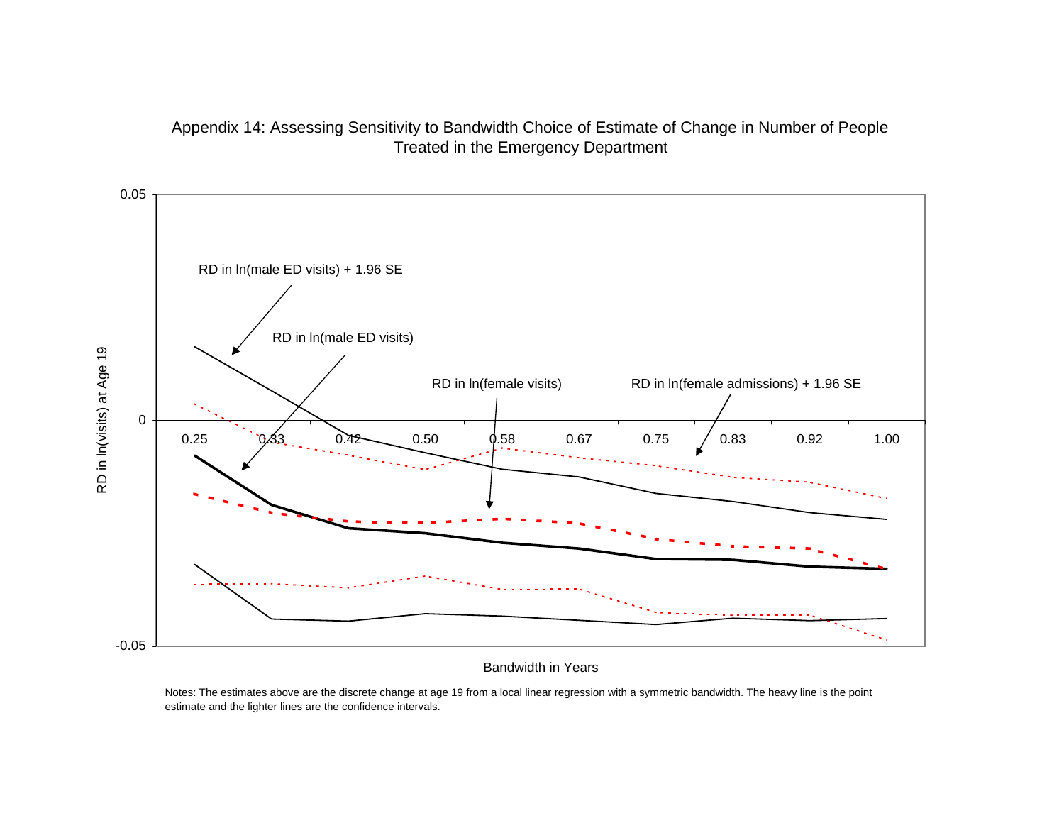Appendix 14: Assessing Sensitivity to Bandwidth Choice of Estimate of Change in Number of People Treated in the Emergency Department

RD in ln(male ED visits) + 1.96 SE

RD in ln(male ED visits)

RD in ln(female visits)

RD in ln(female admissions) + 1.96 SE

RD in ln(visits) at Age 19

0.05

0

-0.05

0.25 0.33 0.42 0.50 0.58 0.67 0.75 0.83 0.92 1.00

Bandwidth in Years

Notes: The estimates above are the discrete change at age 19 from a local linear regression with a symmetric bandwidth. The heavy line is the point estimate and the lighter lines are the confidence intervals.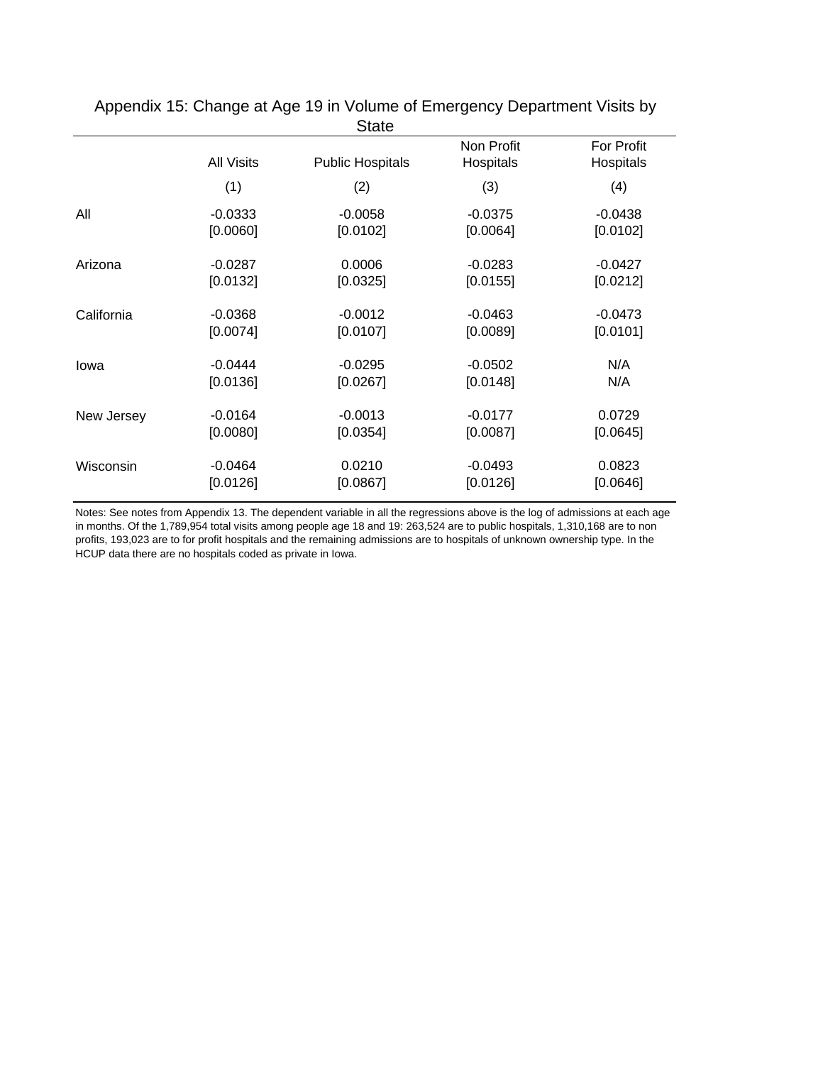## Appendix 15: Change at Age 19 in Volume of Emergency Department Visits by State

| | All Visits | Public Hospitals | Non Profit Hospitals | For Profit Hospitals |
|---|---|---|---|---|
| | (1) | (2) | (3) | (4) |
| All | -0.0333 | -0.0058 | -0.0375 | -0.0438 |
| | [0.0060] | [0.0102] | [0.0064] | [0.0102] |
| Arizona | -0.0287 | 0.0006 | -0.0283 | -0.0427 |
| | [0.0132] | [0.0325] | [0.0155] | [0.0212] |
| California | -0.0368 | -0.0012 | -0.0463 | -0.0473 |
| | [0.0074] | [0.0107] | [0.0089] | [0.0101] |
| Iowa | -0.0444 | -0.0295 | -0.0502 | N/A |
| | [0.0136] | [0.0267] | [0.0148] | N/A |
| New Jersey | -0.0164 | -0.0013 | -0.0177 | 0.0729 |
| | [0.0080] | [0.0354] | [0.0087] | [0.0645] |
| Wisconsin | -0.0464 | 0.0210 | -0.0493 | 0.0823 |
| | [0.0126] | [0.0867] | [0.0126] | [0.0646] |

Notes: See notes from Appendix 13. The dependent variable in all the regressions above is the log of admissions at each age in months. Of the 1,789,954 total visits among people age 18 and 19: 263,524 are to public hospitals, 1,310,168 are to non profits, 193,023 are to for profit hospitals and the remaining admissions are to hospitals of unknown ownership type. In the HCUP data there are no hospitals coded as private in Iowa.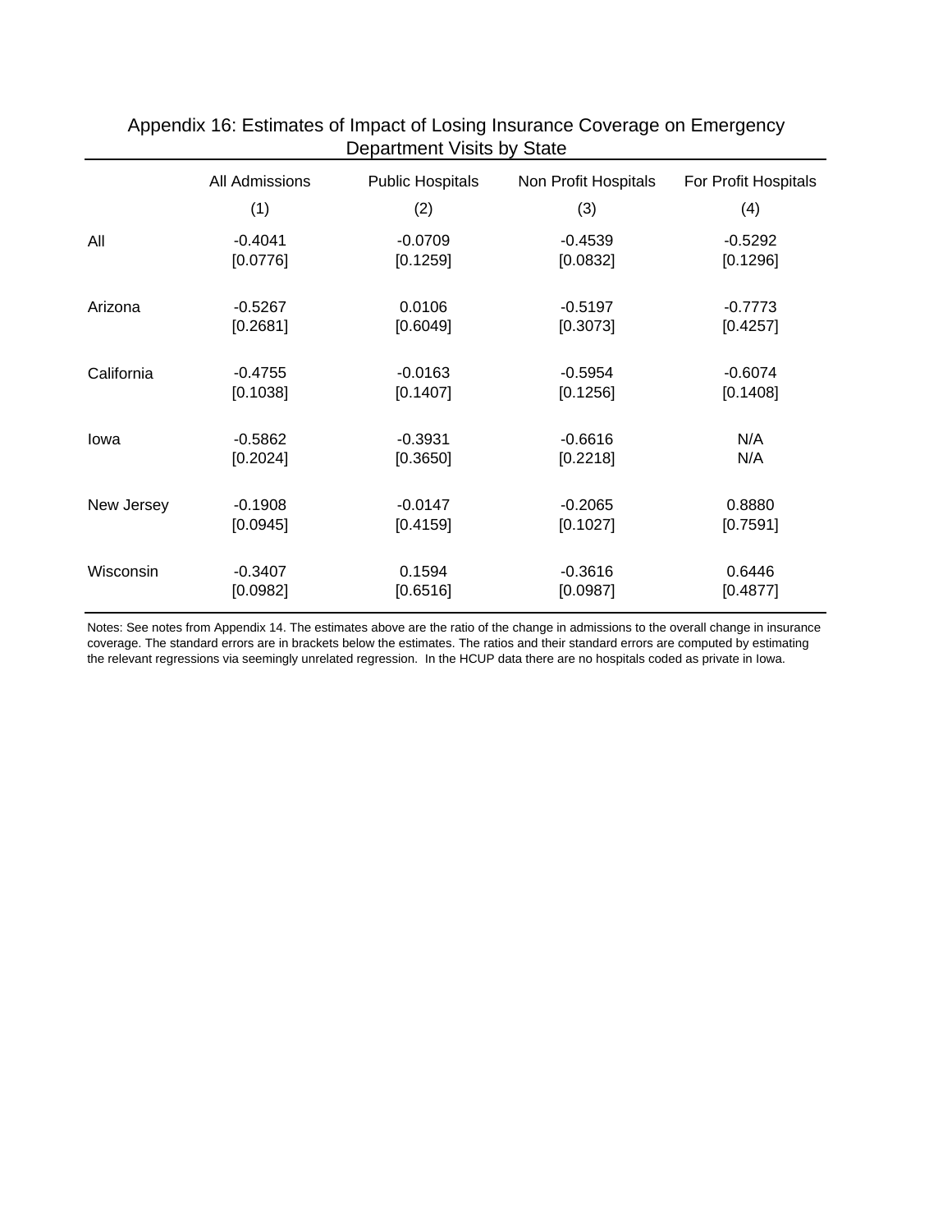## Appendix 16: Estimates of Impact of Losing Insurance Coverage on Emergency Department Visits by State

| | All Admissions | Public Hospitals | Non Profit Hospitals | For Profit Hospitals |
|---|---|---|---|---|
| | (1) | (2) | (3) | (4) |
| All | -0.4041 | -0.0709 | -0.4539 | -0.5292 |
| | [0.0776] | [0.1259] | [0.0832] | [0.1296] |
| Arizona | -0.5267 | 0.0106 | -0.5197 | -0.7773 |
| | [0.2681] | [0.6049] | [0.3073] | [0.4257] |
| California | -0.4755 | -0.0163 | -0.5954 | -0.6074 |
| | [0.1038] | [0.1407] | [0.1256] | [0.1408] |
| Iowa | -0.5862 | -0.3931 | -0.6616 | N/A |
| | [0.2024] | [0.3650] | [0.2218] | N/A |
| New Jersey | -0.1908 | -0.0147 | -0.2065 | 0.8880 |
| | [0.0945] | [0.4159] | [0.1027] | [0.7591] |
| Wisconsin | -0.3407 | 0.1594 | -0.3616 | 0.6446 |
| | [0.0982] | [0.6516] | [0.0987] | [0.4877] |

Notes: See notes from Appendix 14. The estimates above are the ratio of the change in admissions to the overall change in insurance coverage. The standard errors are in brackets below the estimates. The ratios and their standard errors are computed by estimating the relevant regressions via seemingly unrelated regression. In the HCUP data there are no hospitals coded as private in Iowa.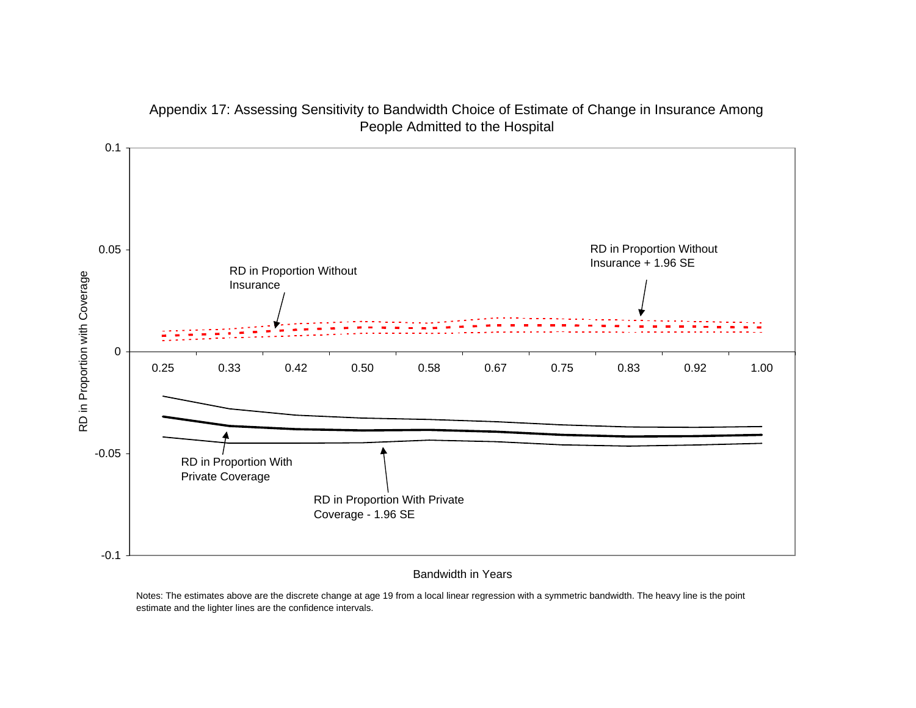Appendix 17: Assessing Sensitivity to Bandwidth Choice of Estimate of Change in Insurance Among People Admitted to the Hospital

RD in Proportion Without Insurance

RD in Proportion Without Insurance + 1.96 SE

RD in Proportion With Private Coverage

RD in Proportion With Private Coverage - 1.96 SE

RD in Proportion with Coverage

Bandwidth in Years

Notes: The estimates above are the discrete change at age 19 from a local linear regression with a symmetric bandwidth. The heavy line is the point estimate and the lighter lines are the confidence intervals.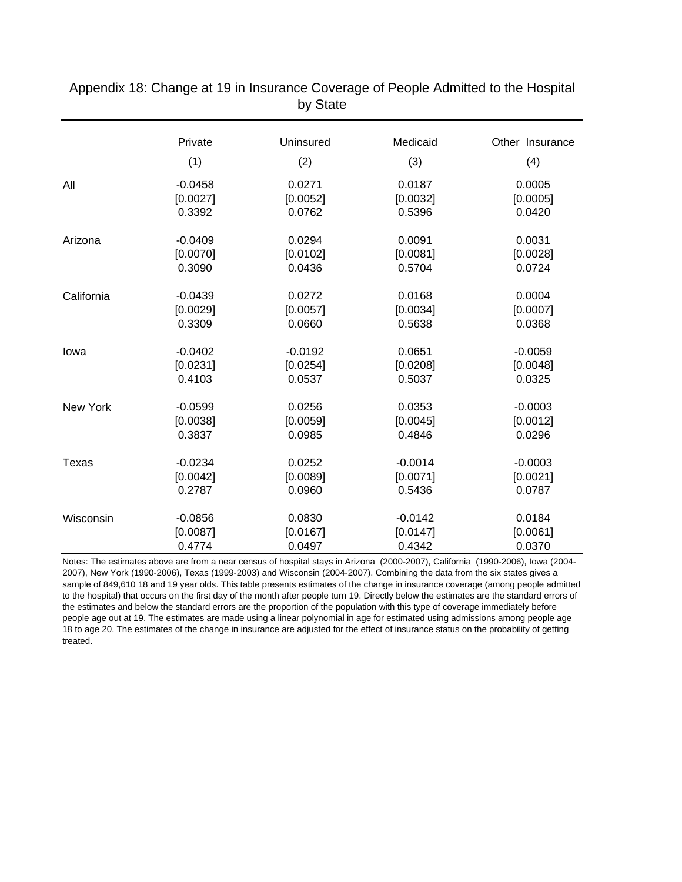Appendix 18: Change at 19 in Insurance Coverage of People Admitted to the Hospital by State

| | Private | Uninsured | Medicaid | Other Insurance |
|---|---|---|---|---|
| | (1) | (2) | (3) | (4) |
| All | -0.0458 | 0.0271 | 0.0187 | 0.0005 |
| | [0.0027] | [0.0052] | [0.0032] | [0.0005] |
| | 0.3392 | 0.0762 | 0.5396 | 0.0420 |
| Arizona | -0.0409 | 0.0294 | 0.0091 | 0.0031 |
| | [0.0070] | [0.0102] | [0.0081] | [0.0028] |
| | 0.3090 | 0.0436 | 0.5704 | 0.0724 |
| California | -0.0439 | 0.0272 | 0.0168 | 0.0004 |
| | [0.0029] | [0.0057] | [0.0034] | [0.0007] |
| | 0.3309 | 0.0660 | 0.5638 | 0.0368 |
| Iowa | -0.0402 | -0.0192 | 0.0651 | -0.0059 |
| | [0.0231] | [0.0254] | [0.0208] | [0.0048] |
| | 0.4103 | 0.0537 | 0.5037 | 0.0325 |
| New York | -0.0599 | 0.0256 | 0.0353 | -0.0003 |
| | [0.0038] | [0.0059] | [0.0045] | [0.0012] |
| | 0.3837 | 0.0985 | 0.4846 | 0.0296 |
| Texas | -0.0234 | 0.0252 | -0.0014 | -0.0003 |
| | [0.0042] | [0.0089] | [0.0071] | [0.0021] |
| | 0.2787 | 0.0960 | 0.5436 | 0.0787 |
| Wisconsin | -0.0856 | 0.0830 | -0.0142 | 0.0184 |
| | [0.0087] | [0.0167] | [0.0147] | [0.0061] |
| | 0.4774 | 0.0497 | 0.4342 | 0.0370 |

Notes: The estimates above are from a near census of hospital stays in Arizona (2000-2007), California (1990-2006), Iowa (2004-2007), New York (1990-2006), Texas (1999-2003) and Wisconsin (2004-2007). Combining the data from the six states gives a sample of 849,610 18 and 19 year olds. This table presents estimates of the change in insurance coverage (among people admitted to the hospital) that occurs on the first day of the month after people turn 19. Directly below the estimates are the standard errors of the estimates and below the standard errors are the proportion of the population with this type of coverage immediately before people age out at 19. The estimates are made using a linear polynomial in age for estimated using admissions among people age 18 to age 20. The estimates of the change in insurance are adjusted for the effect of insurance status on the probability of getting treated.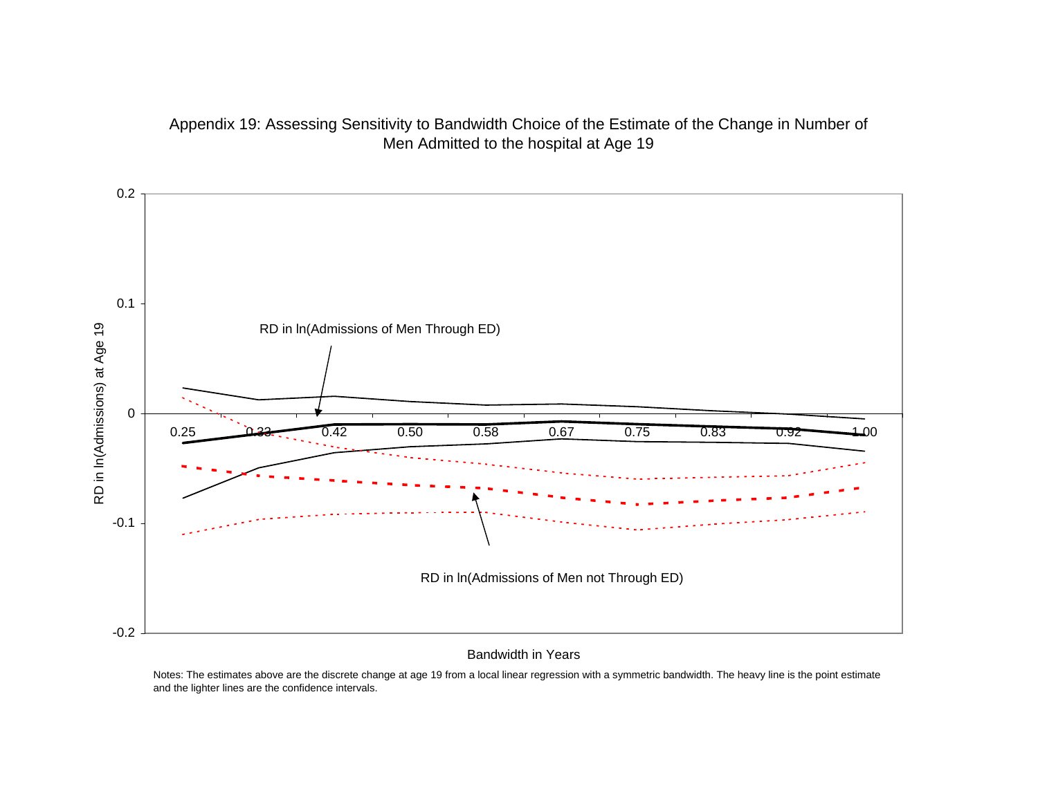Appendix 19: Assessing Sensitivity to Bandwidth Choice of the Estimate of the Change in Number of Men Admitted to the hospital at Age 19

RD in ln(Admissions of Men Through ED)

RD in ln(Admissions of Men not Through ED)

RD in ln(Admissions) at Age 19

Bandwidth in Years

Notes: The estimates above are the discrete change at age 19 from a local linear regression with a symmetric bandwidth. The heavy line is the point estimate and the lighter lines are the confidence intervals.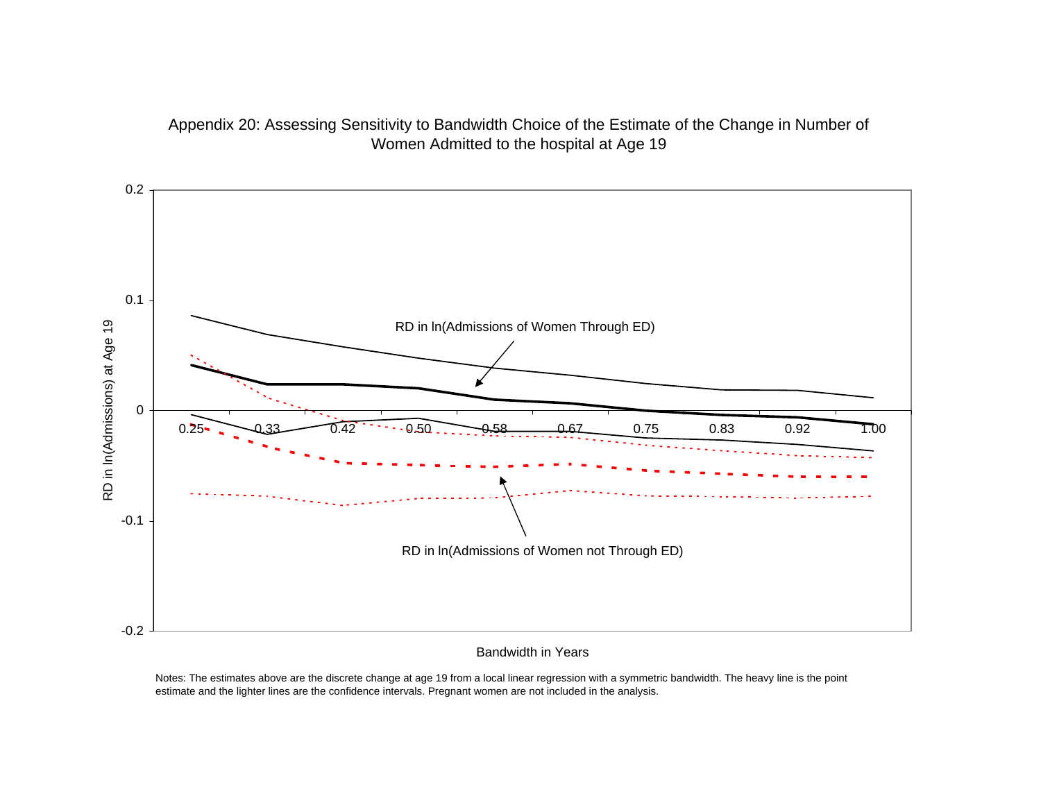Appendix 20: Assessing Sensitivity to Bandwidth Choice of the Estimate of the Change in Number of Women Admitted to the hospital at Age 19

RD in ln(Admissions) at Age 19

RD in ln(Admissions of Women Through ED)

RD in ln(Admissions of Women not Through ED)

Bandwidth in Years

Notes: The estimates above are the discrete change at age 19 from a local linear regression with a symmetric bandwidth. The heavy line is the point estimate and the lighter lines are the confidence intervals. Pregnant women are not included in the analysis.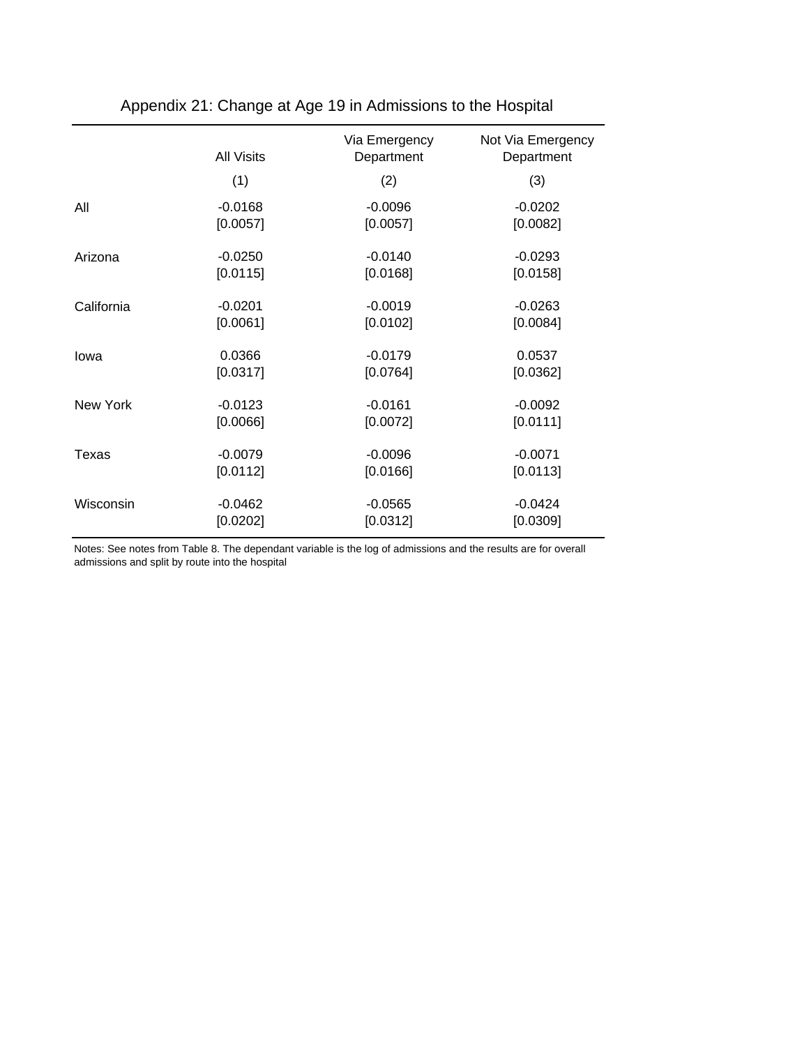## Appendix 21: Change at Age 19 in Admissions to the Hospital

| | All Visits | Via Emergency Department | Not Via Emergency Department |
|---|---|---|---|
| | (1) | (2) | (3) |
| All | -0.0168 | -0.0096 | -0.0202 |
| | [0.0057] | [0.0057] | [0.0082] |
| Arizona | -0.0250 | -0.0140 | -0.0293 |
| | [0.0115] | [0.0168] | [0.0158] |
| California | -0.0201 | -0.0019 | -0.0263 |
| | [0.0061] | [0.0102] | [0.0084] |
| Iowa | 0.0366 | -0.0179 | 0.0537 |
| | [0.0317] | [0.0764] | [0.0362] |
| New York | -0.0123 | -0.0161 | -0.0092 |
| | [0.0066] | [0.0072] | [0.0111] |
| Texas | -0.0079 | -0.0096 | -0.0071 |
| | [0.0112] | [0.0166] | [0.0113] |
| Wisconsin | -0.0462 | -0.0565 | -0.0424 |
| | [0.0202] | [0.0312] | [0.0309] |

Notes: See notes from Table 8. The dependant variable is the log of admissions and the results are for overall admissions and split by route into the hospital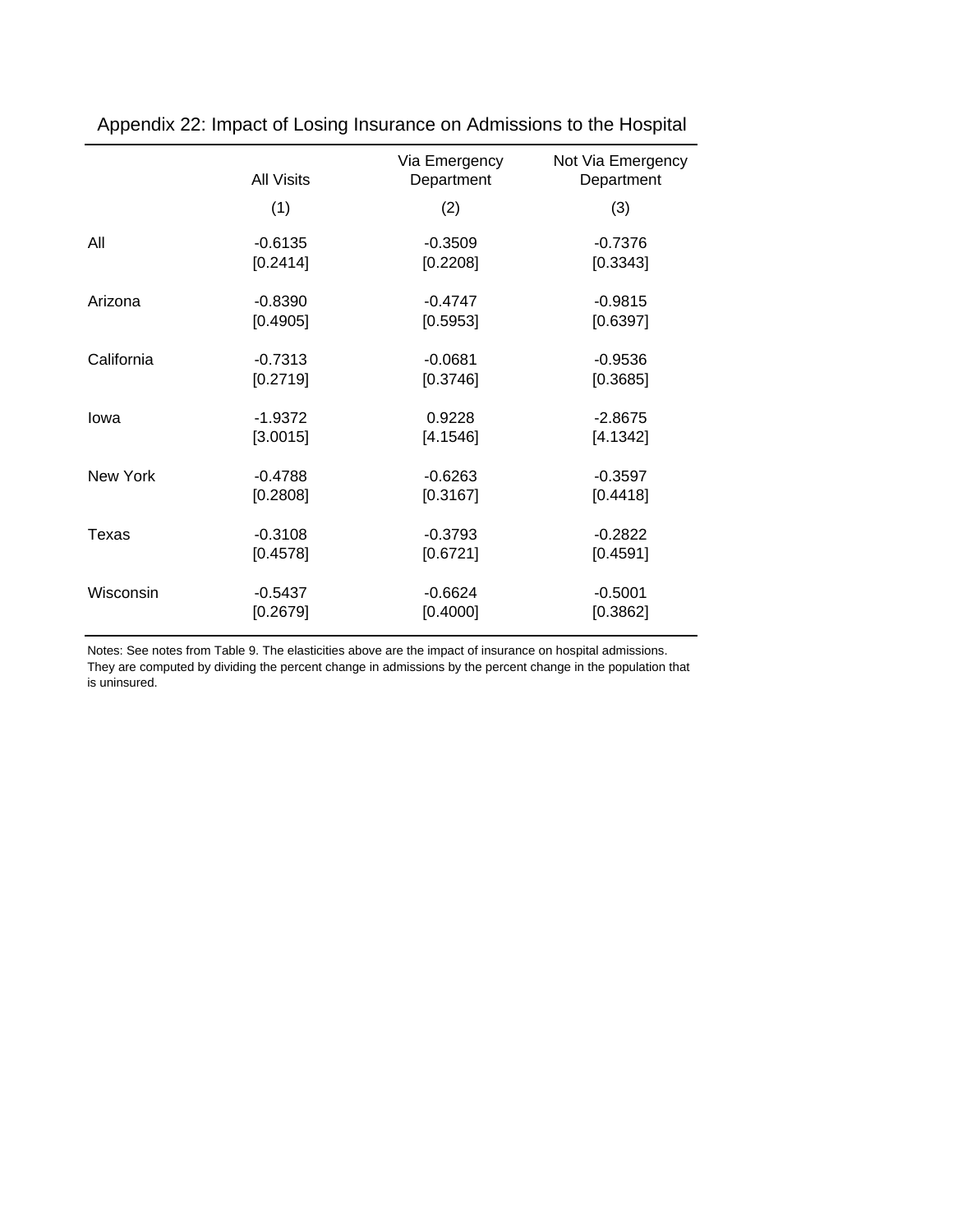## Appendix 22: Impact of Losing Insurance on Admissions to the Hospital

| | All Visits | Via Emergency Department | Not Via Emergency Department |
|---|---|---|---|
| | (1) | (2) | (3) |
| All | -0.6135 | -0.3509 | -0.7376 |
| | [0.2414] | [0.2208] | [0.3343] |
| Arizona | -0.8390 | -0.4747 | -0.9815 |
| | [0.4905] | [0.5953] | [0.6397] |
| California | -0.7313 | -0.0681 | -0.9536 |
| | [0.2719] | [0.3746] | [0.3685] |
| Iowa | -1.9372 | 0.9228 | -2.8675 |
| | [3.0015] | [4.1546] | [4.1342] |
| New York | -0.4788 | -0.6263 | -0.3597 |
| | [0.2808] | [0.3167] | [0.4418] |
| Texas | -0.3108 | -0.3793 | -0.2822 |
| | [0.4578] | [0.6721] | [0.4591] |
| Wisconsin | -0.5437 | -0.6624 | -0.5001 |
| | [0.2679] | [0.4000] | [0.3862] |

Notes: See notes from Table 9. The elasticities above are the impact of insurance on hospital admissions. They are computed by dividing the percent change in admissions by the percent change in the population that is uninsured.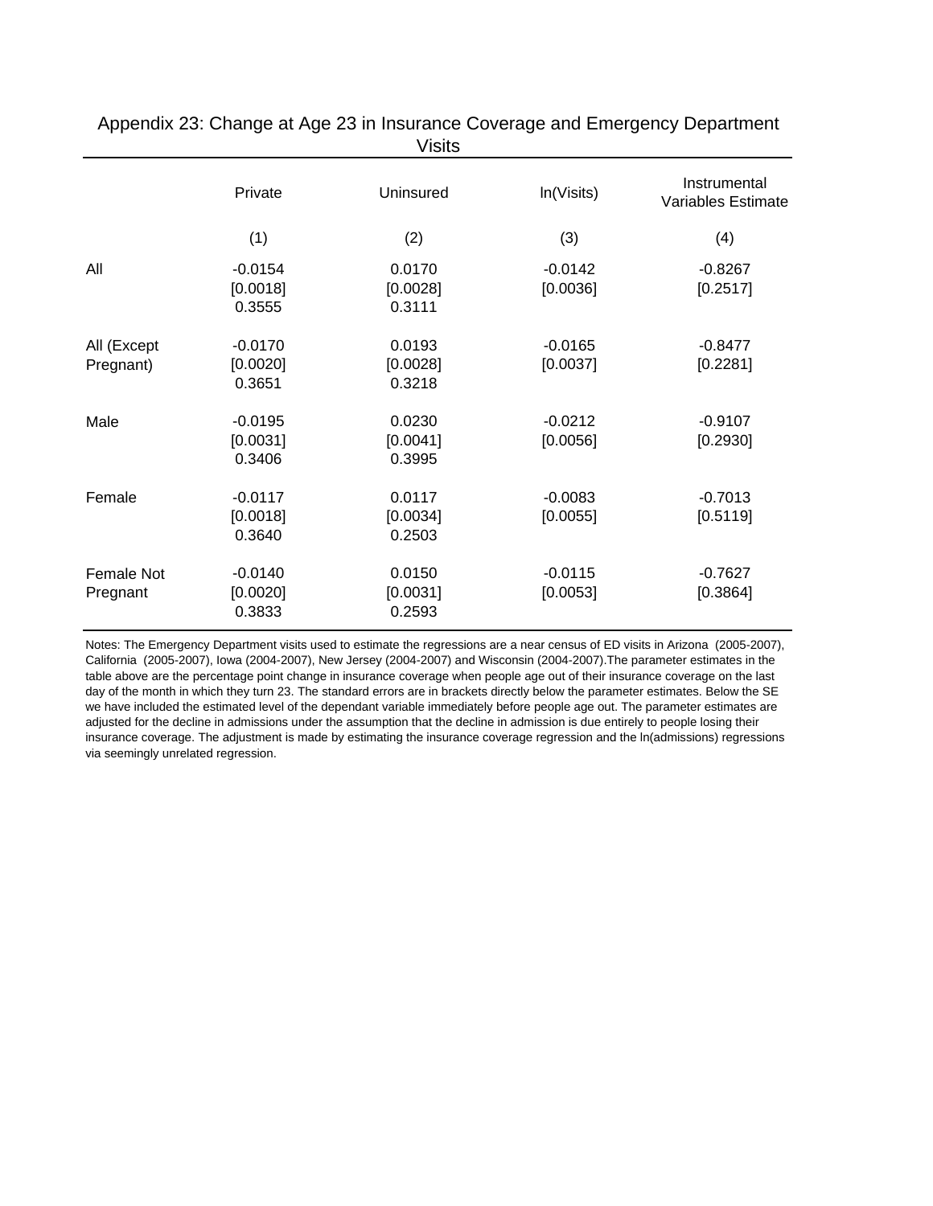## Appendix 23: Change at Age 23 in Insurance Coverage and Emergency Department Visits

| | Private | Uninsured | ln(Visits) | Instrumental Variables Estimate |
|---|---|---|---|---|
| | (1) | (2) | (3) | (4) |
| All | -0.0154 | 0.0170 | -0.0142 | -0.8267 |
| | [0.0018] | [0.0028] | [0.0036] | [0.2517] |
| | 0.3555 | 0.3111 | | |
| All (Except Pregnant) | -0.0170 | 0.0193 | -0.0165 | -0.8477 |
| | [0.0020] | [0.0028] | [0.0037] | [0.2281] |
| | 0.3651 | 0.3218 | | |
| Male | -0.0195 | 0.0230 | -0.0212 | -0.9107 |
| | [0.0031] | [0.0041] | [0.0056] | [0.2930] |
| | 0.3406 | 0.3995 | | |
| Female | -0.0117 | 0.0117 | -0.0083 | -0.7013 |
| | [0.0018] | [0.0034] | [0.0055] | [0.5119] |
| | 0.3640 | 0.2503 | | |
| Female Not Pregnant | -0.0140 | 0.0150 | -0.0115 | -0.7627 |
| | [0.0020] | [0.0031] | [0.0053] | [0.3864] |
| | 0.3833 | 0.2593 | | |

Notes: The Emergency Department visits used to estimate the regressions are a near census of ED visits in Arizona (2005-2007), California (2005-2007), Iowa (2004-2007), New Jersey (2004-2007) and Wisconsin (2004-2007).The parameter estimates in the table above are the percentage point change in insurance coverage when people age out of their insurance coverage on the last day of the month in which they turn 23. The standard errors are in brackets directly below the parameter estimates. Below the SE we have included the estimated level of the dependant variable immediately before people age out. The parameter estimates are adjusted for the decline in admissions under the assumption that the decline in admission is due entirely to people losing their insurance coverage. The adjustment is made by estimating the insurance coverage regression and the ln(admissions) regressions via seemingly unrelated regression.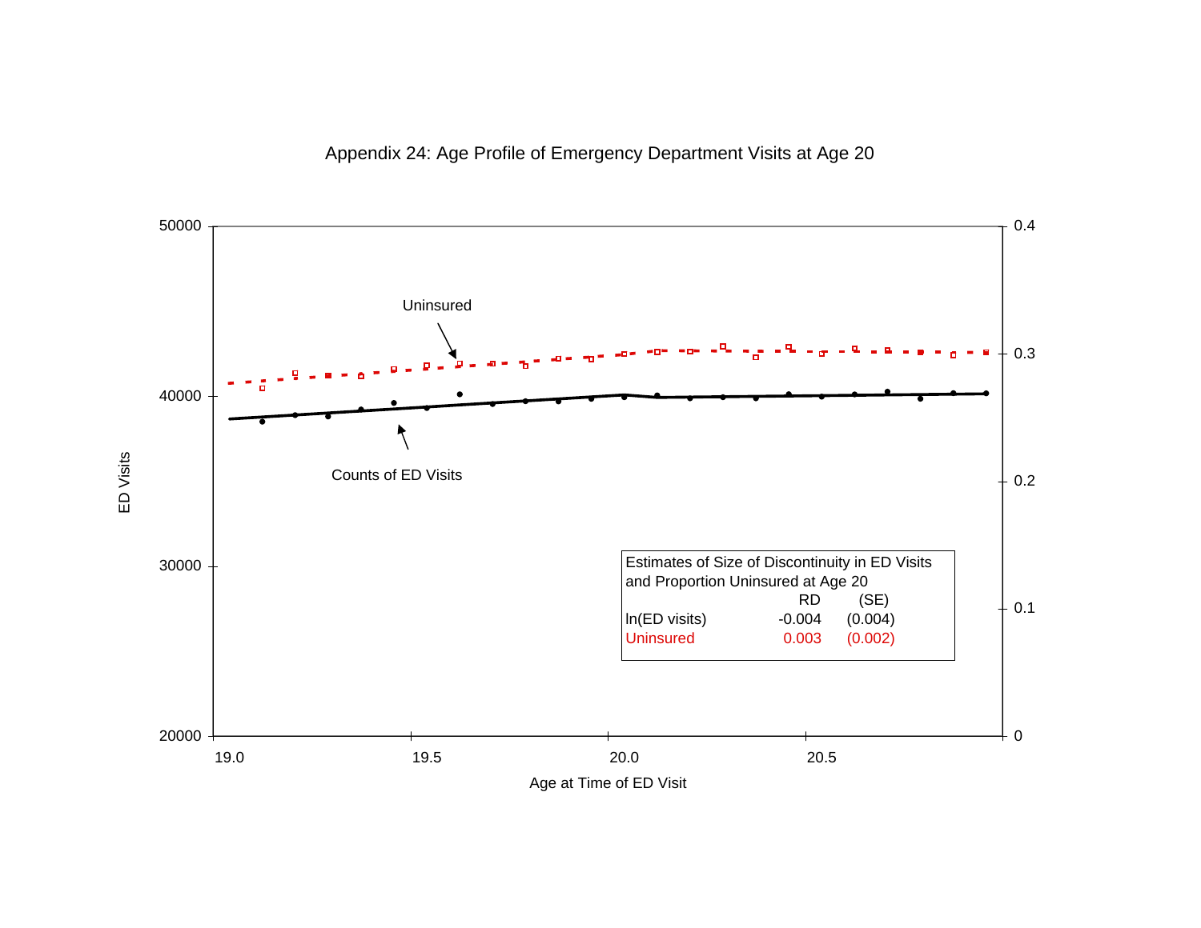Appendix 24: Age Profile of Emergency Department Visits at Age 20

50000
40000
30000
20000

0.4
0.3
0.2
0.1
0

ED Visits

Uninsured

Counts of ED Visits

Estimates of Size of Discontinuity in ED Visits and Proportion Uninsured at Age 20

RD (SE)

ln(ED visits) -0.004 (0.004)

Uninsured 0.003 (0.002)

19.0
19.5
20.0
20.5

Age at Time of ED Visit